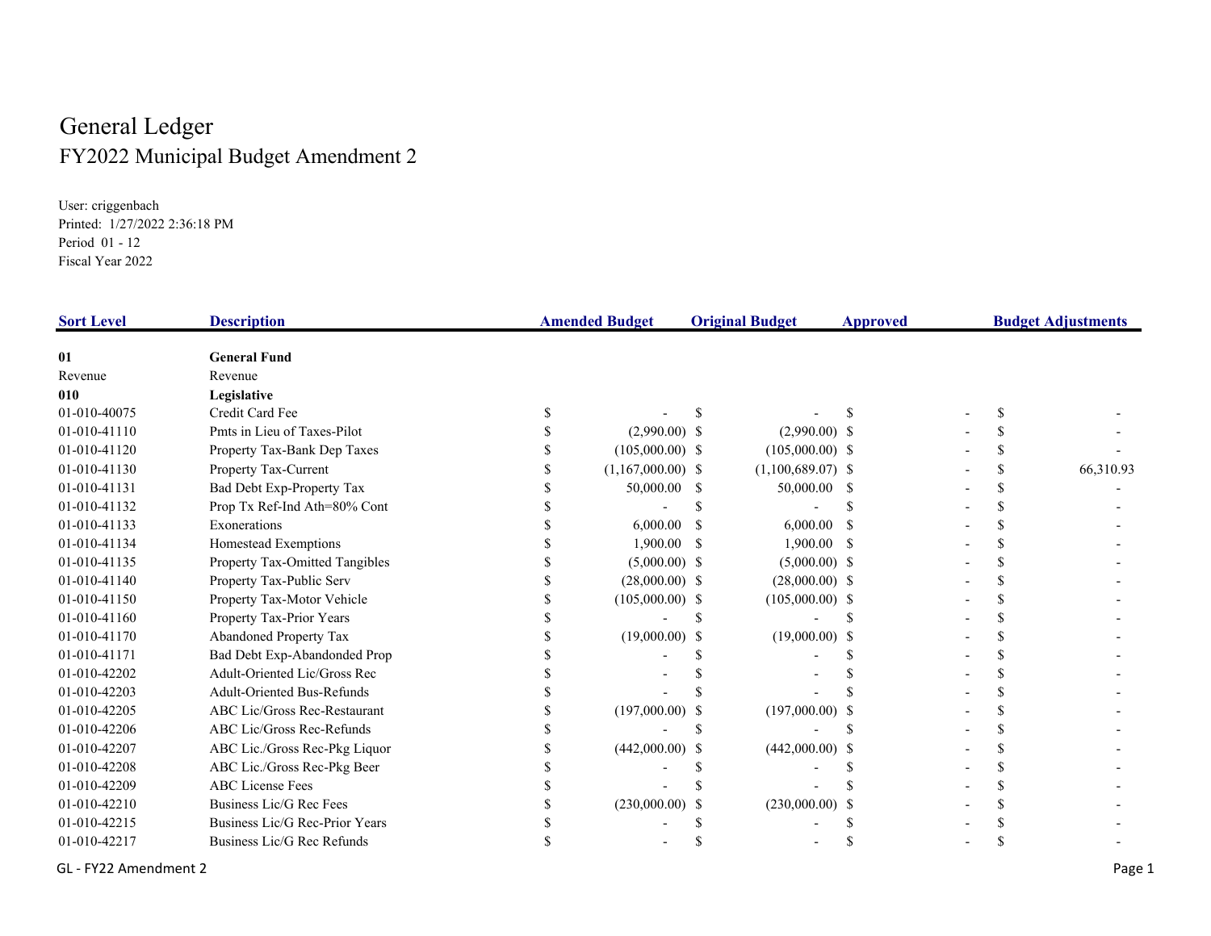# General Ledger

## FY2022 Municipal Budget Amendment 2

User: criggenbach
Printed: 1/27/2022 2:36:18 PM
Period 01 - 12
Fiscal Year 2022

| Sort Level | Description | Amended Budget | Original Budget | Approved | Budget Adjustments |
|---|---|---|---|---|---|
| **01** | **General Fund** | | | | |
| Revenue | Revenue | | | | |
| **010** | **Legislative** | | | | |
| 01-010-40075 | Credit Card Fee | $ - | $ - | $ - | $ - |
| 01-010-41110 | Pmts in Lieu of Taxes-Pilot | $ (2,990.00) | $ (2,990.00) | $ - | $ - |
| 01-010-41120 | Property Tax-Bank Dep Taxes | $ (105,000.00) | $ (105,000.00) | $ - | $ - |
| 01-010-41130 | Property Tax-Current | $ (1,167,000.00) | $ (1,100,689.07) | $ - | $ 66,310.93 |
| 01-010-41131 | Bad Debt Exp-Property Tax | $ 50,000.00 | $ 50,000.00 | $ - | $ - |
| 01-010-41132 | Prop Tx Ref-Ind Ath=80% Cont | $ - | $ - | $ - | $ - |
| 01-010-41133 | Exonerations | $ 6,000.00 | $ 6,000.00 | $ - | $ - |
| 01-010-41134 | Homestead Exemptions | $ 1,900.00 | $ 1,900.00 | $ - | $ - |
| 01-010-41135 | Property Tax-Omitted Tangibles | $ (5,000.00) | $ (5,000.00) | $ - | $ - |
| 01-010-41140 | Property Tax-Public Serv | $ (28,000.00) | $ (28,000.00) | $ - | $ - |
| 01-010-41150 | Property Tax-Motor Vehicle | $ (105,000.00) | $ (105,000.00) | $ - | $ - |
| 01-010-41160 | Property Tax-Prior Years | $ - | $ - | $ - | $ - |
| 01-010-41170 | Abandoned Property Tax | $ (19,000.00) | $ (19,000.00) | $ - | $ - |
| 01-010-41171 | Bad Debt Exp-Abandonded Prop | $ - | $ - | $ - | $ - |
| 01-010-42202 | Adult-Oriented Lic/Gross Rec | $ - | $ - | $ - | $ - |
| 01-010-42203 | Adult-Oriented Bus-Refunds | $ - | $ - | $ - | $ - |
| 01-010-42205 | ABC Lic/Gross Rec-Restaurant | $ (197,000.00) | $ (197,000.00) | $ - | $ - |
| 01-010-42206 | ABC Lic/Gross Rec-Refunds | $ - | $ - | $ - | $ - |
| 01-010-42207 | ABC Lic./Gross Rec-Pkg Liquor | $ (442,000.00) | $ (442,000.00) | $ - | $ - |
| 01-010-42208 | ABC Lic./Gross Rec-Pkg Beer | $ - | $ - | $ - | $ - |
| 01-010-42209 | ABC License Fees | $ - | $ - | $ - | $ - |
| 01-010-42210 | Business Lic/G Rec Fees | $ (230,000.00) | $ (230,000.00) | $ - | $ - |
| 01-010-42215 | Business Lic/G Rec-Prior Years | $ - | $ - | $ - | $ - |
| 01-010-42217 | Business Lic/G Rec Refunds | $ - | $ - | $ - | $ - |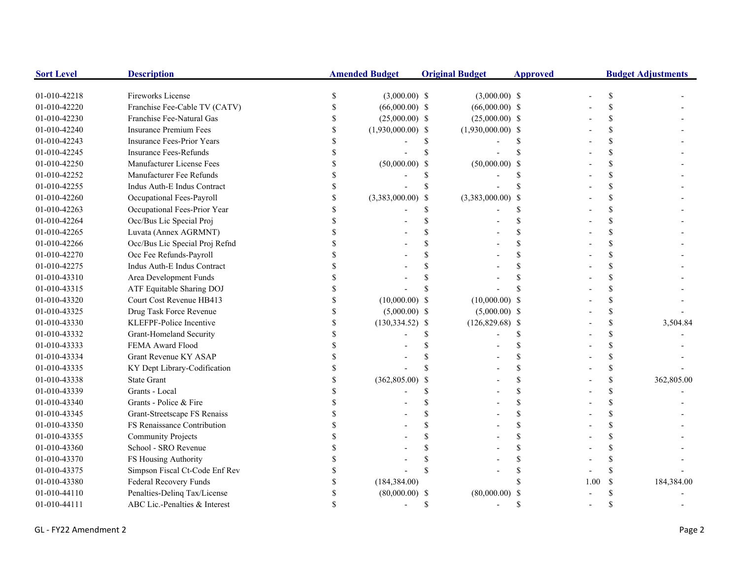| Sort Level | Description | Amended Budget | Original Budget | Approved | Budget Adjustments |
|---|---|---|---|---|---|
| 01-010-42218 | Fireworks License | $ (3,000.00) | $ (3,000.00) | $ - | $ - |
| 01-010-42220 | Franchise Fee-Cable TV (CATV) | $ (66,000.00) | $ (66,000.00) | $ - | $ - |
| 01-010-42230 | Franchise Fee-Natural Gas | $ (25,000.00) | $ (25,000.00) | $ - | $ - |
| 01-010-42240 | Insurance Premium Fees | $ (1,930,000.00) | $ (1,930,000.00) | $ - | $ - |
| 01-010-42243 | Insurance Fees-Prior Years | $ - | $ - | $ - | $ - |
| 01-010-42245 | Insurance Fees-Refunds | $ - | $ - | $ - | $ - |
| 01-010-42250 | Manufacturer License Fees | $ (50,000.00) | $ (50,000.00) | $ - | $ - |
| 01-010-42252 | Manufacturer Fee Refunds | $ - | $ - | $ - | $ - |
| 01-010-42255 | Indus Auth-E Indus Contract | $ - | $ - | $ - | $ - |
| 01-010-42260 | Occupational Fees-Payroll | $ (3,383,000.00) | $ (3,383,000.00) | $ - | $ - |
| 01-010-42263 | Occupational Fees-Prior Year | $ - | $ - | $ - | $ - |
| 01-010-42264 | Occ/Bus Lic Special Proj | $ - | $ - | $ - | $ - |
| 01-010-42265 | Luvata (Annex AGRMNT) | $ - | $ - | $ - | $ - |
| 01-010-42266 | Occ/Bus Lic Special Proj Refnd | $ - | $ - | $ - | $ - |
| 01-010-42270 | Occ Fee Refunds-Payroll | $ - | $ - | $ - | $ - |
| 01-010-42275 | Indus Auth-E Indus Contract | $ - | $ - | $ - | $ - |
| 01-010-43310 | Area Development Funds | $ - | $ - | $ - | $ - |
| 01-010-43315 | ATF Equitable Sharing DOJ | $ - | $ - | $ - | $ - |
| 01-010-43320 | Court Cost Revenue HB413 | $ (10,000.00) | $ (10,000.00) | $ - | $ - |
| 01-010-43325 | Drug Task Force Revenue | $ (5,000.00) | $ (5,000.00) | $ - | $ - |
| 01-010-43330 | KLEFPF-Police Incentive | $ (130,334.52) | $ (126,829.68) | $ - | $ 3,504.84 |
| 01-010-43332 | Grant-Homeland Security | $ - | $ - | $ - | $ - |
| 01-010-43333 | FEMA Award Flood | $ - | $ - | $ - | $ - |
| 01-010-43334 | Grant Revenue KY ASAP | $ - | $ - | $ - | $ - |
| 01-010-43335 | KY Dept Library-Codification | $ - | $ - | $ - | $ - |
| 01-010-43338 | State Grant | $ (362,805.00) | $ - | $ - | $ 362,805.00 |
| 01-010-43339 | Grants - Local | $ - | $ - | $ - | $ - |
| 01-010-43340 | Grants - Police & Fire | $ - | $ - | $ - | $ - |
| 01-010-43345 | Grant-Streetscape FS Renaiss | $ - | $ - | $ - | $ - |
| 01-010-43350 | FS Renaissance Contribution | $ - | $ - | $ - | $ - |
| 01-010-43355 | Community Projects | $ - | $ - | $ - | $ - |
| 01-010-43360 | School - SRO Revenue | $ - | $ - | $ - | $ - |
| 01-010-43370 | FS Housing Authority | $ - | $ - | $ - | $ - |
| 01-010-43375 | Simpson Fiscal Ct-Code Enf Rev | $ - | $ - | $ - | $ - |
| 01-010-43380 | Federal Recovery Funds | $ (184,384.00) | | $ 1.00 | $ 184,384.00 |
| 01-010-44110 | Penalties-Delinq Tax/License | $ (80,000.00) | $ (80,000.00) | $ - | $ - |
| 01-010-44111 | ABC Lic.-Penalties & Interest | $ - | $ - | $ - | $ - |

GL - FY22 Amendment 2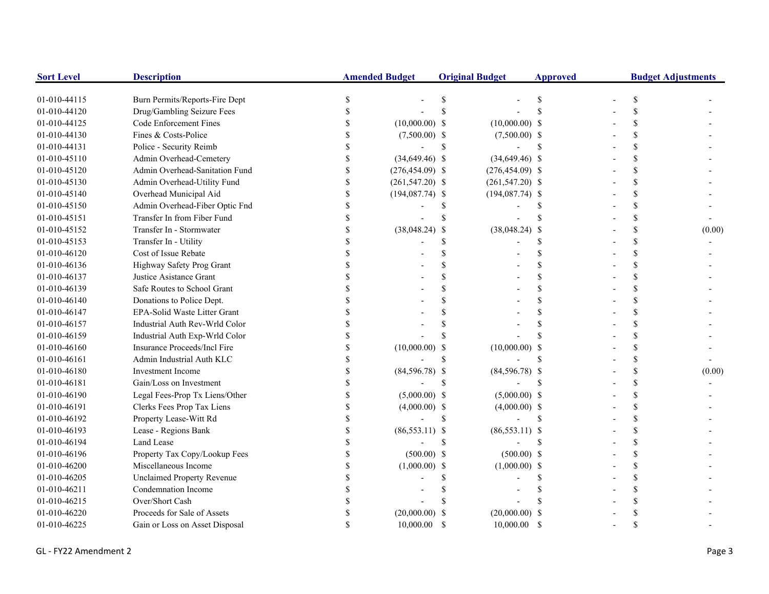| Sort Level | Description | Amended Budget | Original Budget | Approved | Budget Adjustments |
|---|---|---|---|---|---|
| 01-010-44115 | Burn Permits/Reports-Fire Dept | $ - | $ - | $ - | $ - |
| 01-010-44120 | Drug/Gambling Seizure Fees | $ - | $ - | $ - | $ - |
| 01-010-44125 | Code Enforcement Fines | $ (10,000.00) | $ (10,000.00) | $ - | $ - |
| 01-010-44130 | Fines & Costs-Police | $ (7,500.00) | $ (7,500.00) | $ - | $ - |
| 01-010-44131 | Police - Security Reimb | $ - | $ - | $ - | $ - |
| 01-010-45110 | Admin Overhead-Cemetery | $ (34,649.46) | $ (34,649.46) | $ - | $ - |
| 01-010-45120 | Admin Overhead-Sanitation Fund | $ (276,454.09) | $ (276,454.09) | $ - | $ - |
| 01-010-45130 | Admin Overhead-Utility Fund | $ (261,547.20) | $ (261,547.20) | $ - | $ - |
| 01-010-45140 | Overhead Municipal Aid | $ (194,087.74) | $ (194,087.74) | $ - | $ - |
| 01-010-45150 | Admin Overhead-Fiber Optic Fnd | $ - | $ - | $ - | $ - |
| 01-010-45151 | Transfer In from Fiber Fund | $ - | $ - | $ - | $ - |
| 01-010-45152 | Transfer In - Stormwater | $ (38,048.24) | $ (38,048.24) | $ - | $ (0.00) |
| 01-010-45153 | Transfer In - Utility | $ - | $ - | $ - | $ - |
| 01-010-46120 | Cost of Issue Rebate | $ - | $ - | $ - | $ - |
| 01-010-46136 | Highway Safety Prog Grant | $ - | $ - | $ - | $ - |
| 01-010-46137 | Justice Asistance Grant | $ - | $ - | $ - | $ - |
| 01-010-46139 | Safe Routes to School Grant | $ - | $ - | $ - | $ - |
| 01-010-46140 | Donations to Police Dept. | $ - | $ - | $ - | $ - |
| 01-010-46147 | EPA-Solid Waste Litter Grant | $ - | $ - | $ - | $ - |
| 01-010-46157 | Industrial Auth Rev-Wrld Color | $ - | $ - | $ - | $ - |
| 01-010-46159 | Industrial Auth Exp-Wrld Color | $ - | $ - | $ - | $ - |
| 01-010-46160 | Insurance Proceeds/Incl Fire | $ (10,000.00) | $ (10,000.00) | $ - | $ - |
| 01-010-46161 | Admin Industrial Auth KLC | $ - | $ - | $ - | $ - |
| 01-010-46180 | Investment Income | $ (84,596.78) | $ (84,596.78) | $ - | $ (0.00) |
| 01-010-46181 | Gain/Loss on Investment | $ - | $ - | $ - | $ - |
| 01-010-46190 | Legal Fees-Prop Tx Liens/Other | $ (5,000.00) | $ (5,000.00) | $ - | $ - |
| 01-010-46191 | Clerks Fees Prop Tax Liens | $ (4,000.00) | $ (4,000.00) | $ - | $ - |
| 01-010-46192 | Property Lease-Witt Rd | $ - | $ - | $ - | $ - |
| 01-010-46193 | Lease - Regions Bank | $ (86,553.11) | $ (86,553.11) | $ - | $ - |
| 01-010-46194 | Land Lease | $ - | $ - | $ - | $ - |
| 01-010-46196 | Property Tax Copy/Lookup Fees | $ (500.00) | $ (500.00) | $ - | $ - |
| 01-010-46200 | Miscellaneous Income | $ (1,000.00) | $ (1,000.00) | $ - | $ - |
| 01-010-46205 | Unclaimed Property Revenue | $ - | $ - | $ - | $ - |
| 01-010-46211 | Condemnation Income | $ - | $ - | $ - | $ - |
| 01-010-46215 | Over/Short Cash | $ - | $ - | $ - | $ - |
| 01-010-46220 | Proceeds for Sale of Assets | $ (20,000.00) | $ (20,000.00) | $ - | $ - |
| 01-010-46225 | Gain or Loss on Asset Disposal | $ 10,000.00 | $ 10,000.00 | $ - | $ - |

GL - FY22 Amendment 2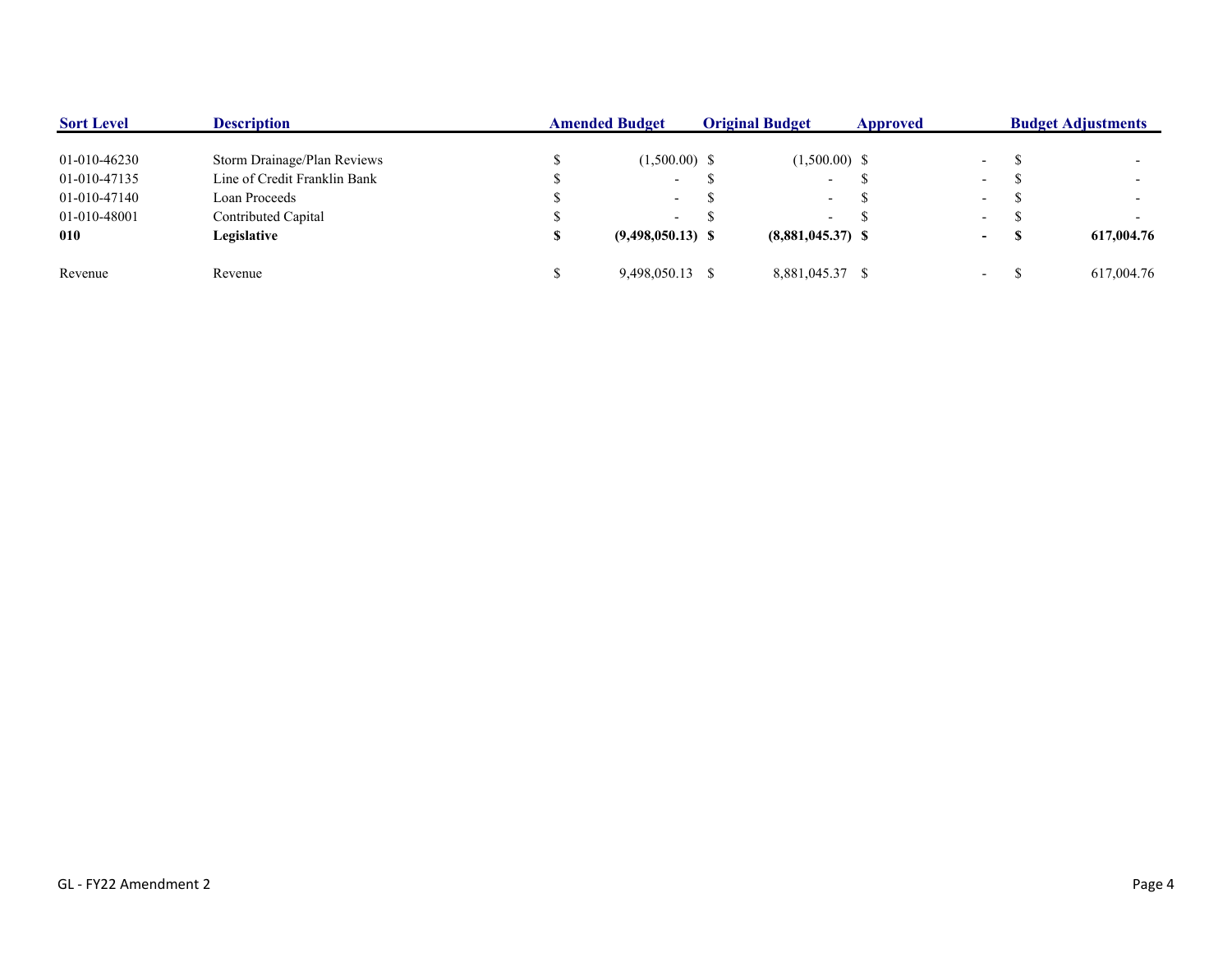| Sort Level | Description | Amended Budget | Original Budget | Approved | Budget Adjustments |
|---|---|---|---|---|---|
| 01-010-46230 | Storm Drainage/Plan Reviews | $ (1,500.00) | $ (1,500.00) | $ - | $ - |
| 01-010-47135 | Line of Credit Franklin Bank | $ - | $ - | $ - | $ - |
| 01-010-47140 | Loan Proceeds | $ - | $ - | $ - | $ - |
| 01-010-48001 | Contributed Capital | $ - | $ - | $ - | $ - |
| **010** | **Legislative** | **$ (9,498,050.13)** | **$ (8,881,045.37)** | **$ -** | **$ 617,004.76** |
| Revenue | Revenue | $ 9,498,050.13 | $ 8,881,045.37 | $ - | $ 617,004.76 |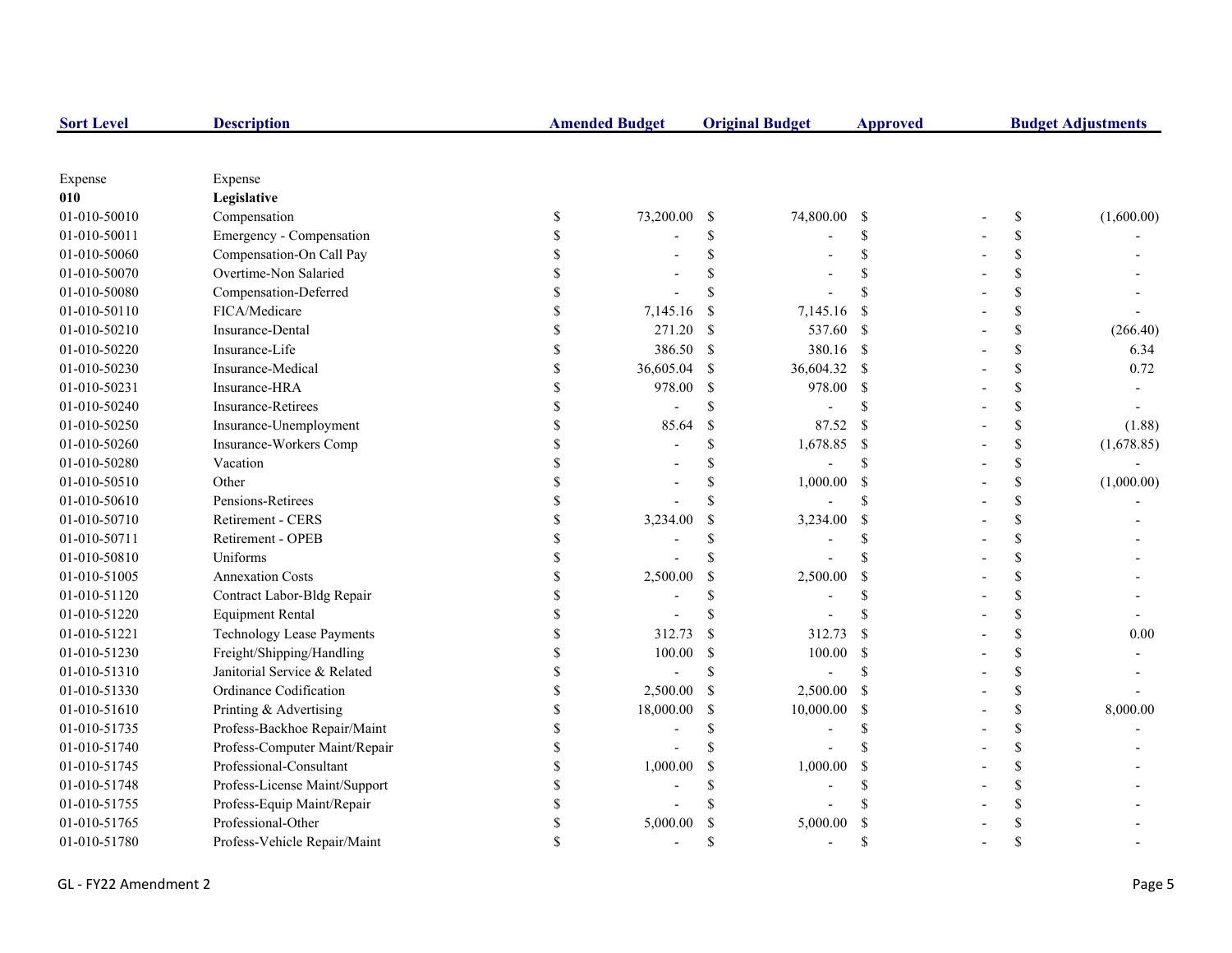| Sort Level | Description | Amended Budget | Original Budget | Approved | Budget Adjustments |
|---|---|---|---|---|---|
| Expense | Expense | | | | |
| **010** | **Legislative** | | | | |
| 01-010-50010 | Compensation | $ 73,200.00 | $ 74,800.00 | $ - | $ (1,600.00) |
| 01-010-50011 | Emergency - Compensation | $ - | $ - | $ - | $ - |
| 01-010-50060 | Compensation-On Call Pay | $ - | $ - | $ - | $ - |
| 01-010-50070 | Overtime-Non Salaried | $ - | $ - | $ - | $ - |
| 01-010-50080 | Compensation-Deferred | $ - | $ - | $ - | $ - |
| 01-010-50110 | FICA/Medicare | $ 7,145.16 | $ 7,145.16 | $ - | $ - |
| 01-010-50210 | Insurance-Dental | $ 271.20 | $ 537.60 | $ - | $ (266.40) |
| 01-010-50220 | Insurance-Life | $ 386.50 | $ 380.16 | $ - | $ 6.34 |
| 01-010-50230 | Insurance-Medical | $ 36,605.04 | $ 36,604.32 | $ - | $ 0.72 |
| 01-010-50231 | Insurance-HRA | $ 978.00 | $ 978.00 | $ - | $ - |
| 01-010-50240 | Insurance-Retirees | $ - | $ - | $ - | $ - |
| 01-010-50250 | Insurance-Unemployment | $ 85.64 | $ 87.52 | $ - | $ (1.88) |
| 01-010-50260 | Insurance-Workers Comp | $ - | $ 1,678.85 | $ - | $ (1,678.85) |
| 01-010-50280 | Vacation | $ - | $ - | $ - | $ - |
| 01-010-50510 | Other | $ - | $ 1,000.00 | $ - | $ (1,000.00) |
| 01-010-50610 | Pensions-Retirees | $ - | $ - | $ - | $ - |
| 01-010-50710 | Retirement - CERS | $ 3,234.00 | $ 3,234.00 | $ - | $ - |
| 01-010-50711 | Retirement - OPEB | $ - | $ - | $ - | $ - |
| 01-010-50810 | Uniforms | $ - | $ - | $ - | $ - |
| 01-010-51005 | Annexation Costs | $ 2,500.00 | $ 2,500.00 | $ - | $ - |
| 01-010-51120 | Contract Labor-Bldg Repair | $ - | $ - | $ - | $ - |
| 01-010-51220 | Equipment Rental | $ - | $ - | $ - | $ - |
| 01-010-51221 | Technology Lease Payments | $ 312.73 | $ 312.73 | $ - | $ 0.00 |
| 01-010-51230 | Freight/Shipping/Handling | $ 100.00 | $ 100.00 | $ - | $ - |
| 01-010-51310 | Janitorial Service & Related | $ - | $ - | $ - | $ - |
| 01-010-51330 | Ordinance Codification | $ 2,500.00 | $ 2,500.00 | $ - | $ - |
| 01-010-51610 | Printing & Advertising | $ 18,000.00 | $ 10,000.00 | $ - | $ 8,000.00 |
| 01-010-51735 | Profess-Backhoe Repair/Maint | $ - | $ - | $ - | $ - |
| 01-010-51740 | Profess-Computer Maint/Repair | $ - | $ - | $ - | $ - |
| 01-010-51745 | Professional-Consultant | $ 1,000.00 | $ 1,000.00 | $ - | $ - |
| 01-010-51748 | Profess-License Maint/Support | $ - | $ - | $ - | $ - |
| 01-010-51755 | Profess-Equip Maint/Repair | $ - | $ - | $ - | $ - |
| 01-010-51765 | Professional-Other | $ 5,000.00 | $ 5,000.00 | $ - | $ - |
| 01-010-51780 | Profess-Vehicle Repair/Maint | $ - | $ - | $ - | $ - |

GL - FY22 Amendment 2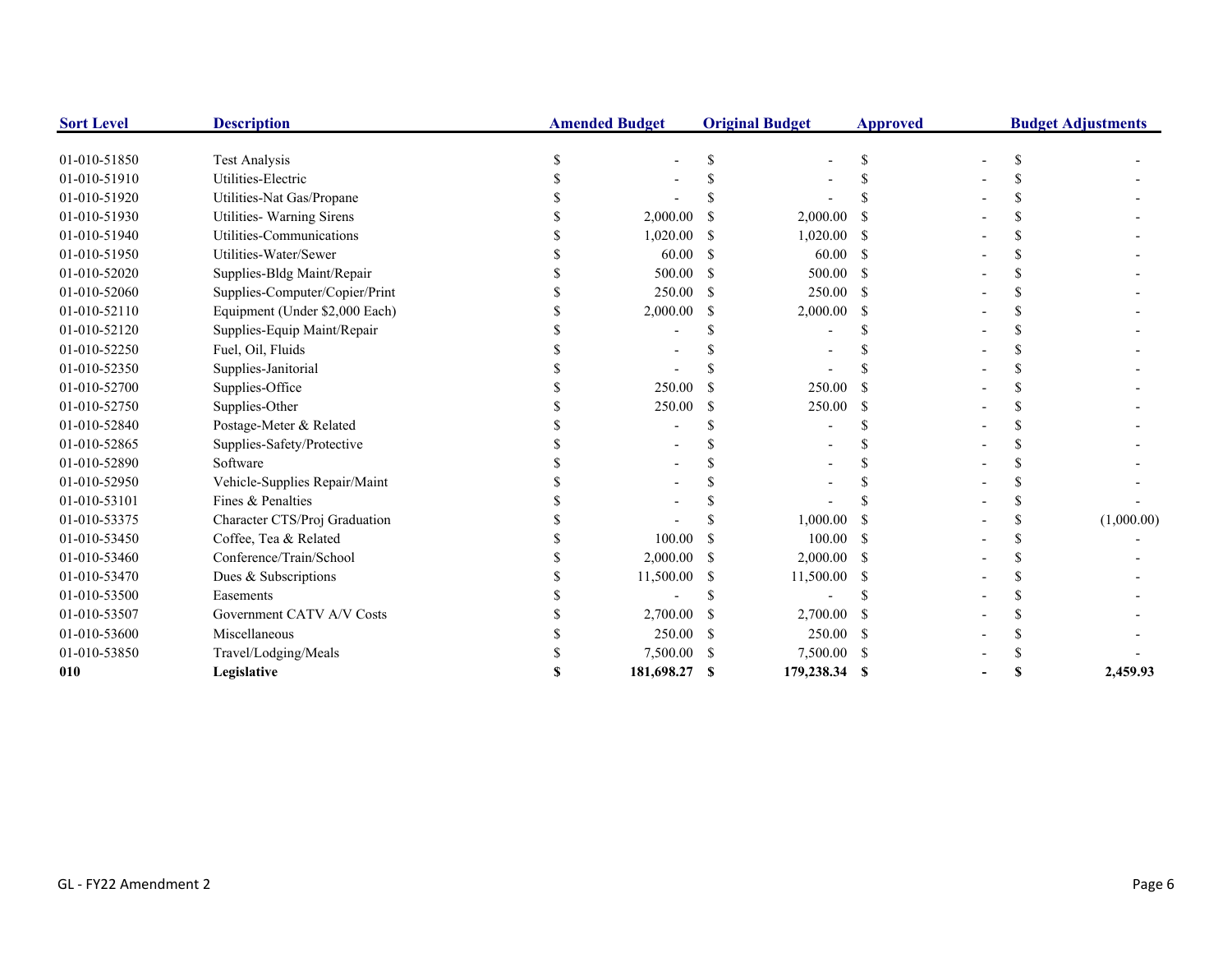| Sort Level | Description | Amended Budget | Original Budget | Approved | Budget Adjustments |
|---|---|---|---|---|---|
| 01-010-51850 | Test Analysis | $ - | $ - | $ - | $ - |
| 01-010-51910 | Utilities-Electric | $ - | $ - | $ - | $ - |
| 01-010-51920 | Utilities-Nat Gas/Propane | $ - | $ - | $ - | $ - |
| 01-010-51930 | Utilities- Warning Sirens | $ 2,000.00 | $ 2,000.00 | $ - | $ - |
| 01-010-51940 | Utilities-Communications | $ 1,020.00 | $ 1,020.00 | $ - | $ - |
| 01-010-51950 | Utilities-Water/Sewer | $ 60.00 | $ 60.00 | $ - | $ - |
| 01-010-52020 | Supplies-Bldg Maint/Repair | $ 500.00 | $ 500.00 | $ - | $ - |
| 01-010-52060 | Supplies-Computer/Copier/Print | $ 250.00 | $ 250.00 | $ - | $ - |
| 01-010-52110 | Equipment (Under $2,000 Each) | $ 2,000.00 | $ 2,000.00 | $ - | $ - |
| 01-010-52120 | Supplies-Equip Maint/Repair | $ - | $ - | $ - | $ - |
| 01-010-52250 | Fuel, Oil, Fluids | $ - | $ - | $ - | $ - |
| 01-010-52350 | Supplies-Janitorial | $ - | $ - | $ - | $ - |
| 01-010-52700 | Supplies-Office | $ 250.00 | $ 250.00 | $ - | $ - |
| 01-010-52750 | Supplies-Other | $ 250.00 | $ 250.00 | $ - | $ - |
| 01-010-52840 | Postage-Meter & Related | $ - | $ - | $ - | $ - |
| 01-010-52865 | Supplies-Safety/Protective | $ - | $ - | $ - | $ - |
| 01-010-52890 | Software | $ - | $ - | $ - | $ - |
| 01-010-52950 | Vehicle-Supplies Repair/Maint | $ - | $ - | $ - | $ - |
| 01-010-53101 | Fines & Penalties | $ - | $ - | $ - | $ - |
| 01-010-53375 | Character CTS/Proj Graduation | $ - | $ 1,000.00 | $ - | $ (1,000.00) |
| 01-010-53450 | Coffee, Tea & Related | $ 100.00 | $ 100.00 | $ - | $ - |
| 01-010-53460 | Conference/Train/School | $ 2,000.00 | $ 2,000.00 | $ - | $ - |
| 01-010-53470 | Dues & Subscriptions | $ 11,500.00 | $ 11,500.00 | $ - | $ - |
| 01-010-53500 | Easements | $ - | $ - | $ - | $ - |
| 01-010-53507 | Government CATV A/V Costs | $ 2,700.00 | $ 2,700.00 | $ - | $ - |
| 01-010-53600 | Miscellaneous | $ 250.00 | $ 250.00 | $ - | $ - |
| 01-010-53850 | Travel/Lodging/Meals | $ 7,500.00 | $ 7,500.00 | $ - | $ - |
| **010** | **Legislative** | **$ 181,698.27** | **$ 179,238.34** | **$ -** | **$ 2,459.93** |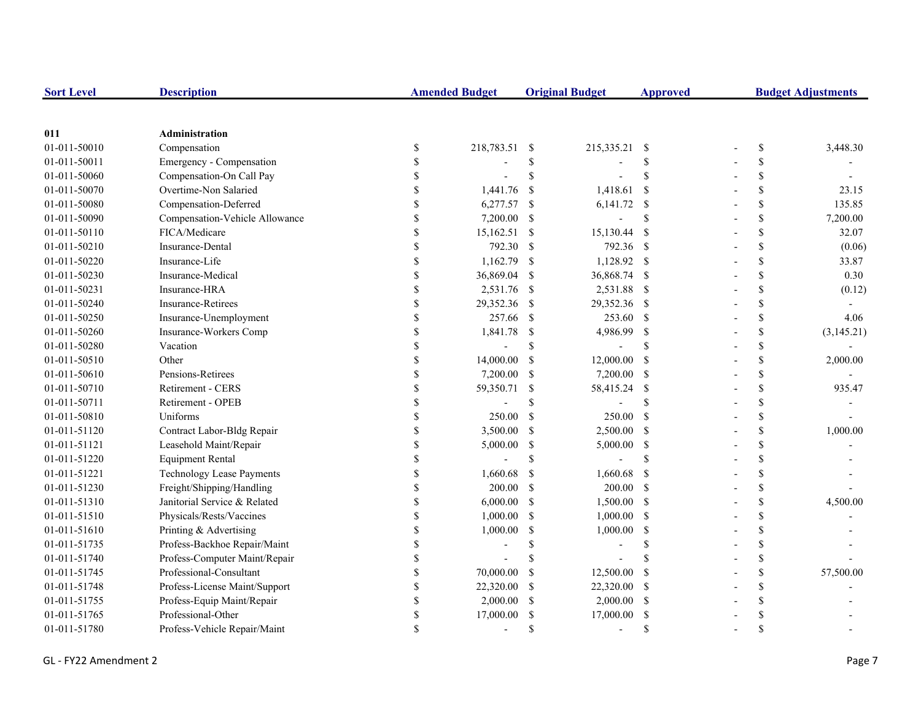| Sort Level | Description | Amended Budget | Original Budget | Approved | Budget Adjustments |
|---|---|---|---|---|---|
| **011** | **Administration** | | | | |
| 01-011-50010 | Compensation | $ 218,783.51 | $ 215,335.21 | $ - | $ 3,448.30 |
| 01-011-50011 | Emergency - Compensation | $ - | $ - | $ - | $ - |
| 01-011-50060 | Compensation-On Call Pay | $ - | $ - | $ - | $ - |
| 01-011-50070 | Overtime-Non Salaried | $ 1,441.76 | $ 1,418.61 | $ - | $ 23.15 |
| 01-011-50080 | Compensation-Deferred | $ 6,277.57 | $ 6,141.72 | $ - | $ 135.85 |
| 01-011-50090 | Compensation-Vehicle Allowance | $ 7,200.00 | $ - | $ - | $ 7,200.00 |
| 01-011-50110 | FICA/Medicare | $ 15,162.51 | $ 15,130.44 | $ - | $ 32.07 |
| 01-011-50210 | Insurance-Dental | $ 792.30 | $ 792.36 | $ - | $ (0.06) |
| 01-011-50220 | Insurance-Life | $ 1,162.79 | $ 1,128.92 | $ - | $ 33.87 |
| 01-011-50230 | Insurance-Medical | $ 36,869.04 | $ 36,868.74 | $ - | $ 0.30 |
| 01-011-50231 | Insurance-HRA | $ 2,531.76 | $ 2,531.88 | $ - | $ (0.12) |
| 01-011-50240 | Insurance-Retirees | $ 29,352.36 | $ 29,352.36 | $ - | $ - |
| 01-011-50250 | Insurance-Unemployment | $ 257.66 | $ 253.60 | $ - | $ 4.06 |
| 01-011-50260 | Insurance-Workers Comp | $ 1,841.78 | $ 4,986.99 | $ - | $ (3,145.21) |
| 01-011-50280 | Vacation | $ - | $ - | $ - | $ - |
| 01-011-50510 | Other | $ 14,000.00 | $ 12,000.00 | $ - | $ 2,000.00 |
| 01-011-50610 | Pensions-Retirees | $ 7,200.00 | $ 7,200.00 | $ - | $ - |
| 01-011-50710 | Retirement - CERS | $ 59,350.71 | $ 58,415.24 | $ - | $ 935.47 |
| 01-011-50711 | Retirement - OPEB | $ - | $ - | $ - | $ - |
| 01-011-50810 | Uniforms | $ 250.00 | $ 250.00 | $ - | $ - |
| 01-011-51120 | Contract Labor-Bldg Repair | $ 3,500.00 | $ 2,500.00 | $ - | $ 1,000.00 |
| 01-011-51121 | Leasehold Maint/Repair | $ 5,000.00 | $ 5,000.00 | $ - | $ - |
| 01-011-51220 | Equipment Rental | $ - | $ - | $ - | $ - |
| 01-011-51221 | Technology Lease Payments | $ 1,660.68 | $ 1,660.68 | $ - | $ - |
| 01-011-51230 | Freight/Shipping/Handling | $ 200.00 | $ 200.00 | $ - | $ - |
| 01-011-51310 | Janitorial Service & Related | $ 6,000.00 | $ 1,500.00 | $ - | $ 4,500.00 |
| 01-011-51510 | Physicals/Rests/Vaccines | $ 1,000.00 | $ 1,000.00 | $ - | $ - |
| 01-011-51610 | Printing & Advertising | $ 1,000.00 | $ 1,000.00 | $ - | $ - |
| 01-011-51735 | Profess-Backhoe Repair/Maint | $ - | $ - | $ - | $ - |
| 01-011-51740 | Profess-Computer Maint/Repair | $ - | $ - | $ - | $ - |
| 01-011-51745 | Professional-Consultant | $ 70,000.00 | $ 12,500.00 | $ - | $ 57,500.00 |
| 01-011-51748 | Profess-License Maint/Support | $ 22,320.00 | $ 22,320.00 | $ - | $ - |
| 01-011-51755 | Profess-Equip Maint/Repair | $ 2,000.00 | $ 2,000.00 | $ - | $ - |
| 01-011-51765 | Professional-Other | $ 17,000.00 | $ 17,000.00 | $ - | $ - |
| 01-011-51780 | Profess-Vehicle Repair/Maint | $ - | $ - | $ - | $ - |

GL - FY22 Amendment 2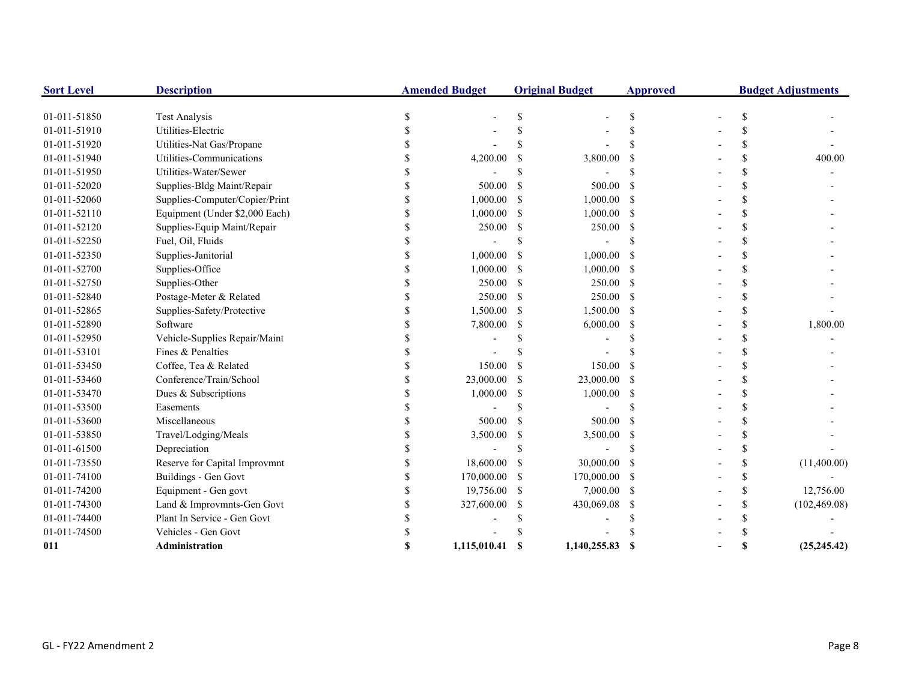| Sort Level | Description | Amended Budget | Original Budget | Approved | Budget Adjustments |
|---|---|---|---|---|---|
| 01-011-51850 | Test Analysis | $ - | $ - | $ - | $ - |
| 01-011-51910 | Utilities-Electric | $ - | $ - | $ - | $ - |
| 01-011-51920 | Utilities-Nat Gas/Propane | $ - | $ - | $ - | $ - |
| 01-011-51940 | Utilities-Communications | $ 4,200.00 | $ 3,800.00 | $ - | $ 400.00 |
| 01-011-51950 | Utilities-Water/Sewer | $ - | $ - | $ - | $ - |
| 01-011-52020 | Supplies-Bldg Maint/Repair | $ 500.00 | $ 500.00 | $ - | $ - |
| 01-011-52060 | Supplies-Computer/Copier/Print | $ 1,000.00 | $ 1,000.00 | $ - | $ - |
| 01-011-52110 | Equipment (Under $2,000 Each) | $ 1,000.00 | $ 1,000.00 | $ - | $ - |
| 01-011-52120 | Supplies-Equip Maint/Repair | $ 250.00 | $ 250.00 | $ - | $ - |
| 01-011-52250 | Fuel, Oil, Fluids | $ - | $ - | $ - | $ - |
| 01-011-52350 | Supplies-Janitorial | $ 1,000.00 | $ 1,000.00 | $ - | $ - |
| 01-011-52700 | Supplies-Office | $ 1,000.00 | $ 1,000.00 | $ - | $ - |
| 01-011-52750 | Supplies-Other | $ 250.00 | $ 250.00 | $ - | $ - |
| 01-011-52840 | Postage-Meter & Related | $ 250.00 | $ 250.00 | $ - | $ - |
| 01-011-52865 | Supplies-Safety/Protective | $ 1,500.00 | $ 1,500.00 | $ - | $ - |
| 01-011-52890 | Software | $ 7,800.00 | $ 6,000.00 | $ - | $ 1,800.00 |
| 01-011-52950 | Vehicle-Supplies Repair/Maint | $ - | $ - | $ - | $ - |
| 01-011-53101 | Fines & Penalties | $ - | $ - | $ - | $ - |
| 01-011-53450 | Coffee, Tea & Related | $ 150.00 | $ 150.00 | $ - | $ - |
| 01-011-53460 | Conference/Train/School | $ 23,000.00 | $ 23,000.00 | $ - | $ - |
| 01-011-53470 | Dues & Subscriptions | $ 1,000.00 | $ 1,000.00 | $ - | $ - |
| 01-011-53500 | Easements | $ - | $ - | $ - | $ - |
| 01-011-53600 | Miscellaneous | $ 500.00 | $ 500.00 | $ - | $ - |
| 01-011-53850 | Travel/Lodging/Meals | $ 3,500.00 | $ 3,500.00 | $ - | $ - |
| 01-011-61500 | Depreciation | $ - | $ - | $ - | $ - |
| 01-011-73550 | Reserve for Capital Improvmnt | $ 18,600.00 | $ 30,000.00 | $ - | $ (11,400.00) |
| 01-011-74100 | Buildings - Gen Govt | $ 170,000.00 | $ 170,000.00 | $ - | $ - |
| 01-011-74200 | Equipment - Gen govt | $ 19,756.00 | $ 7,000.00 | $ - | $ 12,756.00 |
| 01-011-74300 | Land & Improvmnts-Gen Govt | $ 327,600.00 | $ 430,069.08 | $ - | $ (102,469.08) |
| 01-011-74400 | Plant In Service - Gen Govt | $ - | $ - | $ - | $ - |
| 01-011-74500 | Vehicles - Gen Govt | $ - | $ - | $ - | $ - |
| **011** | **Administration** | **$ 1,115,010.41** | **$ 1,140,255.83** | **$ -** | **$ (25,245.42)** |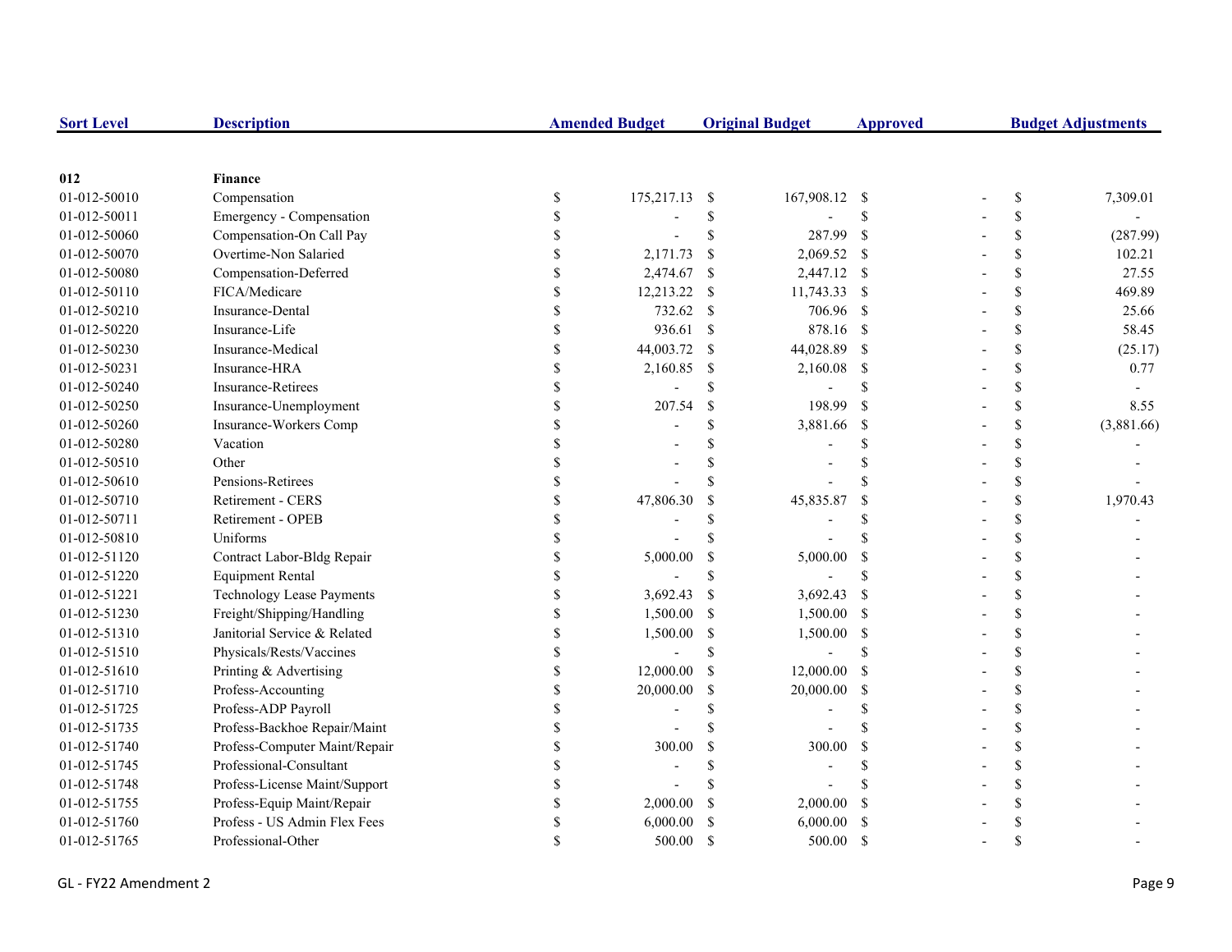| Sort Level | Description | Amended Budget | Original Budget | Approved | Budget Adjustments |
|---|---|---|---|---|---|
| **012** | **Finance** | | | | |
| 01-012-50010 | Compensation | $ 175,217.13 | $ 167,908.12 | $ - | $ 7,309.01 |
| 01-012-50011 | Emergency - Compensation | $ - | $ - | $ - | $ - |
| 01-012-50060 | Compensation-On Call Pay | $ - | $ 287.99 | $ - | $ (287.99) |
| 01-012-50070 | Overtime-Non Salaried | $ 2,171.73 | $ 2,069.52 | $ - | $ 102.21 |
| 01-012-50080 | Compensation-Deferred | $ 2,474.67 | $ 2,447.12 | $ - | $ 27.55 |
| 01-012-50110 | FICA/Medicare | $ 12,213.22 | $ 11,743.33 | $ - | $ 469.89 |
| 01-012-50210 | Insurance-Dental | $ 732.62 | $ 706.96 | $ - | $ 25.66 |
| 01-012-50220 | Insurance-Life | $ 936.61 | $ 878.16 | $ - | $ 58.45 |
| 01-012-50230 | Insurance-Medical | $ 44,003.72 | $ 44,028.89 | $ - | $ (25.17) |
| 01-012-50231 | Insurance-HRA | $ 2,160.85 | $ 2,160.08 | $ - | $ 0.77 |
| 01-012-50240 | Insurance-Retirees | $ - | $ - | $ - | $ - |
| 01-012-50250 | Insurance-Unemployment | $ 207.54 | $ 198.99 | $ - | $ 8.55 |
| 01-012-50260 | Insurance-Workers Comp | $ - | $ 3,881.66 | $ - | $ (3,881.66) |
| 01-012-50280 | Vacation | $ - | $ - | $ - | $ - |
| 01-012-50510 | Other | $ - | $ - | $ - | $ - |
| 01-012-50610 | Pensions-Retirees | $ - | $ - | $ - | $ - |
| 01-012-50710 | Retirement - CERS | $ 47,806.30 | $ 45,835.87 | $ - | $ 1,970.43 |
| 01-012-50711 | Retirement - OPEB | $ - | $ - | $ - | $ - |
| 01-012-50810 | Uniforms | $ - | $ - | $ - | $ - |
| 01-012-51120 | Contract Labor-Bldg Repair | $ 5,000.00 | $ 5,000.00 | $ - | $ - |
| 01-012-51220 | Equipment Rental | $ - | $ - | $ - | $ - |
| 01-012-51221 | Technology Lease Payments | $ 3,692.43 | $ 3,692.43 | $ - | $ - |
| 01-012-51230 | Freight/Shipping/Handling | $ 1,500.00 | $ 1,500.00 | $ - | $ - |
| 01-012-51310 | Janitorial Service & Related | $ 1,500.00 | $ 1,500.00 | $ - | $ - |
| 01-012-51510 | Physicals/Rests/Vaccines | $ - | $ - | $ - | $ - |
| 01-012-51610 | Printing & Advertising | $ 12,000.00 | $ 12,000.00 | $ - | $ - |
| 01-012-51710 | Profess-Accounting | $ 20,000.00 | $ 20,000.00 | $ - | $ - |
| 01-012-51725 | Profess-ADP Payroll | $ - | $ - | $ - | $ - |
| 01-012-51735 | Profess-Backhoe Repair/Maint | $ - | $ - | $ - | $ - |
| 01-012-51740 | Profess-Computer Maint/Repair | $ 300.00 | $ 300.00 | $ - | $ - |
| 01-012-51745 | Professional-Consultant | $ - | $ - | $ - | $ - |
| 01-012-51748 | Profess-License Maint/Support | $ - | $ - | $ - | $ - |
| 01-012-51755 | Profess-Equip Maint/Repair | $ 2,000.00 | $ 2,000.00 | $ - | $ - |
| 01-012-51760 | Profess - US Admin Flex Fees | $ 6,000.00 | $ 6,000.00 | $ - | $ - |
| 01-012-51765 | Professional-Other | $ 500.00 | $ 500.00 | $ - | $ - |

GL - FY22 Amendment 2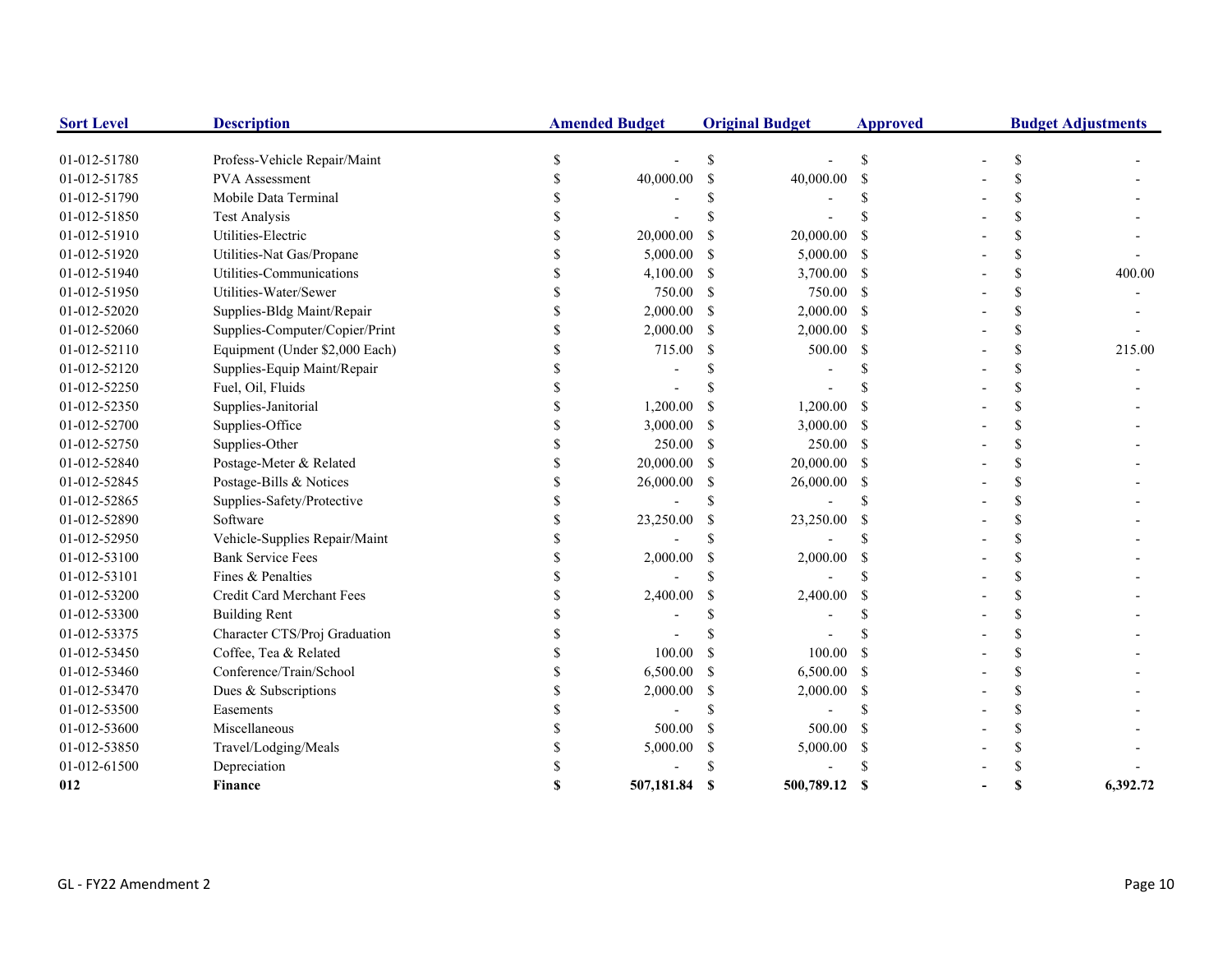| Sort Level | Description | Amended Budget | Original Budget | Approved | Budget Adjustments |
|---|---|---|---|---|---|
| 01-012-51780 | Profess-Vehicle Repair/Maint | $ - | $ - | $ - | $ - |
| 01-012-51785 | PVA Assessment | $ 40,000.00 | $ 40,000.00 | $ - | $ - |
| 01-012-51790 | Mobile Data Terminal | $ - | $ - | $ - | $ - |
| 01-012-51850 | Test Analysis | $ - | $ - | $ - | $ - |
| 01-012-51910 | Utilities-Electric | $ 20,000.00 | $ 20,000.00 | $ - | $ - |
| 01-012-51920 | Utilities-Nat Gas/Propane | $ 5,000.00 | $ 5,000.00 | $ - | $ - |
| 01-012-51940 | Utilities-Communications | $ 4,100.00 | $ 3,700.00 | $ - | $ 400.00 |
| 01-012-51950 | Utilities-Water/Sewer | $ 750.00 | $ 750.00 | $ - | $ - |
| 01-012-52020 | Supplies-Bldg Maint/Repair | $ 2,000.00 | $ 2,000.00 | $ - | $ - |
| 01-012-52060 | Supplies-Computer/Copier/Print | $ 2,000.00 | $ 2,000.00 | $ - | $ - |
| 01-012-52110 | Equipment (Under $2,000 Each) | $ 715.00 | $ 500.00 | $ - | $ 215.00 |
| 01-012-52120 | Supplies-Equip Maint/Repair | $ - | $ - | $ - | $ - |
| 01-012-52250 | Fuel, Oil, Fluids | $ - | $ - | $ - | $ - |
| 01-012-52350 | Supplies-Janitorial | $ 1,200.00 | $ 1,200.00 | $ - | $ - |
| 01-012-52700 | Supplies-Office | $ 3,000.00 | $ 3,000.00 | $ - | $ - |
| 01-012-52750 | Supplies-Other | $ 250.00 | $ 250.00 | $ - | $ - |
| 01-012-52840 | Postage-Meter & Related | $ 20,000.00 | $ 20,000.00 | $ - | $ - |
| 01-012-52845 | Postage-Bills & Notices | $ 26,000.00 | $ 26,000.00 | $ - | $ - |
| 01-012-52865 | Supplies-Safety/Protective | $ - | $ - | $ - | $ - |
| 01-012-52890 | Software | $ 23,250.00 | $ 23,250.00 | $ - | $ - |
| 01-012-52950 | Vehicle-Supplies Repair/Maint | $ - | $ - | $ - | $ - |
| 01-012-53100 | Bank Service Fees | $ 2,000.00 | $ 2,000.00 | $ - | $ - |
| 01-012-53101 | Fines & Penalties | $ - | $ - | $ - | $ - |
| 01-012-53200 | Credit Card Merchant Fees | $ 2,400.00 | $ 2,400.00 | $ - | $ - |
| 01-012-53300 | Building Rent | $ - | $ - | $ - | $ - |
| 01-012-53375 | Character CTS/Proj Graduation | $ - | $ - | $ - | $ - |
| 01-012-53450 | Coffee, Tea & Related | $ 100.00 | $ 100.00 | $ - | $ - |
| 01-012-53460 | Conference/Train/School | $ 6,500.00 | $ 6,500.00 | $ - | $ - |
| 01-012-53470 | Dues & Subscriptions | $ 2,000.00 | $ 2,000.00 | $ - | $ - |
| 01-012-53500 | Easements | $ - | $ - | $ - | $ - |
| 01-012-53600 | Miscellaneous | $ 500.00 | $ 500.00 | $ - | $ - |
| 01-012-53850 | Travel/Lodging/Meals | $ 5,000.00 | $ 5,000.00 | $ - | $ - |
| 01-012-61500 | Depreciation | $ - | $ - | $ - | $ - |
| **012** | **Finance** | **$ 507,181.84** | **$ 500,789.12** | **$ -** | **$ 6,392.72** |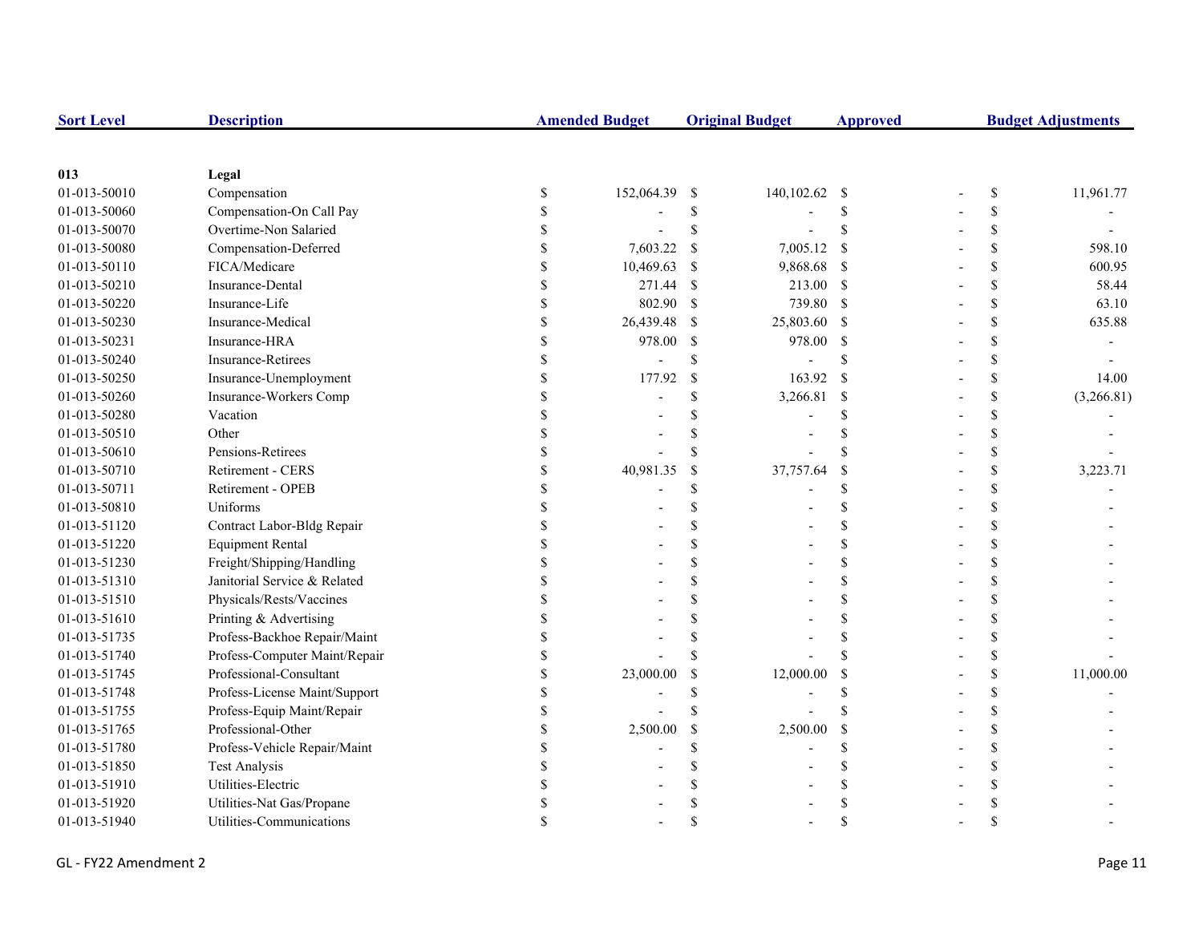| Sort Level | Description | Amended Budget | Original Budget | Approved | Budget Adjustments |
|---|---|---|---|---|---|
| **013** | **Legal** | | | | |
| 01-013-50010 | Compensation | $ 152,064.39 | $ 140,102.62 | $ - | $ 11,961.77 |
| 01-013-50060 | Compensation-On Call Pay | $ - | $ - | $ - | $ - |
| 01-013-50070 | Overtime-Non Salaried | $ - | $ - | $ - | $ - |
| 01-013-50080 | Compensation-Deferred | $ 7,603.22 | $ 7,005.12 | $ - | $ 598.10 |
| 01-013-50110 | FICA/Medicare | $ 10,469.63 | $ 9,868.68 | $ - | $ 600.95 |
| 01-013-50210 | Insurance-Dental | $ 271.44 | $ 213.00 | $ - | $ 58.44 |
| 01-013-50220 | Insurance-Life | $ 802.90 | $ 739.80 | $ - | $ 63.10 |
| 01-013-50230 | Insurance-Medical | $ 26,439.48 | $ 25,803.60 | $ - | $ 635.88 |
| 01-013-50231 | Insurance-HRA | $ 978.00 | $ 978.00 | $ - | $ - |
| 01-013-50240 | Insurance-Retirees | $ - | $ - | $ - | $ - |
| 01-013-50250 | Insurance-Unemployment | $ 177.92 | $ 163.92 | $ - | $ 14.00 |
| 01-013-50260 | Insurance-Workers Comp | $ - | $ 3,266.81 | $ - | $ (3,266.81) |
| 01-013-50280 | Vacation | $ - | $ - | $ - | $ - |
| 01-013-50510 | Other | $ - | $ - | $ - | $ - |
| 01-013-50610 | Pensions-Retirees | $ - | $ - | $ - | $ - |
| 01-013-50710 | Retirement - CERS | $ 40,981.35 | $ 37,757.64 | $ - | $ 3,223.71 |
| 01-013-50711 | Retirement - OPEB | $ - | $ - | $ - | $ - |
| 01-013-50810 | Uniforms | $ - | $ - | $ - | $ - |
| 01-013-51120 | Contract Labor-Bldg Repair | $ - | $ - | $ - | $ - |
| 01-013-51220 | Equipment Rental | $ - | $ - | $ - | $ - |
| 01-013-51230 | Freight/Shipping/Handling | $ - | $ - | $ - | $ - |
| 01-013-51310 | Janitorial Service & Related | $ - | $ - | $ - | $ - |
| 01-013-51510 | Physicals/Rests/Vaccines | $ - | $ - | $ - | $ - |
| 01-013-51610 | Printing & Advertising | $ - | $ - | $ - | $ - |
| 01-013-51735 | Profess-Backhoe Repair/Maint | $ - | $ - | $ - | $ - |
| 01-013-51740 | Profess-Computer Maint/Repair | $ - | $ - | $ - | $ - |
| 01-013-51745 | Professional-Consultant | $ 23,000.00 | $ 12,000.00 | $ - | $ 11,000.00 |
| 01-013-51748 | Profess-License Maint/Support | $ - | $ - | $ - | $ - |
| 01-013-51755 | Profess-Equip Maint/Repair | $ - | $ - | $ - | $ - |
| 01-013-51765 | Professional-Other | $ 2,500.00 | $ 2,500.00 | $ - | $ - |
| 01-013-51780 | Profess-Vehicle Repair/Maint | $ - | $ - | $ - | $ - |
| 01-013-51850 | Test Analysis | $ - | $ - | $ - | $ - |
| 01-013-51910 | Utilities-Electric | $ - | $ - | $ - | $ - |
| 01-013-51920 | Utilities-Nat Gas/Propane | $ - | $ - | $ - | $ - |
| 01-013-51940 | Utilities-Communications | $ - | $ - | $ - | $ - |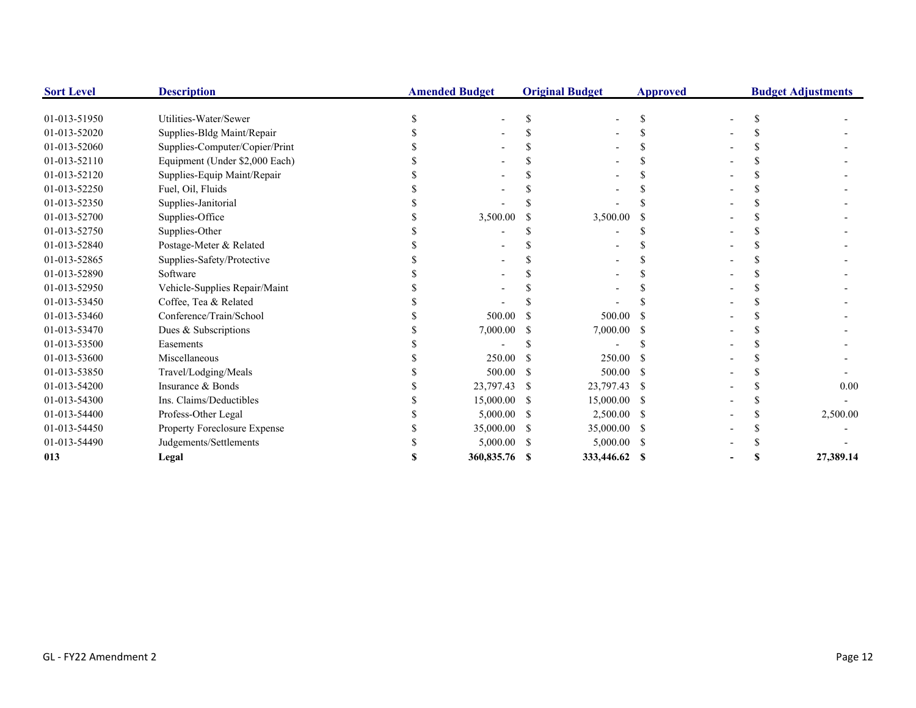| Sort Level | Description | Amended Budget | Original Budget | Approved | Budget Adjustments |
|---|---|---|---|---|---|
| 01-013-51950 | Utilities-Water/Sewer | $ - | $ - | $ - | $ - |
| 01-013-52020 | Supplies-Bldg Maint/Repair | $ - | $ - | $ - | $ - |
| 01-013-52060 | Supplies-Computer/Copier/Print | $ - | $ - | $ - | $ - |
| 01-013-52110 | Equipment (Under $2,000 Each) | $ - | $ - | $ - | $ - |
| 01-013-52120 | Supplies-Equip Maint/Repair | $ - | $ - | $ - | $ - |
| 01-013-52250 | Fuel, Oil, Fluids | $ - | $ - | $ - | $ - |
| 01-013-52350 | Supplies-Janitorial | $ - | $ - | $ - | $ - |
| 01-013-52700 | Supplies-Office | $ 3,500.00 | $ 3,500.00 | $ - | $ - |
| 01-013-52750 | Supplies-Other | $ - | $ - | $ - | $ - |
| 01-013-52840 | Postage-Meter & Related | $ - | $ - | $ - | $ - |
| 01-013-52865 | Supplies-Safety/Protective | $ - | $ - | $ - | $ - |
| 01-013-52890 | Software | $ - | $ - | $ - | $ - |
| 01-013-52950 | Vehicle-Supplies Repair/Maint | $ - | $ - | $ - | $ - |
| 01-013-53450 | Coffee, Tea & Related | $ - | $ - | $ - | $ - |
| 01-013-53460 | Conference/Train/School | $ 500.00 | $ 500.00 | $ - | $ - |
| 01-013-53470 | Dues & Subscriptions | $ 7,000.00 | $ 7,000.00 | $ - | $ - |
| 01-013-53500 | Easements | $ - | $ - | $ - | $ - |
| 01-013-53600 | Miscellaneous | $ 250.00 | $ 250.00 | $ - | $ - |
| 01-013-53850 | Travel/Lodging/Meals | $ 500.00 | $ 500.00 | $ - | $ - |
| 01-013-54200 | Insurance & Bonds | $ 23,797.43 | $ 23,797.43 | $ - | $ 0.00 |
| 01-013-54300 | Ins. Claims/Deductibles | $ 15,000.00 | $ 15,000.00 | $ - | $ - |
| 01-013-54400 | Profess-Other Legal | $ 5,000.00 | $ 2,500.00 | $ - | $ 2,500.00 |
| 01-013-54450 | Property Foreclosure Expense | $ 35,000.00 | $ 35,000.00 | $ - | $ - |
| 01-013-54490 | Judgements/Settlements | $ 5,000.00 | $ 5,000.00 | $ - | $ - |
| **013** | **Legal** | **$ 360,835.76** | **$ 333,446.62** | **$ -** | **$ 27,389.14** |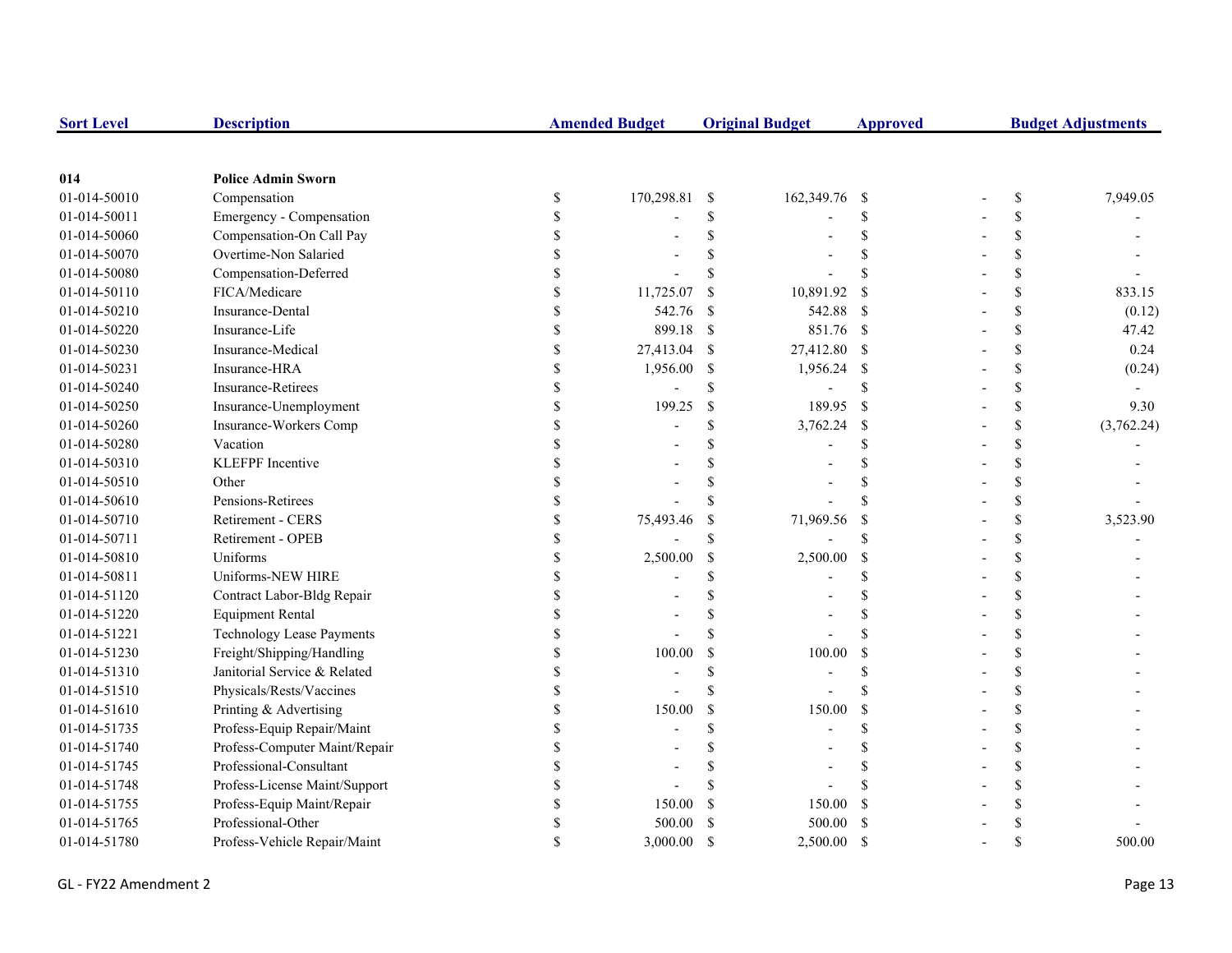| Sort Level | Description | Amended Budget | Original Budget | Approved | Budget Adjustments |
|---|---|---|---|---|---|
| 014 | **Police Admin Sworn** | | | | |
| 01-014-50010 | Compensation | $ 170,298.81 | $ 162,349.76 | $ - | $ 7,949.05 |
| 01-014-50011 | Emergency - Compensation | $ - | $ - | $ - | $ - |
| 01-014-50060 | Compensation-On Call Pay | $ - | $ - | $ - | $ - |
| 01-014-50070 | Overtime-Non Salaried | $ - | $ - | $ - | $ - |
| 01-014-50080 | Compensation-Deferred | $ - | $ - | $ - | $ - |
| 01-014-50110 | FICA/Medicare | $ 11,725.07 | $ 10,891.92 | $ - | $ 833.15 |
| 01-014-50210 | Insurance-Dental | $ 542.76 | $ 542.88 | $ - | $ (0.12) |
| 01-014-50220 | Insurance-Life | $ 899.18 | $ 851.76 | $ - | $ 47.42 |
| 01-014-50230 | Insurance-Medical | $ 27,413.04 | $ 27,412.80 | $ - | $ 0.24 |
| 01-014-50231 | Insurance-HRA | $ 1,956.00 | $ 1,956.24 | $ - | $ (0.24) |
| 01-014-50240 | Insurance-Retirees | $ - | $ - | $ - | $ - |
| 01-014-50250 | Insurance-Unemployment | $ 199.25 | $ 189.95 | $ - | $ 9.30 |
| 01-014-50260 | Insurance-Workers Comp | $ - | $ 3,762.24 | $ - | $ (3,762.24) |
| 01-014-50280 | Vacation | $ - | $ - | $ - | $ - |
| 01-014-50310 | KLEFPF Incentive | $ - | $ - | $ - | $ - |
| 01-014-50510 | Other | $ - | $ - | $ - | $ - |
| 01-014-50610 | Pensions-Retirees | $ - | $ - | $ - | $ - |
| 01-014-50710 | Retirement - CERS | $ 75,493.46 | $ 71,969.56 | $ - | $ 3,523.90 |
| 01-014-50711 | Retirement - OPEB | $ - | $ - | $ - | $ - |
| 01-014-50810 | Uniforms | $ 2,500.00 | $ 2,500.00 | $ - | $ - |
| 01-014-50811 | Uniforms-NEW HIRE | $ - | $ - | $ - | $ - |
| 01-014-51120 | Contract Labor-Bldg Repair | $ - | $ - | $ - | $ - |
| 01-014-51220 | Equipment Rental | $ - | $ - | $ - | $ - |
| 01-014-51221 | Technology Lease Payments | $ - | $ - | $ - | $ - |
| 01-014-51230 | Freight/Shipping/Handling | $ 100.00 | $ 100.00 | $ - | $ - |
| 01-014-51310 | Janitorial Service & Related | $ - | $ - | $ - | $ - |
| 01-014-51510 | Physicals/Rests/Vaccines | $ - | $ - | $ - | $ - |
| 01-014-51610 | Printing & Advertising | $ 150.00 | $ 150.00 | $ - | $ - |
| 01-014-51735 | Profess-Equip Repair/Maint | $ - | $ - | $ - | $ - |
| 01-014-51740 | Profess-Computer Maint/Repair | $ - | $ - | $ - | $ - |
| 01-014-51745 | Professional-Consultant | $ - | $ - | $ - | $ - |
| 01-014-51748 | Profess-License Maint/Support | $ - | $ - | $ - | $ - |
| 01-014-51755 | Profess-Equip Maint/Repair | $ 150.00 | $ 150.00 | $ - | $ - |
| 01-014-51765 | Professional-Other | $ 500.00 | $ 500.00 | $ - | $ - |
| 01-014-51780 | Profess-Vehicle Repair/Maint | $ 3,000.00 | $ 2,500.00 | $ - | $ 500.00 |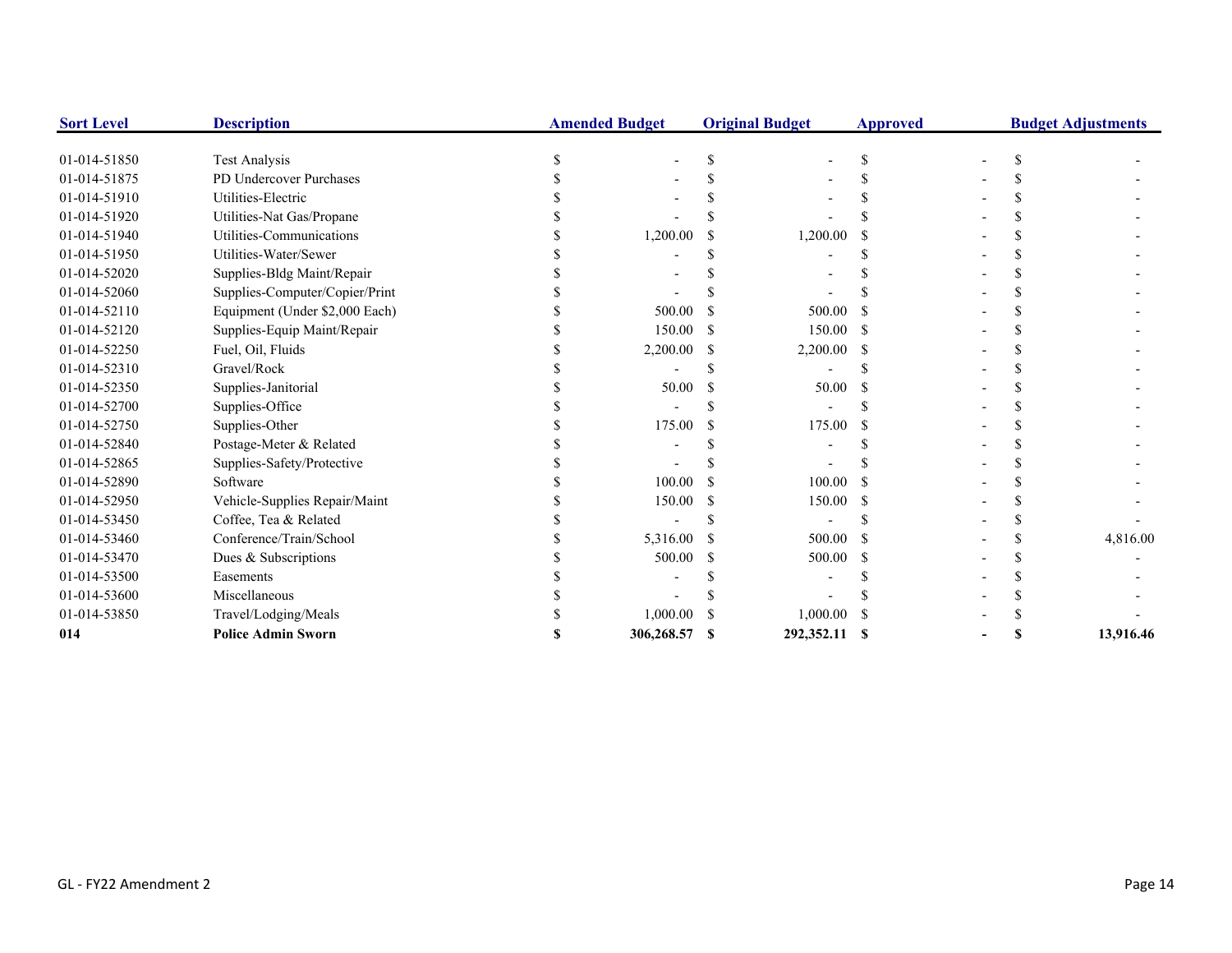| Sort Level | Description | Amended Budget | Original Budget | Approved | Budget Adjustments |
|---|---|---|---|---|---|
| 01-014-51850 | Test Analysis | $ - | $ - | $ - | $ - |
| 01-014-51875 | PD Undercover Purchases | $ - | $ - | $ - | $ - |
| 01-014-51910 | Utilities-Electric | $ - | $ - | $ - | $ - |
| 01-014-51920 | Utilities-Nat Gas/Propane | $ - | $ - | $ - | $ - |
| 01-014-51940 | Utilities-Communications | $ 1,200.00 | $ 1,200.00 | $ - | $ - |
| 01-014-51950 | Utilities-Water/Sewer | $ - | $ - | $ - | $ - |
| 01-014-52020 | Supplies-Bldg Maint/Repair | $ - | $ - | $ - | $ - |
| 01-014-52060 | Supplies-Computer/Copier/Print | $ - | $ - | $ - | $ - |
| 01-014-52110 | Equipment (Under $2,000 Each) | $ 500.00 | $ 500.00 | $ - | $ - |
| 01-014-52120 | Supplies-Equip Maint/Repair | $ 150.00 | $ 150.00 | $ - | $ - |
| 01-014-52250 | Fuel, Oil, Fluids | $ 2,200.00 | $ 2,200.00 | $ - | $ - |
| 01-014-52310 | Gravel/Rock | $ - | $ - | $ - | $ - |
| 01-014-52350 | Supplies-Janitorial | $ 50.00 | $ 50.00 | $ - | $ - |
| 01-014-52700 | Supplies-Office | $ - | $ - | $ - | $ - |
| 01-014-52750 | Supplies-Other | $ 175.00 | $ 175.00 | $ - | $ - |
| 01-014-52840 | Postage-Meter & Related | $ - | $ - | $ - | $ - |
| 01-014-52865 | Supplies-Safety/Protective | $ - | $ - | $ - | $ - |
| 01-014-52890 | Software | $ 100.00 | $ 100.00 | $ - | $ - |
| 01-014-52950 | Vehicle-Supplies Repair/Maint | $ 150.00 | $ 150.00 | $ - | $ - |
| 01-014-53450 | Coffee, Tea & Related | $ - | $ - | $ - | $ - |
| 01-014-53460 | Conference/Train/School | $ 5,316.00 | $ 500.00 | $ - | $ 4,816.00 |
| 01-014-53470 | Dues & Subscriptions | $ 500.00 | $ 500.00 | $ - | $ - |
| 01-014-53500 | Easements | $ - | $ - | $ - | $ - |
| 01-014-53600 | Miscellaneous | $ - | $ - | $ - | $ - |
| 01-014-53850 | Travel/Lodging/Meals | $ 1,000.00 | $ 1,000.00 | $ - | $ - |
| **014** | **Police Admin Sworn** | **$ 306,268.57** | **$ 292,352.11** | **$ -** | **$ 13,916.46** |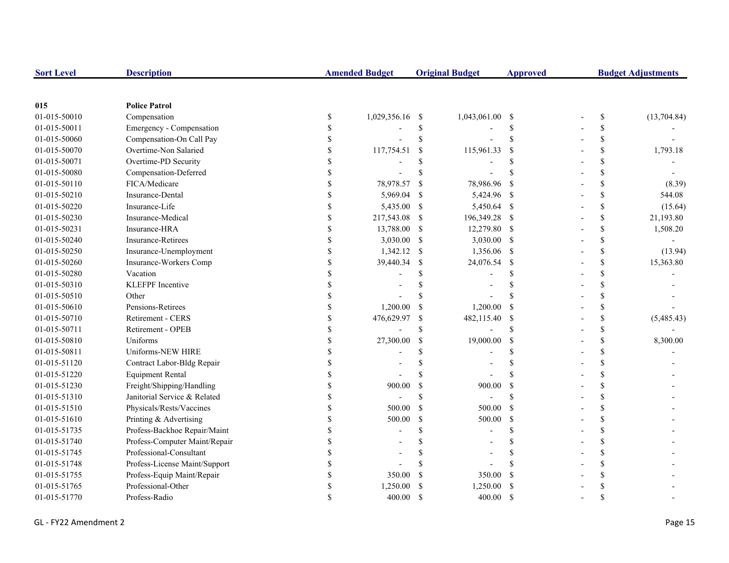| Sort Level | Description | Amended Budget | Original Budget | Approved | Budget Adjustments |
|---|---|---|---|---|---|
| **015** | **Police Patrol** | | | | |
| 01-015-50010 | Compensation | $ 1,029,356.16 | $ 1,043,061.00 | $ - | $ (13,704.84) |
| 01-015-50011 | Emergency - Compensation | $ - | $ - | $ - | $ - |
| 01-015-50060 | Compensation-On Call Pay | $ - | $ - | $ - | $ - |
| 01-015-50070 | Overtime-Non Salaried | $ 117,754.51 | $ 115,961.33 | $ - | $ 1,793.18 |
| 01-015-50071 | Overtime-PD Security | $ - | $ - | $ - | $ - |
| 01-015-50080 | Compensation-Deferred | $ - | $ - | $ - | $ - |
| 01-015-50110 | FICA/Medicare | $ 78,978.57 | $ 78,986.96 | $ - | $ (8.39) |
| 01-015-50210 | Insurance-Dental | $ 5,969.04 | $ 5,424.96 | $ - | $ 544.08 |
| 01-015-50220 | Insurance-Life | $ 5,435.00 | $ 5,450.64 | $ - | $ (15.64) |
| 01-015-50230 | Insurance-Medical | $ 217,543.08 | $ 196,349.28 | $ - | $ 21,193.80 |
| 01-015-50231 | Insurance-HRA | $ 13,788.00 | $ 12,279.80 | $ - | $ 1,508.20 |
| 01-015-50240 | Insurance-Retirees | $ 3,030.00 | $ 3,030.00 | $ - | $ - |
| 01-015-50250 | Insurance-Unemployment | $ 1,342.12 | $ 1,356.06 | $ - | $ (13.94) |
| 01-015-50260 | Insurance-Workers Comp | $ 39,440.34 | $ 24,076.54 | $ - | $ 15,363.80 |
| 01-015-50280 | Vacation | $ - | $ - | $ - | $ - |
| 01-015-50310 | KLEFPF Incentive | $ - | $ - | $ - | $ - |
| 01-015-50510 | Other | $ - | $ - | $ - | $ - |
| 01-015-50610 | Pensions-Retirees | $ 1,200.00 | $ 1,200.00 | $ - | $ - |
| 01-015-50710 | Retirement - CERS | $ 476,629.97 | $ 482,115.40 | $ - | $ (5,485.43) |
| 01-015-50711 | Retirement - OPEB | $ - | $ - | $ - | $ - |
| 01-015-50810 | Uniforms | $ 27,300.00 | $ 19,000.00 | $ - | $ 8,300.00 |
| 01-015-50811 | Uniforms-NEW HIRE | $ - | $ - | $ - | $ - |
| 01-015-51120 | Contract Labor-Bldg Repair | $ - | $ - | $ - | $ - |
| 01-015-51220 | Equipment Rental | $ - | $ - | $ - | $ - |
| 01-015-51230 | Freight/Shipping/Handling | $ 900.00 | $ 900.00 | $ - | $ - |
| 01-015-51310 | Janitorial Service & Related | $ - | $ - | $ - | $ - |
| 01-015-51510 | Physicals/Rests/Vaccines | $ 500.00 | $ 500.00 | $ - | $ - |
| 01-015-51610 | Printing & Advertising | $ 500.00 | $ 500.00 | $ - | $ - |
| 01-015-51735 | Profess-Backhoe Repair/Maint | $ - | $ - | $ - | $ - |
| 01-015-51740 | Profess-Computer Maint/Repair | $ - | $ - | $ - | $ - |
| 01-015-51745 | Professional-Consultant | $ - | $ - | $ - | $ - |
| 01-015-51748 | Profess-License Maint/Support | $ - | $ - | $ - | $ - |
| 01-015-51755 | Profess-Equip Maint/Repair | $ 350.00 | $ 350.00 | $ - | $ - |
| 01-015-51765 | Professional-Other | $ 1,250.00 | $ 1,250.00 | $ - | $ - |
| 01-015-51770 | Profess-Radio | $ 400.00 | $ 400.00 | $ - | $ - |

GL - FY22 Amendment 2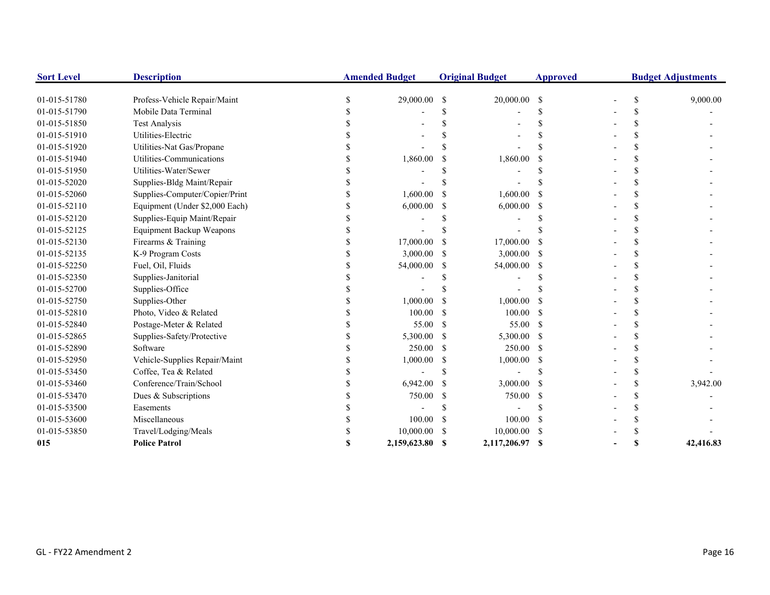| Sort Level | Description | Amended Budget | Original Budget | Approved | Budget Adjustments |
|---|---|---|---|---|---|
| 01-015-51780 | Profess-Vehicle Repair/Maint | $ 29,000.00 | $ 20,000.00 | $ - | $ 9,000.00 |
| 01-015-51790 | Mobile Data Terminal | $ - | $ - | $ - | $ - |
| 01-015-51850 | Test Analysis | $ - | $ - | $ - | $ - |
| 01-015-51910 | Utilities-Electric | $ - | $ - | $ - | $ - |
| 01-015-51920 | Utilities-Nat Gas/Propane | $ - | $ - | $ - | $ - |
| 01-015-51940 | Utilities-Communications | $ 1,860.00 | $ 1,860.00 | $ - | $ - |
| 01-015-51950 | Utilities-Water/Sewer | $ - | $ - | $ - | $ - |
| 01-015-52020 | Supplies-Bldg Maint/Repair | $ - | $ - | $ - | $ - |
| 01-015-52060 | Supplies-Computer/Copier/Print | $ 1,600.00 | $ 1,600.00 | $ - | $ - |
| 01-015-52110 | Equipment (Under $2,000 Each) | $ 6,000.00 | $ 6,000.00 | $ - | $ - |
| 01-015-52120 | Supplies-Equip Maint/Repair | $ - | $ - | $ - | $ - |
| 01-015-52125 | Equipment Backup Weapons | $ - | $ - | $ - | $ - |
| 01-015-52130 | Firearms & Training | $ 17,000.00 | $ 17,000.00 | $ - | $ - |
| 01-015-52135 | K-9 Program Costs | $ 3,000.00 | $ 3,000.00 | $ - | $ - |
| 01-015-52250 | Fuel, Oil, Fluids | $ 54,000.00 | $ 54,000.00 | $ - | $ - |
| 01-015-52350 | Supplies-Janitorial | $ - | $ - | $ - | $ - |
| 01-015-52700 | Supplies-Office | $ - | $ - | $ - | $ - |
| 01-015-52750 | Supplies-Other | $ 1,000.00 | $ 1,000.00 | $ - | $ - |
| 01-015-52810 | Photo, Video & Related | $ 100.00 | $ 100.00 | $ - | $ - |
| 01-015-52840 | Postage-Meter & Related | $ 55.00 | $ 55.00 | $ - | $ - |
| 01-015-52865 | Supplies-Safety/Protective | $ 5,300.00 | $ 5,300.00 | $ - | $ - |
| 01-015-52890 | Software | $ 250.00 | $ 250.00 | $ - | $ - |
| 01-015-52950 | Vehicle-Supplies Repair/Maint | $ 1,000.00 | $ 1,000.00 | $ - | $ - |
| 01-015-53450 | Coffee, Tea & Related | $ - | $ - | $ - | $ - |
| 01-015-53460 | Conference/Train/School | $ 6,942.00 | $ 3,000.00 | $ - | $ 3,942.00 |
| 01-015-53470 | Dues & Subscriptions | $ 750.00 | $ 750.00 | $ - | $ - |
| 01-015-53500 | Easements | $ - | $ - | $ - | $ - |
| 01-015-53600 | Miscellaneous | $ 100.00 | $ 100.00 | $ - | $ - |
| 01-015-53850 | Travel/Lodging/Meals | $ 10,000.00 | $ 10,000.00 | $ - | $ - |
| **015** | **Police Patrol** | **$ 2,159,623.80** | **$ 2,117,206.97** | **$ -** | **$ 42,416.83** |

GL - FY22 Amendment 2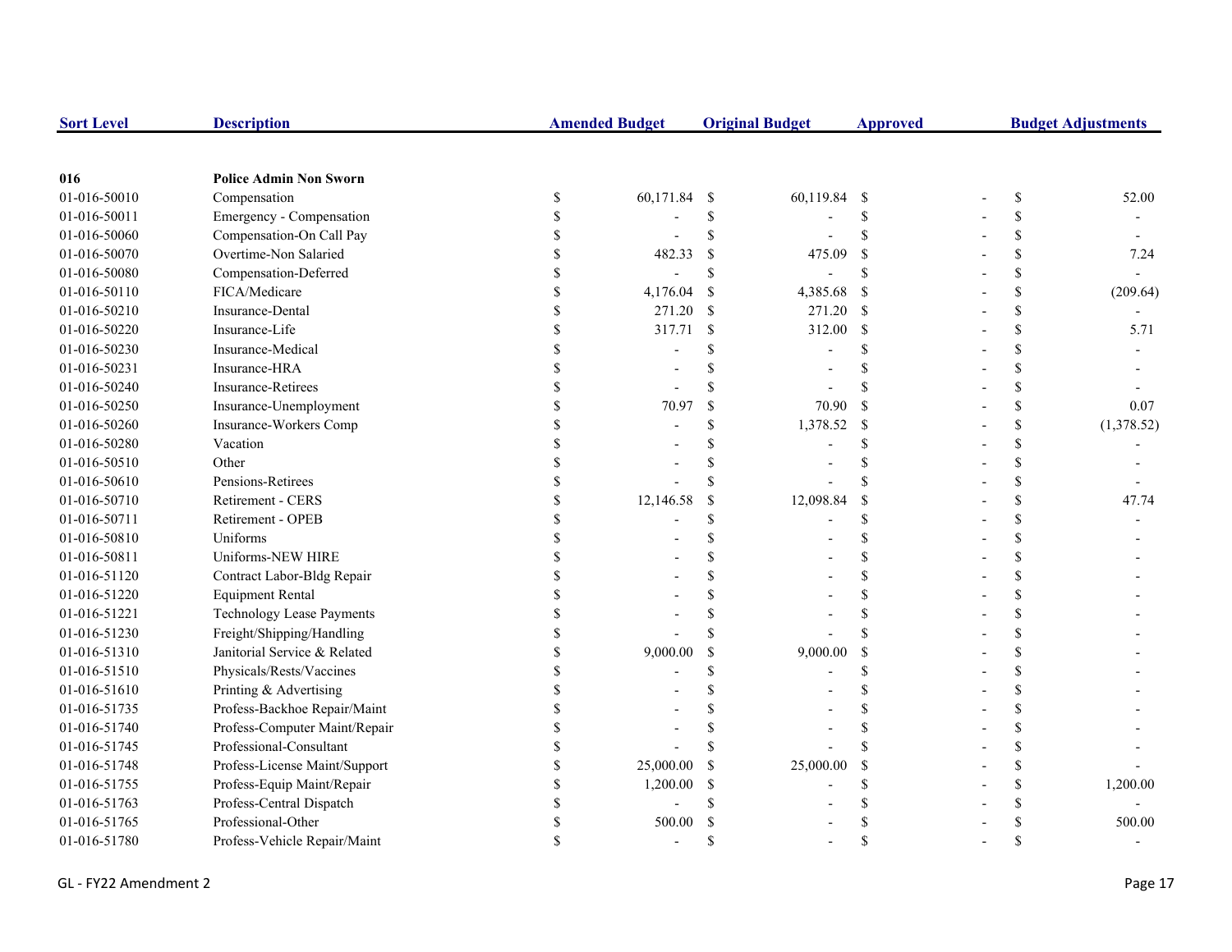| Sort Level | Description | Amended Budget | Original Budget | Approved | Budget Adjustments |
|---|---|---|---|---|---|
| **016** | **Police Admin Non Sworn** | | | | |
| 01-016-50010 | Compensation | $ 60,171.84 | $ 60,119.84 | $ - | $ 52.00 |
| 01-016-50011 | Emergency - Compensation | $ - | $ - | $ - | $ - |
| 01-016-50060 | Compensation-On Call Pay | $ - | $ - | $ - | $ - |
| 01-016-50070 | Overtime-Non Salaried | $ 482.33 | $ 475.09 | $ - | $ 7.24 |
| 01-016-50080 | Compensation-Deferred | $ - | $ - | $ - | $ - |
| 01-016-50110 | FICA/Medicare | $ 4,176.04 | $ 4,385.68 | $ - | $ (209.64) |
| 01-016-50210 | Insurance-Dental | $ 271.20 | $ 271.20 | $ - | $ - |
| 01-016-50220 | Insurance-Life | $ 317.71 | $ 312.00 | $ - | $ 5.71 |
| 01-016-50230 | Insurance-Medical | $ - | $ - | $ - | $ - |
| 01-016-50231 | Insurance-HRA | $ - | $ - | $ - | $ - |
| 01-016-50240 | Insurance-Retirees | $ - | $ - | $ - | $ - |
| 01-016-50250 | Insurance-Unemployment | $ 70.97 | $ 70.90 | $ - | $ 0.07 |
| 01-016-50260 | Insurance-Workers Comp | $ - | $ 1,378.52 | $ - | $ (1,378.52) |
| 01-016-50280 | Vacation | $ - | $ - | $ - | $ - |
| 01-016-50510 | Other | $ - | $ - | $ - | $ - |
| 01-016-50610 | Pensions-Retirees | $ - | $ - | $ - | $ - |
| 01-016-50710 | Retirement - CERS | $ 12,146.58 | $ 12,098.84 | $ - | $ 47.74 |
| 01-016-50711 | Retirement - OPEB | $ - | $ - | $ - | $ - |
| 01-016-50810 | Uniforms | $ - | $ - | $ - | $ - |
| 01-016-50811 | Uniforms-NEW HIRE | $ - | $ - | $ - | $ - |
| 01-016-51120 | Contract Labor-Bldg Repair | $ - | $ - | $ - | $ - |
| 01-016-51220 | Equipment Rental | $ - | $ - | $ - | $ - |
| 01-016-51221 | Technology Lease Payments | $ - | $ - | $ - | $ - |
| 01-016-51230 | Freight/Shipping/Handling | $ - | $ - | $ - | $ - |
| 01-016-51310 | Janitorial Service & Related | $ 9,000.00 | $ 9,000.00 | $ - | $ - |
| 01-016-51510 | Physicals/Rests/Vaccines | $ - | $ - | $ - | $ - |
| 01-016-51610 | Printing & Advertising | $ - | $ - | $ - | $ - |
| 01-016-51735 | Profess-Backhoe Repair/Maint | $ - | $ - | $ - | $ - |
| 01-016-51740 | Profess-Computer Maint/Repair | $ - | $ - | $ - | $ - |
| 01-016-51745 | Professional-Consultant | $ - | $ - | $ - | $ - |
| 01-016-51748 | Profess-License Maint/Support | $ 25,000.00 | $ 25,000.00 | $ - | $ - |
| 01-016-51755 | Profess-Equip Maint/Repair | $ 1,200.00 | $ - | $ - | $ 1,200.00 |
| 01-016-51763 | Profess-Central Dispatch | $ - | $ - | $ - | $ - |
| 01-016-51765 | Professional-Other | $ 500.00 | $ - | $ - | $ 500.00 |
| 01-016-51780 | Profess-Vehicle Repair/Maint | $ - | $ - | $ - | $ - |

GL - FY22 Amendment 2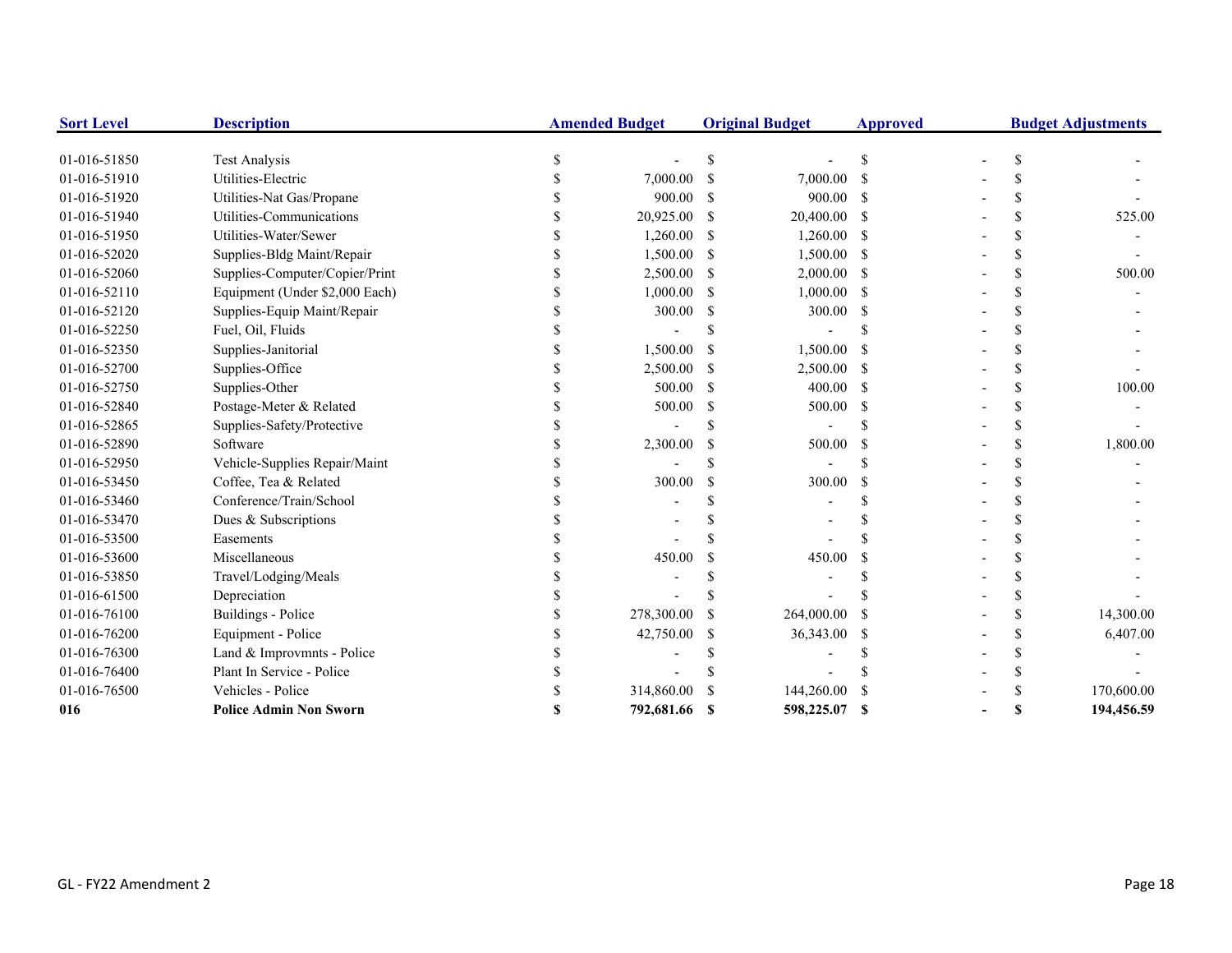| Sort Level | Description | Amended Budget | Original Budget | Approved | Budget Adjustments |
|---|---|---|---|---|---|
| 01-016-51850 | Test Analysis | $ - | $ - | $ - | $ - |
| 01-016-51910 | Utilities-Electric | $ 7,000.00 | $ 7,000.00 | $ - | $ - |
| 01-016-51920 | Utilities-Nat Gas/Propane | $ 900.00 | $ 900.00 | $ - | $ - |
| 01-016-51940 | Utilities-Communications | $ 20,925.00 | $ 20,400.00 | $ - | $ 525.00 |
| 01-016-51950 | Utilities-Water/Sewer | $ 1,260.00 | $ 1,260.00 | $ - | $ - |
| 01-016-52020 | Supplies-Bldg Maint/Repair | $ 1,500.00 | $ 1,500.00 | $ - | $ - |
| 01-016-52060 | Supplies-Computer/Copier/Print | $ 2,500.00 | $ 2,000.00 | $ - | $ 500.00 |
| 01-016-52110 | Equipment (Under $2,000 Each) | $ 1,000.00 | $ 1,000.00 | $ - | $ - |
| 01-016-52120 | Supplies-Equip Maint/Repair | $ 300.00 | $ 300.00 | $ - | $ - |
| 01-016-52250 | Fuel, Oil, Fluids | $ - | $ - | $ - | $ - |
| 01-016-52350 | Supplies-Janitorial | $ 1,500.00 | $ 1,500.00 | $ - | $ - |
| 01-016-52700 | Supplies-Office | $ 2,500.00 | $ 2,500.00 | $ - | $ - |
| 01-016-52750 | Supplies-Other | $ 500.00 | $ 400.00 | $ - | $ 100.00 |
| 01-016-52840 | Postage-Meter & Related | $ 500.00 | $ 500.00 | $ - | $ - |
| 01-016-52865 | Supplies-Safety/Protective | $ - | $ - | $ - | $ - |
| 01-016-52890 | Software | $ 2,300.00 | $ 500.00 | $ - | $ 1,800.00 |
| 01-016-52950 | Vehicle-Supplies Repair/Maint | $ - | $ - | $ - | $ - |
| 01-016-53450 | Coffee, Tea & Related | $ 300.00 | $ 300.00 | $ - | $ - |
| 01-016-53460 | Conference/Train/School | $ - | $ - | $ - | $ - |
| 01-016-53470 | Dues & Subscriptions | $ - | $ - | $ - | $ - |
| 01-016-53500 | Easements | $ - | $ - | $ - | $ - |
| 01-016-53600 | Miscellaneous | $ 450.00 | $ 450.00 | $ - | $ - |
| 01-016-53850 | Travel/Lodging/Meals | $ - | $ - | $ - | $ - |
| 01-016-61500 | Depreciation | $ - | $ - | $ - | $ - |
| 01-016-76100 | Buildings - Police | $ 278,300.00 | $ 264,000.00 | $ - | $ 14,300.00 |
| 01-016-76200 | Equipment - Police | $ 42,750.00 | $ 36,343.00 | $ - | $ 6,407.00 |
| 01-016-76300 | Land & Improvmnts - Police | $ - | $ - | $ - | $ - |
| 01-016-76400 | Plant In Service - Police | $ - | $ - | $ - | $ - |
| 01-016-76500 | Vehicles - Police | $ 314,860.00 | $ 144,260.00 | $ - | $ 170,600.00 |
| **016** | **Police Admin Non Sworn** | **$ 792,681.66** | **$ 598,225.07** | **$ -** | **$ 194,456.59** |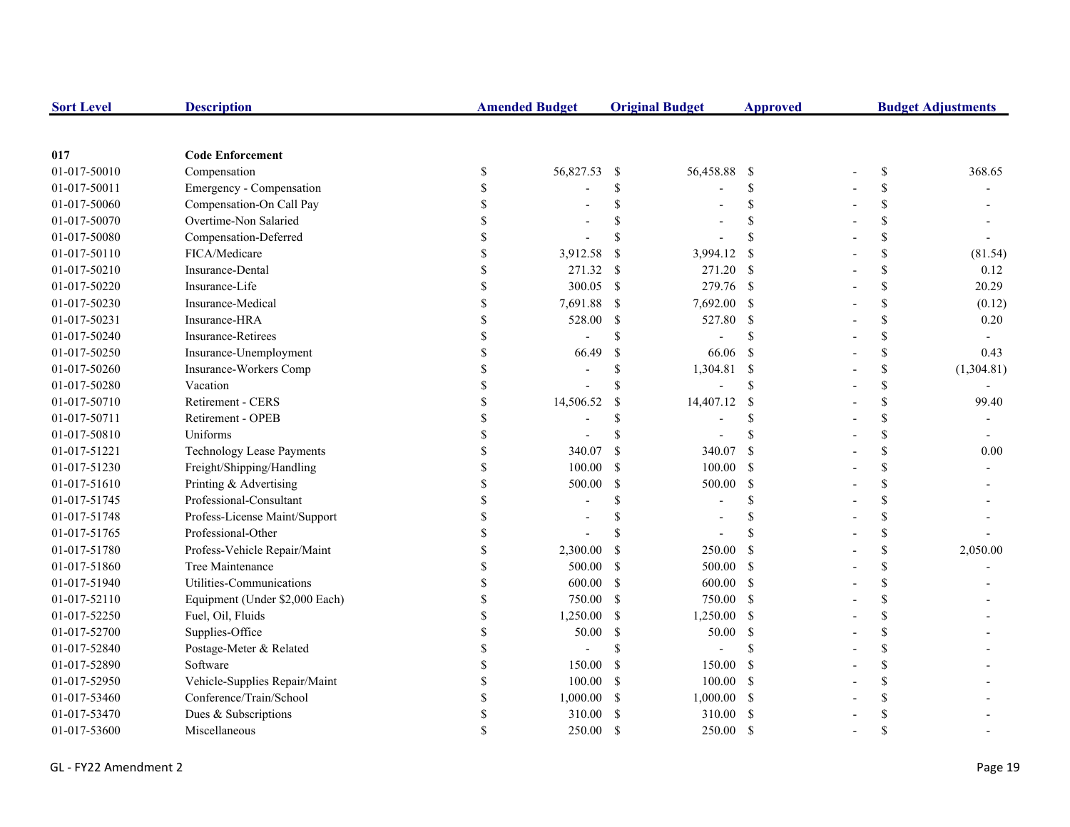| Sort Level | Description | Amended Budget | Original Budget | Approved | Budget Adjustments |
|---|---|---|---|---|---|
| 017 | **Code Enforcement** | | | | |
| 01-017-50010 | Compensation | $ 56,827.53 | $ 56,458.88 | $ - | $ 368.65 |
| 01-017-50011 | Emergency - Compensation | $ - | $ - | $ - | $ - |
| 01-017-50060 | Compensation-On Call Pay | $ - | $ - | $ - | $ - |
| 01-017-50070 | Overtime-Non Salaried | $ - | $ - | $ - | $ - |
| 01-017-50080 | Compensation-Deferred | $ - | $ - | $ - | $ - |
| 01-017-50110 | FICA/Medicare | $ 3,912.58 | $ 3,994.12 | $ - | $ (81.54) |
| 01-017-50210 | Insurance-Dental | $ 271.32 | $ 271.20 | $ - | $ 0.12 |
| 01-017-50220 | Insurance-Life | $ 300.05 | $ 279.76 | $ - | $ 20.29 |
| 01-017-50230 | Insurance-Medical | $ 7,691.88 | $ 7,692.00 | $ - | $ (0.12) |
| 01-017-50231 | Insurance-HRA | $ 528.00 | $ 527.80 | $ - | $ 0.20 |
| 01-017-50240 | Insurance-Retirees | $ - | $ - | $ - | $ - |
| 01-017-50250 | Insurance-Unemployment | $ 66.49 | $ 66.06 | $ - | $ 0.43 |
| 01-017-50260 | Insurance-Workers Comp | $ - | $ 1,304.81 | $ - | $ (1,304.81) |
| 01-017-50280 | Vacation | $ - | $ - | $ - | $ - |
| 01-017-50710 | Retirement - CERS | $ 14,506.52 | $ 14,407.12 | $ - | $ 99.40 |
| 01-017-50711 | Retirement - OPEB | $ - | $ - | $ - | $ - |
| 01-017-50810 | Uniforms | $ - | $ - | $ - | $ - |
| 01-017-51221 | Technology Lease Payments | $ 340.07 | $ 340.07 | $ - | $ 0.00 |
| 01-017-51230 | Freight/Shipping/Handling | $ 100.00 | $ 100.00 | $ - | $ - |
| 01-017-51610 | Printing & Advertising | $ 500.00 | $ 500.00 | $ - | $ - |
| 01-017-51745 | Professional-Consultant | $ - | $ - | $ - | $ - |
| 01-017-51748 | Profess-License Maint/Support | $ - | $ - | $ - | $ - |
| 01-017-51765 | Professional-Other | $ - | $ - | $ - | $ - |
| 01-017-51780 | Profess-Vehicle Repair/Maint | $ 2,300.00 | $ 250.00 | $ - | $ 2,050.00 |
| 01-017-51860 | Tree Maintenance | $ 500.00 | $ 500.00 | $ - | $ - |
| 01-017-51940 | Utilities-Communications | $ 600.00 | $ 600.00 | $ - | $ - |
| 01-017-52110 | Equipment (Under $2,000 Each) | $ 750.00 | $ 750.00 | $ - | $ - |
| 01-017-52250 | Fuel, Oil, Fluids | $ 1,250.00 | $ 1,250.00 | $ - | $ - |
| 01-017-52700 | Supplies-Office | $ 50.00 | $ 50.00 | $ - | $ - |
| 01-017-52840 | Postage-Meter & Related | $ - | $ - | $ - | $ - |
| 01-017-52890 | Software | $ 150.00 | $ 150.00 | $ - | $ - |
| 01-017-52950 | Vehicle-Supplies Repair/Maint | $ 100.00 | $ 100.00 | $ - | $ - |
| 01-017-53460 | Conference/Train/School | $ 1,000.00 | $ 1,000.00 | $ - | $ - |
| 01-017-53470 | Dues & Subscriptions | $ 310.00 | $ 310.00 | $ - | $ - |
| 01-017-53600 | Miscellaneous | $ 250.00 | $ 250.00 | $ - | $ - |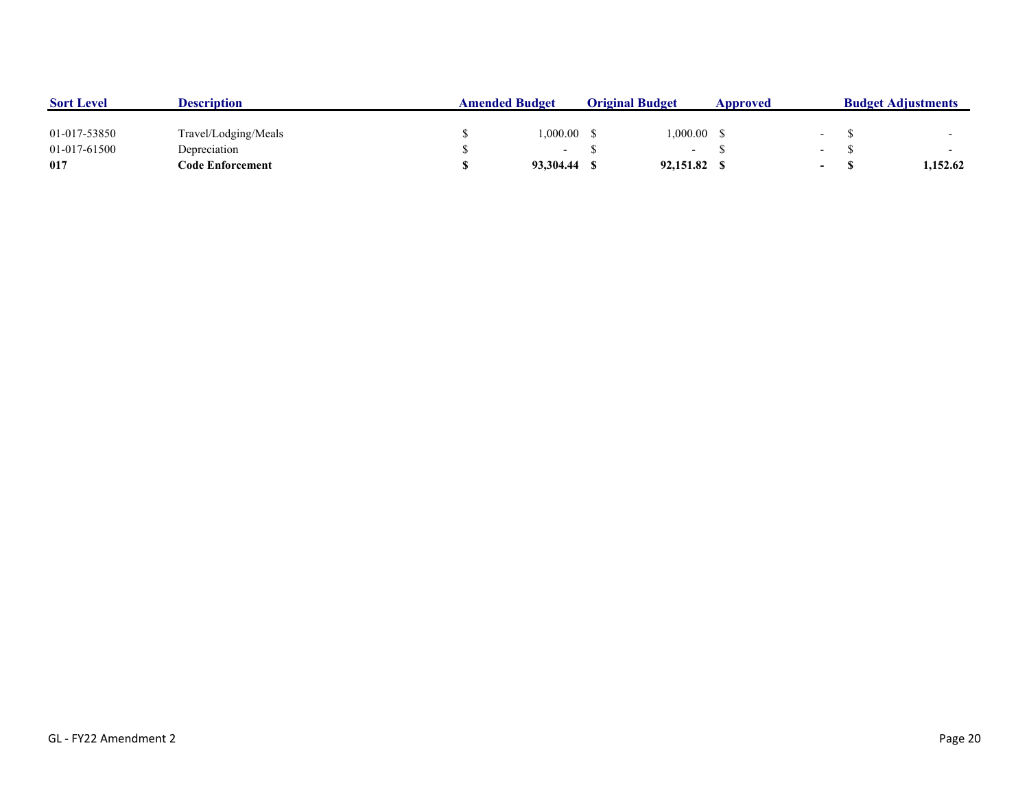| Sort Level | Description | Amended Budget | Original Budget | Approved | Budget Adjustments |
|---|---|---|---|---|---|
| 01-017-53850 | Travel/Lodging/Meals | $ 1,000.00 | $ 1,000.00 | $ - | $ - |
| 01-017-61500 | Depreciation | $ - | $ - | $ - | $ - |
| **017** | **Code Enforcement** | **$ 93,304.44** | **$ 92,151.82** | **$ -** | **$ 1,152.62** |

GL - FY22 Amendment 2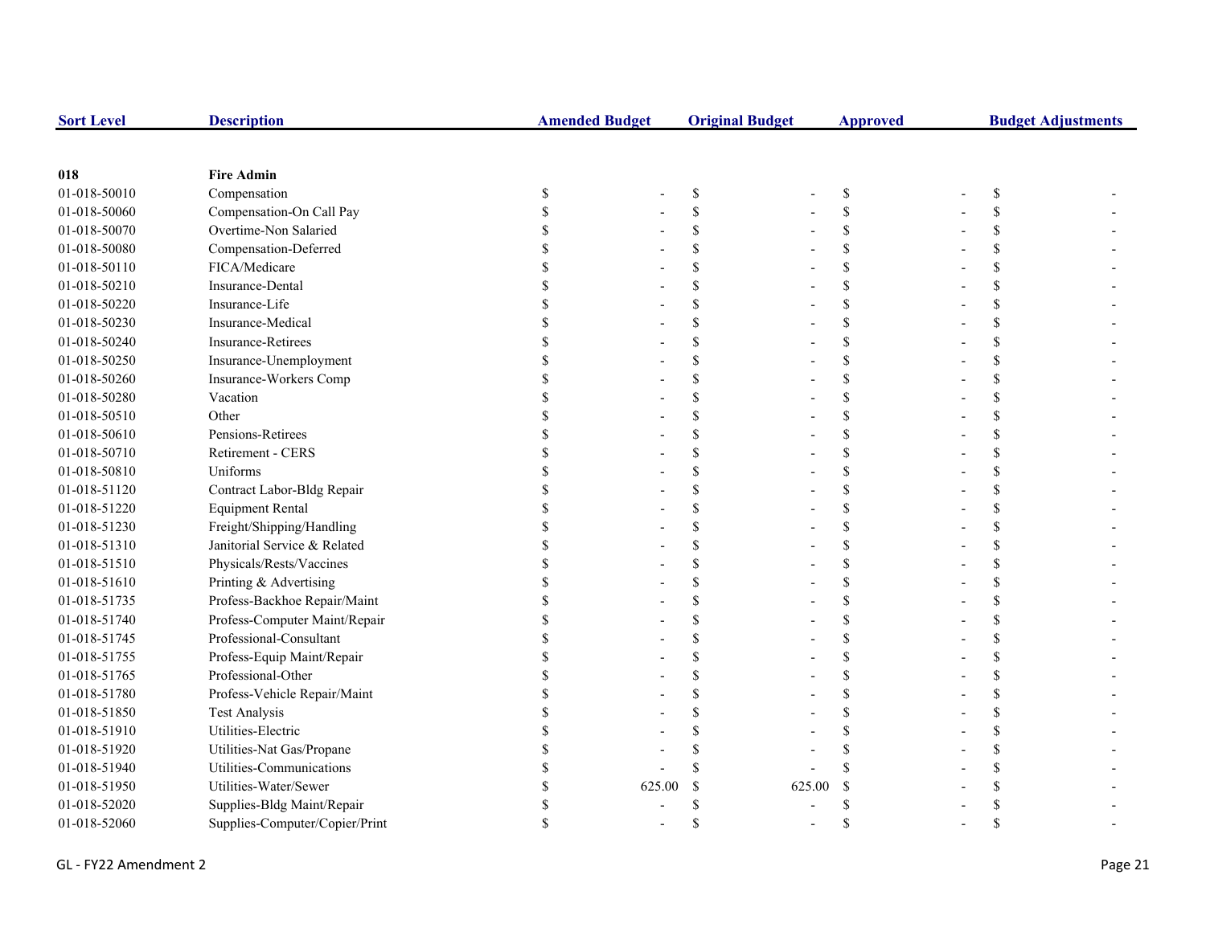| Sort Level | Description | Amended Budget | Original Budget | Approved | Budget Adjustments |
|---|---|---|---|---|---|
| **018** | **Fire Admin** | | | | |
| 01-018-50010 | Compensation | $ - | $ - | $ - | $ - |
| 01-018-50060 | Compensation-On Call Pay | $ - | $ - | $ - | $ - |
| 01-018-50070 | Overtime-Non Salaried | $ - | $ - | $ - | $ - |
| 01-018-50080 | Compensation-Deferred | $ - | $ - | $ - | $ - |
| 01-018-50110 | FICA/Medicare | $ - | $ - | $ - | $ - |
| 01-018-50210 | Insurance-Dental | $ - | $ - | $ - | $ - |
| 01-018-50220 | Insurance-Life | $ - | $ - | $ - | $ - |
| 01-018-50230 | Insurance-Medical | $ - | $ - | $ - | $ - |
| 01-018-50240 | Insurance-Retirees | $ - | $ - | $ - | $ - |
| 01-018-50250 | Insurance-Unemployment | $ - | $ - | $ - | $ - |
| 01-018-50260 | Insurance-Workers Comp | $ - | $ - | $ - | $ - |
| 01-018-50280 | Vacation | $ - | $ - | $ - | $ - |
| 01-018-50510 | Other | $ - | $ - | $ - | $ - |
| 01-018-50610 | Pensions-Retirees | $ - | $ - | $ - | $ - |
| 01-018-50710 | Retirement - CERS | $ - | $ - | $ - | $ - |
| 01-018-50810 | Uniforms | $ - | $ - | $ - | $ - |
| 01-018-51120 | Contract Labor-Bldg Repair | $ - | $ - | $ - | $ - |
| 01-018-51220 | Equipment Rental | $ - | $ - | $ - | $ - |
| 01-018-51230 | Freight/Shipping/Handling | $ - | $ - | $ - | $ - |
| 01-018-51310 | Janitorial Service & Related | $ - | $ - | $ - | $ - |
| 01-018-51510 | Physicals/Rests/Vaccines | $ - | $ - | $ - | $ - |
| 01-018-51610 | Printing & Advertising | $ - | $ - | $ - | $ - |
| 01-018-51735 | Profess-Backhoe Repair/Maint | $ - | $ - | $ - | $ - |
| 01-018-51740 | Profess-Computer Maint/Repair | $ - | $ - | $ - | $ - |
| 01-018-51745 | Professional-Consultant | $ - | $ - | $ - | $ - |
| 01-018-51755 | Profess-Equip Maint/Repair | $ - | $ - | $ - | $ - |
| 01-018-51765 | Professional-Other | $ - | $ - | $ - | $ - |
| 01-018-51780 | Profess-Vehicle Repair/Maint | $ - | $ - | $ - | $ - |
| 01-018-51850 | Test Analysis | $ - | $ - | $ - | $ - |
| 01-018-51910 | Utilities-Electric | $ - | $ - | $ - | $ - |
| 01-018-51920 | Utilities-Nat Gas/Propane | $ - | $ - | $ - | $ - |
| 01-018-51940 | Utilities-Communications | $ - | $ - | $ - | $ - |
| 01-018-51950 | Utilities-Water/Sewer | $ 625.00 | $ 625.00 | $ - | $ - |
| 01-018-52020 | Supplies-Bldg Maint/Repair | $ - | $ - | $ - | $ - |
| 01-018-52060 | Supplies-Computer/Copier/Print | $ - | $ - | $ - | $ - |

GL - FY22 Amendment 2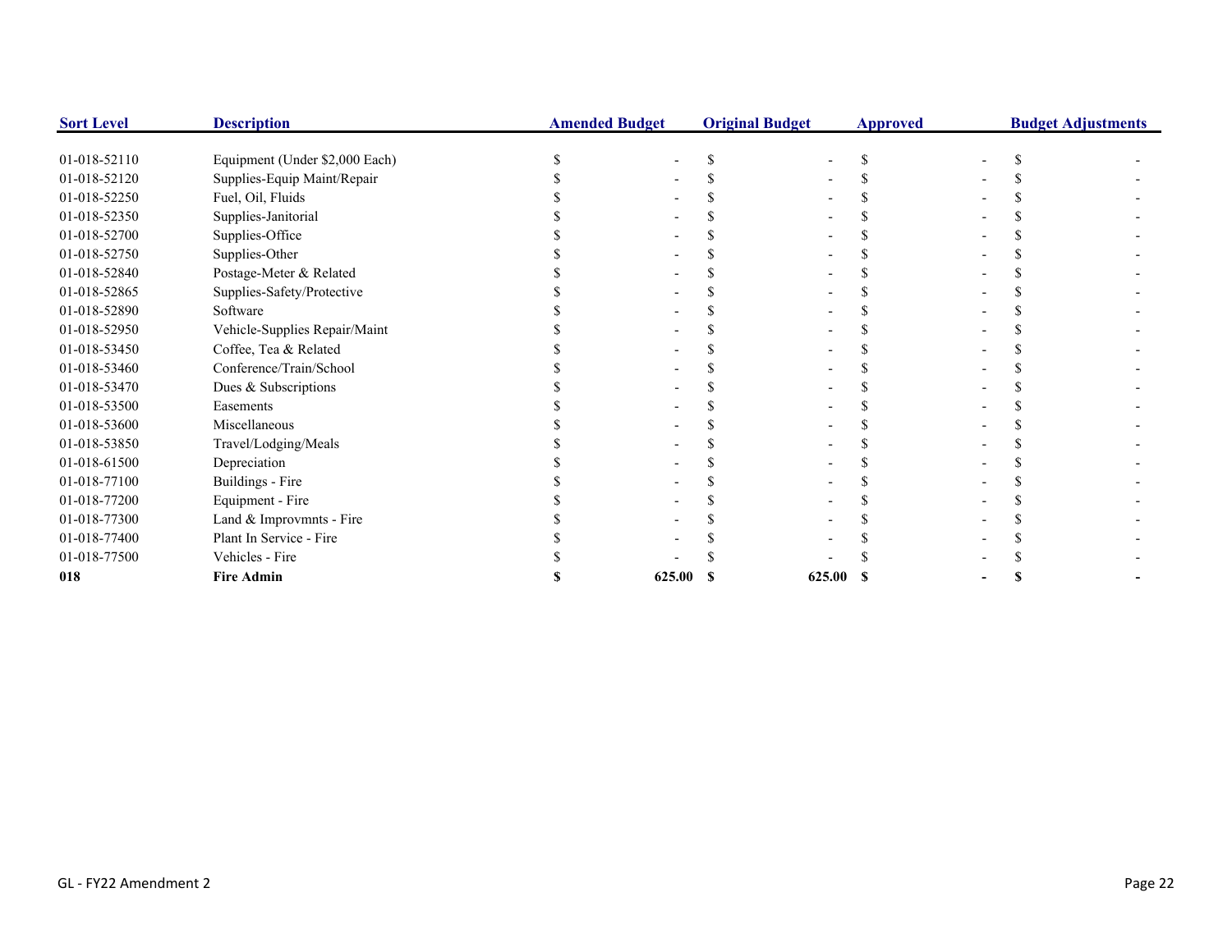| Sort Level | Description | Amended Budget | Original Budget | Approved | Budget Adjustments |
|---|---|---|---|---|---|
| 01-018-52110 | Equipment (Under $2,000 Each) | $ - | $ - | $ - | $ - |
| 01-018-52120 | Supplies-Equip Maint/Repair | $ - | $ - | $ - | $ - |
| 01-018-52250 | Fuel, Oil, Fluids | $ - | $ - | $ - | $ - |
| 01-018-52350 | Supplies-Janitorial | $ - | $ - | $ - | $ - |
| 01-018-52700 | Supplies-Office | $ - | $ - | $ - | $ - |
| 01-018-52750 | Supplies-Other | $ - | $ - | $ - | $ - |
| 01-018-52840 | Postage-Meter & Related | $ - | $ - | $ - | $ - |
| 01-018-52865 | Supplies-Safety/Protective | $ - | $ - | $ - | $ - |
| 01-018-52890 | Software | $ - | $ - | $ - | $ - |
| 01-018-52950 | Vehicle-Supplies Repair/Maint | $ - | $ - | $ - | $ - |
| 01-018-53450 | Coffee, Tea & Related | $ - | $ - | $ - | $ - |
| 01-018-53460 | Conference/Train/School | $ - | $ - | $ - | $ - |
| 01-018-53470 | Dues & Subscriptions | $ - | $ - | $ - | $ - |
| 01-018-53500 | Easements | $ - | $ - | $ - | $ - |
| 01-018-53600 | Miscellaneous | $ - | $ - | $ - | $ - |
| 01-018-53850 | Travel/Lodging/Meals | $ - | $ - | $ - | $ - |
| 01-018-61500 | Depreciation | $ - | $ - | $ - | $ - |
| 01-018-77100 | Buildings - Fire | $ - | $ - | $ - | $ - |
| 01-018-77200 | Equipment - Fire | $ - | $ - | $ - | $ - |
| 01-018-77300 | Land & Improvmnts - Fire | $ - | $ - | $ - | $ - |
| 01-018-77400 | Plant In Service - Fire | $ - | $ - | $ - | $ - |
| 01-018-77500 | Vehicles - Fire | $ - | $ - | $ - | $ - |
| **018** | **Fire Admin** | **$ 625.00** | **$ 625.00** | **$ -** | **$ -** |

GL - FY22 Amendment 2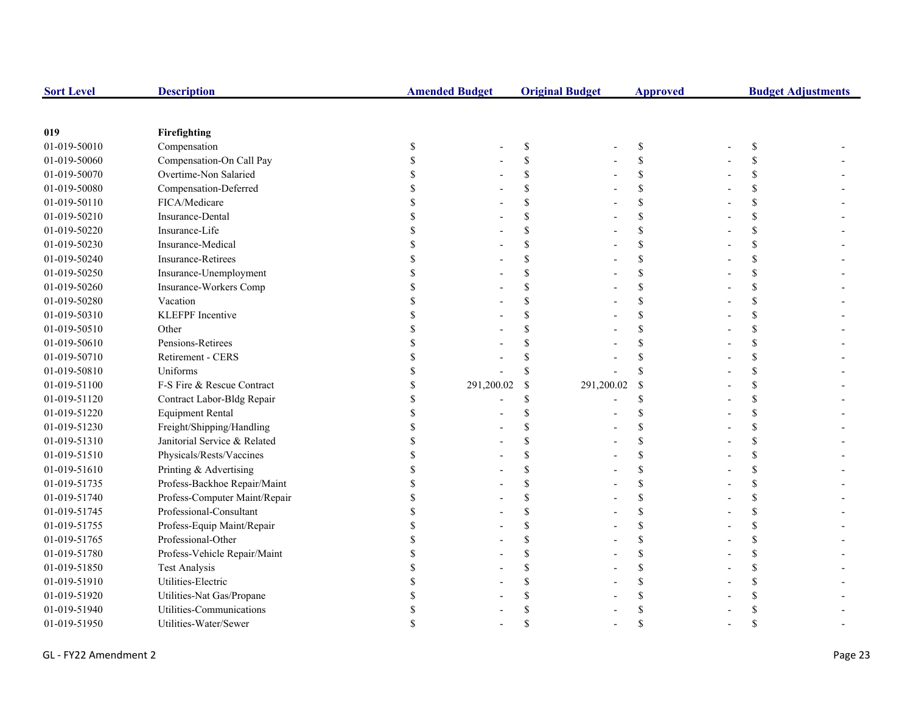| Sort Level | Description | Amended Budget | Original Budget | Approved | Budget Adjustments |
|---|---|---|---|---|---|
| **019** | **Firefighting** | | | | |
| 01-019-50010 | Compensation | $ - | $ - | $ - | $ - |
| 01-019-50060 | Compensation-On Call Pay | $ - | $ - | $ - | $ - |
| 01-019-50070 | Overtime-Non Salaried | $ - | $ - | $ - | $ - |
| 01-019-50080 | Compensation-Deferred | $ - | $ - | $ - | $ - |
| 01-019-50110 | FICA/Medicare | $ - | $ - | $ - | $ - |
| 01-019-50210 | Insurance-Dental | $ - | $ - | $ - | $ - |
| 01-019-50220 | Insurance-Life | $ - | $ - | $ - | $ - |
| 01-019-50230 | Insurance-Medical | $ - | $ - | $ - | $ - |
| 01-019-50240 | Insurance-Retirees | $ - | $ - | $ - | $ - |
| 01-019-50250 | Insurance-Unemployment | $ - | $ - | $ - | $ - |
| 01-019-50260 | Insurance-Workers Comp | $ - | $ - | $ - | $ - |
| 01-019-50280 | Vacation | $ - | $ - | $ - | $ - |
| 01-019-50310 | KLEFPF Incentive | $ - | $ - | $ - | $ - |
| 01-019-50510 | Other | $ - | $ - | $ - | $ - |
| 01-019-50610 | Pensions-Retirees | $ - | $ - | $ - | $ - |
| 01-019-50710 | Retirement - CERS | $ - | $ - | $ - | $ - |
| 01-019-50810 | Uniforms | $ - | $ - | $ - | $ - |
| 01-019-51100 | F-S Fire & Rescue Contract | $ 291,200.02 | $ 291,200.02 | $ - | $ - |
| 01-019-51120 | Contract Labor-Bldg Repair | $ - | $ - | $ - | $ - |
| 01-019-51220 | Equipment Rental | $ - | $ - | $ - | $ - |
| 01-019-51230 | Freight/Shipping/Handling | $ - | $ - | $ - | $ - |
| 01-019-51310 | Janitorial Service & Related | $ - | $ - | $ - | $ - |
| 01-019-51510 | Physicals/Rests/Vaccines | $ - | $ - | $ - | $ - |
| 01-019-51610 | Printing & Advertising | $ - | $ - | $ - | $ - |
| 01-019-51735 | Profess-Backhoe Repair/Maint | $ - | $ - | $ - | $ - |
| 01-019-51740 | Profess-Computer Maint/Repair | $ - | $ - | $ - | $ - |
| 01-019-51745 | Professional-Consultant | $ - | $ - | $ - | $ - |
| 01-019-51755 | Profess-Equip Maint/Repair | $ - | $ - | $ - | $ - |
| 01-019-51765 | Professional-Other | $ - | $ - | $ - | $ - |
| 01-019-51780 | Profess-Vehicle Repair/Maint | $ - | $ - | $ - | $ - |
| 01-019-51850 | Test Analysis | $ - | $ - | $ - | $ - |
| 01-019-51910 | Utilities-Electric | $ - | $ - | $ - | $ - |
| 01-019-51920 | Utilities-Nat Gas/Propane | $ - | $ - | $ - | $ - |
| 01-019-51940 | Utilities-Communications | $ - | $ - | $ - | $ - |
| 01-019-51950 | Utilities-Water/Sewer | $ - | $ - | $ - | $ - |

GL - FY22 Amendment 2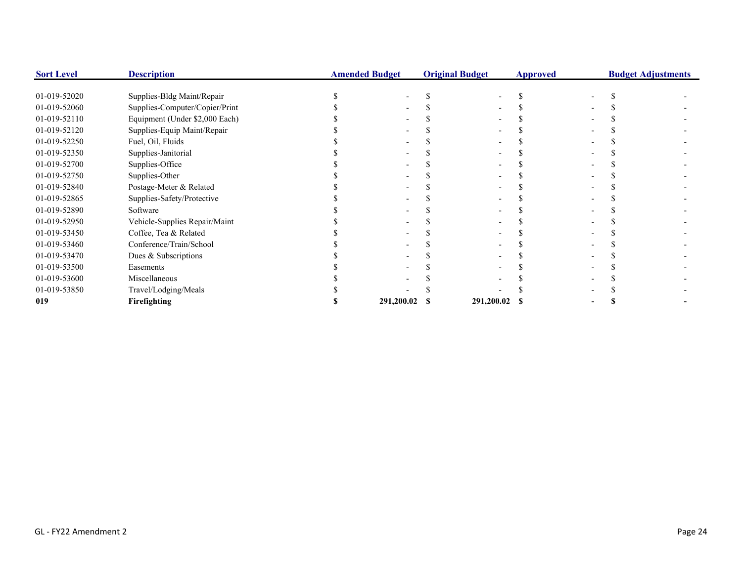| Sort Level | Description | Amended Budget | Original Budget | Approved | Budget Adjustments |
|---|---|---|---|---|---|
| 01-019-52020 | Supplies-Bldg Maint/Repair | $ - | $ - | $ - | $ - |
| 01-019-52060 | Supplies-Computer/Copier/Print | $ - | $ - | $ - | $ - |
| 01-019-52110 | Equipment (Under $2,000 Each) | $ - | $ - | $ - | $ - |
| 01-019-52120 | Supplies-Equip Maint/Repair | $ - | $ - | $ - | $ - |
| 01-019-52250 | Fuel, Oil, Fluids | $ - | $ - | $ - | $ - |
| 01-019-52350 | Supplies-Janitorial | $ - | $ - | $ - | $ - |
| 01-019-52700 | Supplies-Office | $ - | $ - | $ - | $ - |
| 01-019-52750 | Supplies-Other | $ - | $ - | $ - | $ - |
| 01-019-52840 | Postage-Meter & Related | $ - | $ - | $ - | $ - |
| 01-019-52865 | Supplies-Safety/Protective | $ - | $ - | $ - | $ - |
| 01-019-52890 | Software | $ - | $ - | $ - | $ - |
| 01-019-52950 | Vehicle-Supplies Repair/Maint | $ - | $ - | $ - | $ - |
| 01-019-53450 | Coffee, Tea & Related | $ - | $ - | $ - | $ - |
| 01-019-53460 | Conference/Train/School | $ - | $ - | $ - | $ - |
| 01-019-53470 | Dues & Subscriptions | $ - | $ - | $ - | $ - |
| 01-019-53500 | Easements | $ - | $ - | $ - | $ - |
| 01-019-53600 | Miscellaneous | $ - | $ - | $ - | $ - |
| 01-019-53850 | Travel/Lodging/Meals | $ - | $ - | $ - | $ - |
| **019** | **Firefighting** | **$ 291,200.02** | **$ 291,200.02** | **$ -** | **$ -** |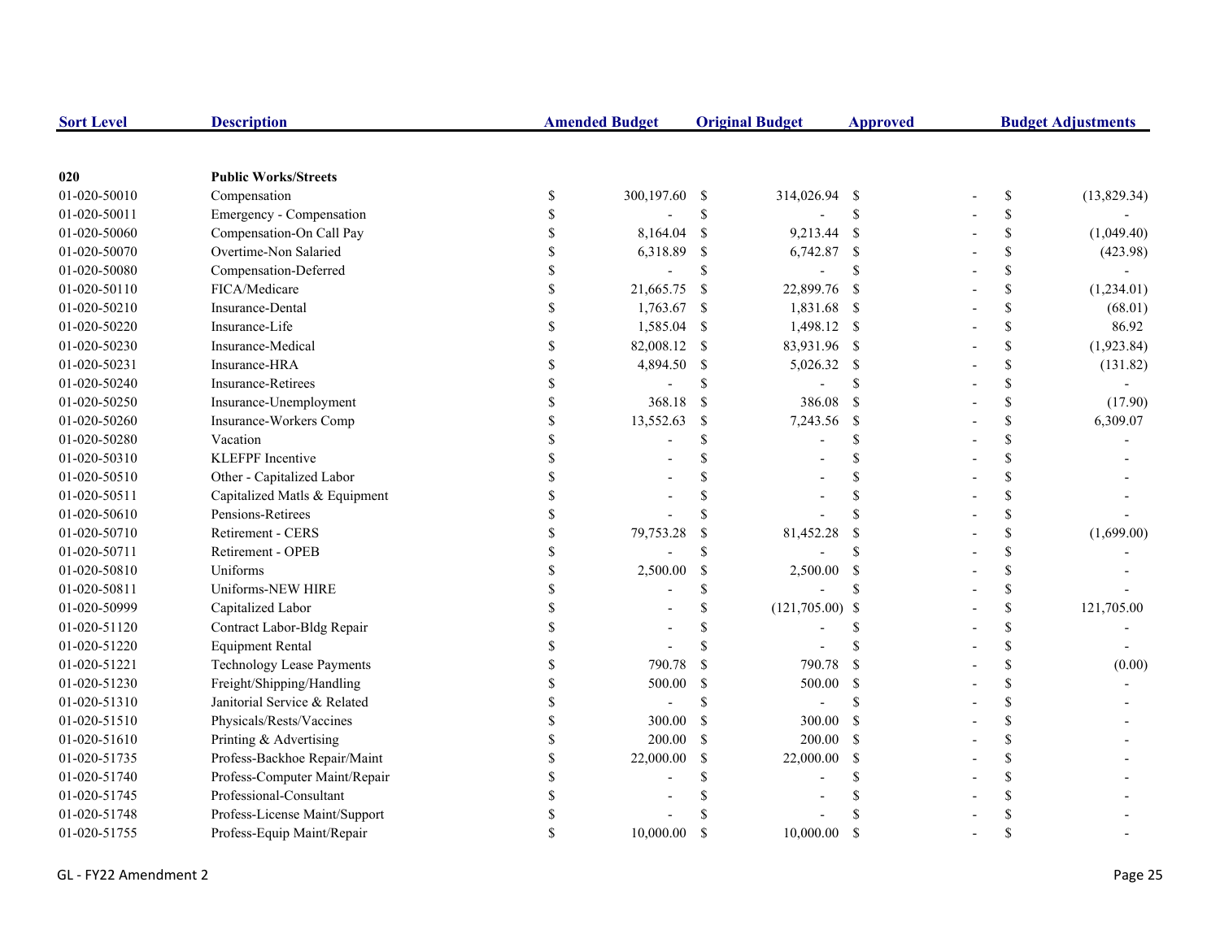| Sort Level | Description | Amended Budget | Original Budget | Approved | Budget Adjustments |
|---|---|---|---|---|---|
| **020** | **Public Works/Streets** | | | | |
| 01-020-50010 | Compensation | $ 300,197.60 | $ 314,026.94 | $ - | $ (13,829.34) |
| 01-020-50011 | Emergency - Compensation | $ - | $ - | $ - | $ - |
| 01-020-50060 | Compensation-On Call Pay | $ 8,164.04 | $ 9,213.44 | $ - | $ (1,049.40) |
| 01-020-50070 | Overtime-Non Salaried | $ 6,318.89 | $ 6,742.87 | $ - | $ (423.98) |
| 01-020-50080 | Compensation-Deferred | $ - | $ - | $ - | $ - |
| 01-020-50110 | FICA/Medicare | $ 21,665.75 | $ 22,899.76 | $ - | $ (1,234.01) |
| 01-020-50210 | Insurance-Dental | $ 1,763.67 | $ 1,831.68 | $ - | $ (68.01) |
| 01-020-50220 | Insurance-Life | $ 1,585.04 | $ 1,498.12 | $ - | $ 86.92 |
| 01-020-50230 | Insurance-Medical | $ 82,008.12 | $ 83,931.96 | $ - | $ (1,923.84) |
| 01-020-50231 | Insurance-HRA | $ 4,894.50 | $ 5,026.32 | $ - | $ (131.82) |
| 01-020-50240 | Insurance-Retirees | $ - | $ - | $ - | $ - |
| 01-020-50250 | Insurance-Unemployment | $ 368.18 | $ 386.08 | $ - | $ (17.90) |
| 01-020-50260 | Insurance-Workers Comp | $ 13,552.63 | $ 7,243.56 | $ - | $ 6,309.07 |
| 01-020-50280 | Vacation | $ - | $ - | $ - | $ - |
| 01-020-50310 | KLEFPF Incentive | $ - | $ - | $ - | $ - |
| 01-020-50510 | Other - Capitalized Labor | $ - | $ - | $ - | $ - |
| 01-020-50511 | Capitalized Matls & Equipment | $ - | $ - | $ - | $ - |
| 01-020-50610 | Pensions-Retirees | $ - | $ - | $ - | $ - |
| 01-020-50710 | Retirement - CERS | $ 79,753.28 | $ 81,452.28 | $ - | $ (1,699.00) |
| 01-020-50711 | Retirement - OPEB | $ - | $ - | $ - | $ - |
| 01-020-50810 | Uniforms | $ 2,500.00 | $ 2,500.00 | $ - | $ - |
| 01-020-50811 | Uniforms-NEW HIRE | $ - | $ - | $ - | $ - |
| 01-020-50999 | Capitalized Labor | $ - | $ (121,705.00) | $ - | $ 121,705.00 |
| 01-020-51120 | Contract Labor-Bldg Repair | $ - | $ - | $ - | $ - |
| 01-020-51220 | Equipment Rental | $ - | $ - | $ - | $ - |
| 01-020-51221 | Technology Lease Payments | $ 790.78 | $ 790.78 | $ - | $ (0.00) |
| 01-020-51230 | Freight/Shipping/Handling | $ 500.00 | $ 500.00 | $ - | $ - |
| 01-020-51310 | Janitorial Service & Related | $ - | $ - | $ - | $ - |
| 01-020-51510 | Physicals/Rests/Vaccines | $ 300.00 | $ 300.00 | $ - | $ - |
| 01-020-51610 | Printing & Advertising | $ 200.00 | $ 200.00 | $ - | $ - |
| 01-020-51735 | Profess-Backhoe Repair/Maint | $ 22,000.00 | $ 22,000.00 | $ - | $ - |
| 01-020-51740 | Profess-Computer Maint/Repair | $ - | $ - | $ - | $ - |
| 01-020-51745 | Professional-Consultant | $ - | $ - | $ - | $ - |
| 01-020-51748 | Profess-License Maint/Support | $ - | $ - | $ - | $ - |
| 01-020-51755 | Profess-Equip Maint/Repair | $ 10,000.00 | $ 10,000.00 | $ - | $ - |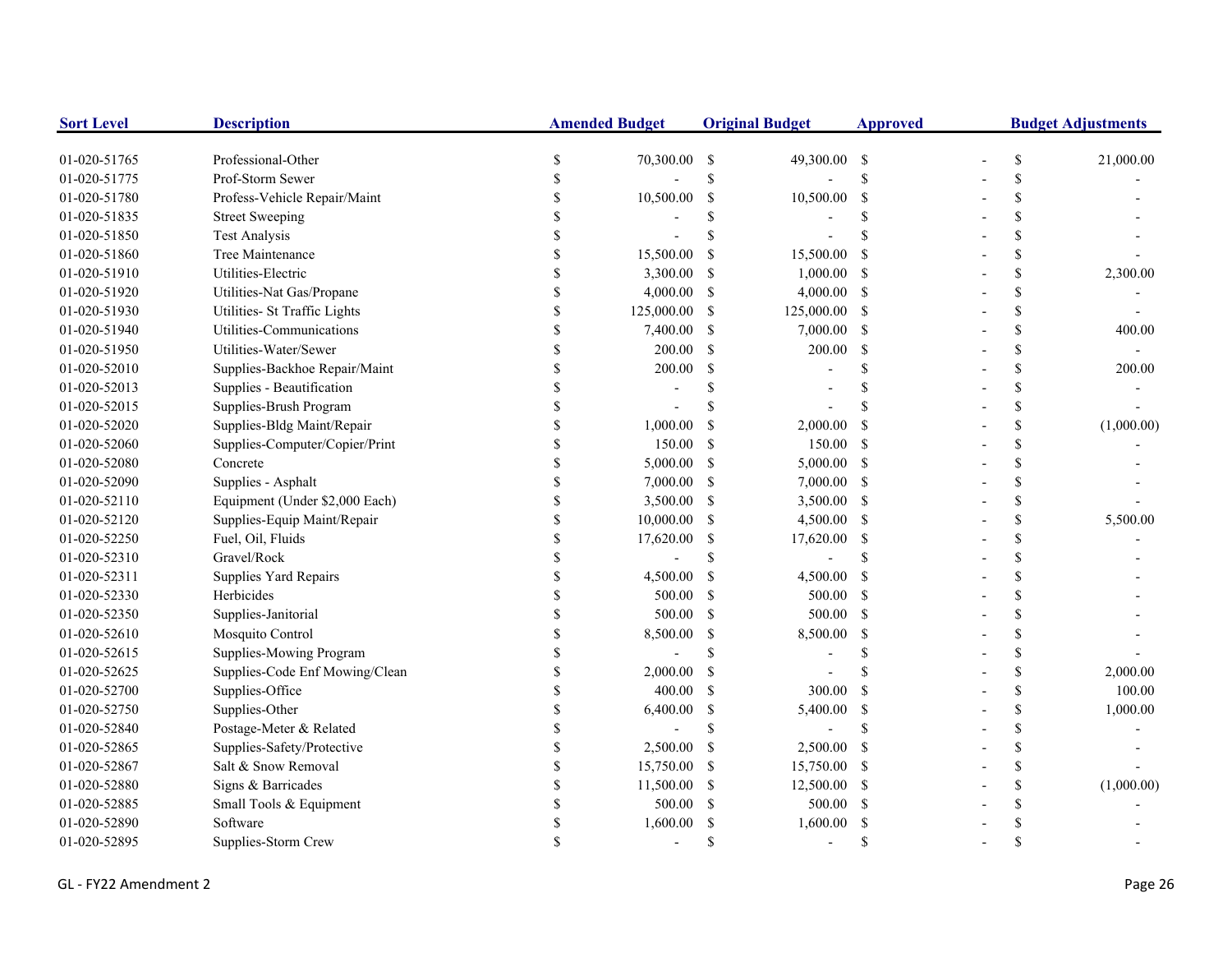| Sort Level | Description | Amended Budget | Original Budget | Approved | Budget Adjustments |
|---|---|---|---|---|---|
| 01-020-51765 | Professional-Other | $ 70,300.00 | $ 49,300.00 | $ - | $ 21,000.00 |
| 01-020-51775 | Prof-Storm Sewer | $ - | $ - | $ - | $ - |
| 01-020-51780 | Profess-Vehicle Repair/Maint | $ 10,500.00 | $ 10,500.00 | $ - | $ - |
| 01-020-51835 | Street Sweeping | $ - | $ - | $ - | $ - |
| 01-020-51850 | Test Analysis | $ - | $ - | $ - | $ - |
| 01-020-51860 | Tree Maintenance | $ 15,500.00 | $ 15,500.00 | $ - | $ - |
| 01-020-51910 | Utilities-Electric | $ 3,300.00 | $ 1,000.00 | $ - | $ 2,300.00 |
| 01-020-51920 | Utilities-Nat Gas/Propane | $ 4,000.00 | $ 4,000.00 | $ - | $ - |
| 01-020-51930 | Utilities- St Traffic Lights | $ 125,000.00 | $ 125,000.00 | $ - | $ - |
| 01-020-51940 | Utilities-Communications | $ 7,400.00 | $ 7,000.00 | $ - | $ 400.00 |
| 01-020-51950 | Utilities-Water/Sewer | $ 200.00 | $ 200.00 | $ - | $ - |
| 01-020-52010 | Supplies-Backhoe Repair/Maint | $ 200.00 | $ - | $ - | $ 200.00 |
| 01-020-52013 | Supplies - Beautification | $ - | $ - | $ - | $ - |
| 01-020-52015 | Supplies-Brush Program | $ - | $ - | $ - | $ - |
| 01-020-52020 | Supplies-Bldg Maint/Repair | $ 1,000.00 | $ 2,000.00 | $ - | $ (1,000.00) |
| 01-020-52060 | Supplies-Computer/Copier/Print | $ 150.00 | $ 150.00 | $ - | $ - |
| 01-020-52080 | Concrete | $ 5,000.00 | $ 5,000.00 | $ - | $ - |
| 01-020-52090 | Supplies - Asphalt | $ 7,000.00 | $ 7,000.00 | $ - | $ - |
| 01-020-52110 | Equipment (Under $2,000 Each) | $ 3,500.00 | $ 3,500.00 | $ - | $ - |
| 01-020-52120 | Supplies-Equip Maint/Repair | $ 10,000.00 | $ 4,500.00 | $ - | $ 5,500.00 |
| 01-020-52250 | Fuel, Oil, Fluids | $ 17,620.00 | $ 17,620.00 | $ - | $ - |
| 01-020-52310 | Gravel/Rock | $ - | $ - | $ - | $ - |
| 01-020-52311 | Supplies Yard Repairs | $ 4,500.00 | $ 4,500.00 | $ - | $ - |
| 01-020-52330 | Herbicides | $ 500.00 | $ 500.00 | $ - | $ - |
| 01-020-52350 | Supplies-Janitorial | $ 500.00 | $ 500.00 | $ - | $ - |
| 01-020-52610 | Mosquito Control | $ 8,500.00 | $ 8,500.00 | $ - | $ - |
| 01-020-52615 | Supplies-Mowing Program | $ - | $ - | $ - | $ - |
| 01-020-52625 | Supplies-Code Enf Mowing/Clean | $ 2,000.00 | $ - | $ - | $ 2,000.00 |
| 01-020-52700 | Supplies-Office | $ 400.00 | $ 300.00 | $ - | $ 100.00 |
| 01-020-52750 | Supplies-Other | $ 6,400.00 | $ 5,400.00 | $ - | $ 1,000.00 |
| 01-020-52840 | Postage-Meter & Related | $ - | $ - | $ - | $ - |
| 01-020-52865 | Supplies-Safety/Protective | $ 2,500.00 | $ 2,500.00 | $ - | $ - |
| 01-020-52867 | Salt & Snow Removal | $ 15,750.00 | $ 15,750.00 | $ - | $ - |
| 01-020-52880 | Signs & Barricades | $ 11,500.00 | $ 12,500.00 | $ - | $ (1,000.00) |
| 01-020-52885 | Small Tools & Equipment | $ 500.00 | $ 500.00 | $ - | $ - |
| 01-020-52890 | Software | $ 1,600.00 | $ 1,600.00 | $ - | $ - |
| 01-020-52895 | Supplies-Storm Crew | $ - | $ - | $ - | $ - |

GL - FY22 Amendment 2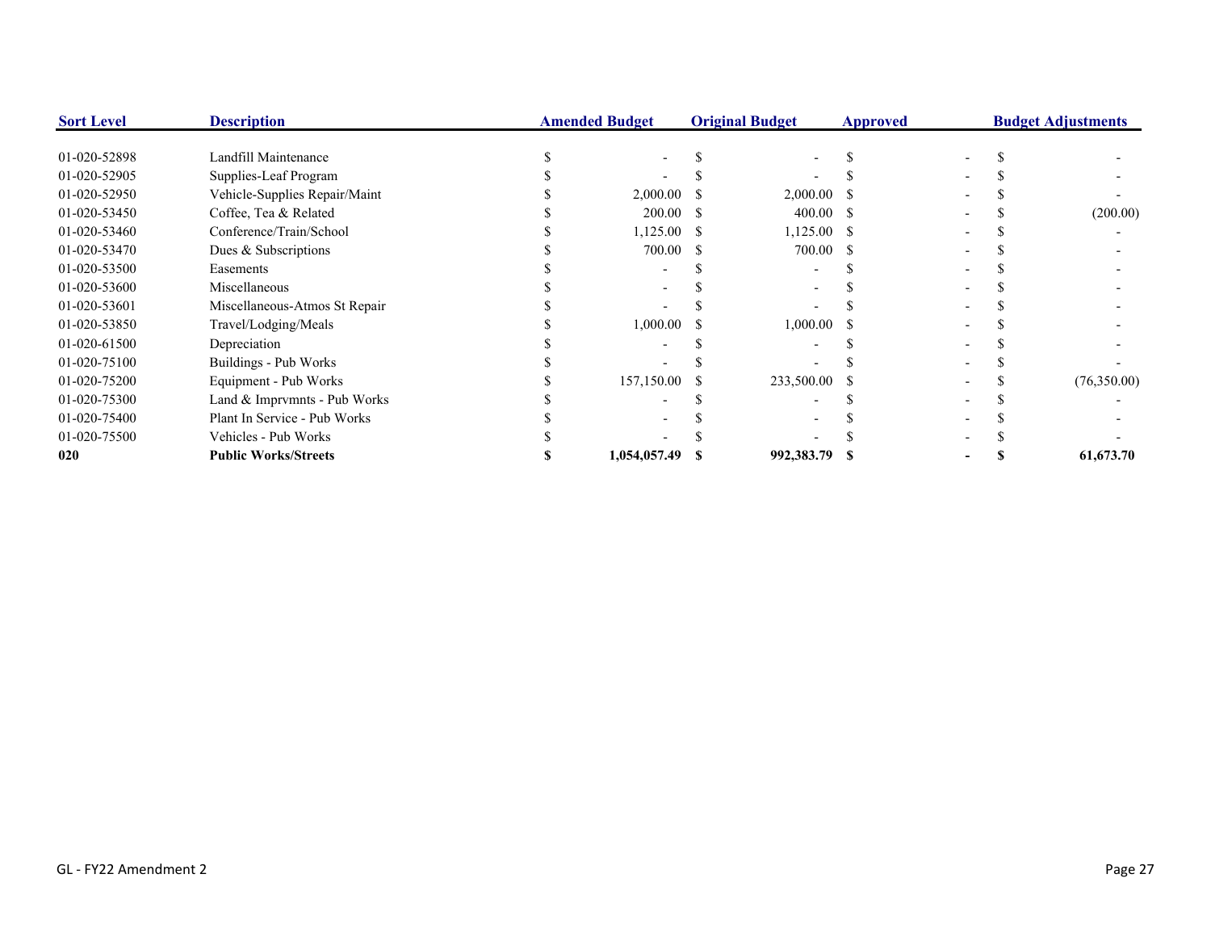| Sort Level | Description | Amended Budget | Original Budget | Approved | Budget Adjustments |
|---|---|---|---|---|---|
| 01-020-52898 | Landfill Maintenance | $ - | $ - | $ - | $ - |
| 01-020-52905 | Supplies-Leaf Program | $ - | $ - | $ - | $ - |
| 01-020-52950 | Vehicle-Supplies Repair/Maint | $ 2,000.00 | $ 2,000.00 | $ - | $ - |
| 01-020-53450 | Coffee, Tea & Related | $ 200.00 | $ 400.00 | $ - | $ (200.00) |
| 01-020-53460 | Conference/Train/School | $ 1,125.00 | $ 1,125.00 | $ - | $ - |
| 01-020-53470 | Dues & Subscriptions | $ 700.00 | $ 700.00 | $ - | $ - |
| 01-020-53500 | Easements | $ - | $ - | $ - | $ - |
| 01-020-53600 | Miscellaneous | $ - | $ - | $ - | $ - |
| 01-020-53601 | Miscellaneous-Atmos St Repair | $ - | $ - | $ - | $ - |
| 01-020-53850 | Travel/Lodging/Meals | $ 1,000.00 | $ 1,000.00 | $ - | $ - |
| 01-020-61500 | Depreciation | $ - | $ - | $ - | $ - |
| 01-020-75100 | Buildings - Pub Works | $ - | $ - | $ - | $ - |
| 01-020-75200 | Equipment - Pub Works | $ 157,150.00 | $ 233,500.00 | $ - | $ (76,350.00) |
| 01-020-75300 | Land & Imprvmnts - Pub Works | $ - | $ - | $ - | $ - |
| 01-020-75400 | Plant In Service - Pub Works | $ - | $ - | $ - | $ - |
| 01-020-75500 | Vehicles - Pub Works | $ - | $ - | $ - | $ - |
| **020** | **Public Works/Streets** | **$ 1,054,057.49** | **$ 992,383.79** | **$ -** | **$ 61,673.70** |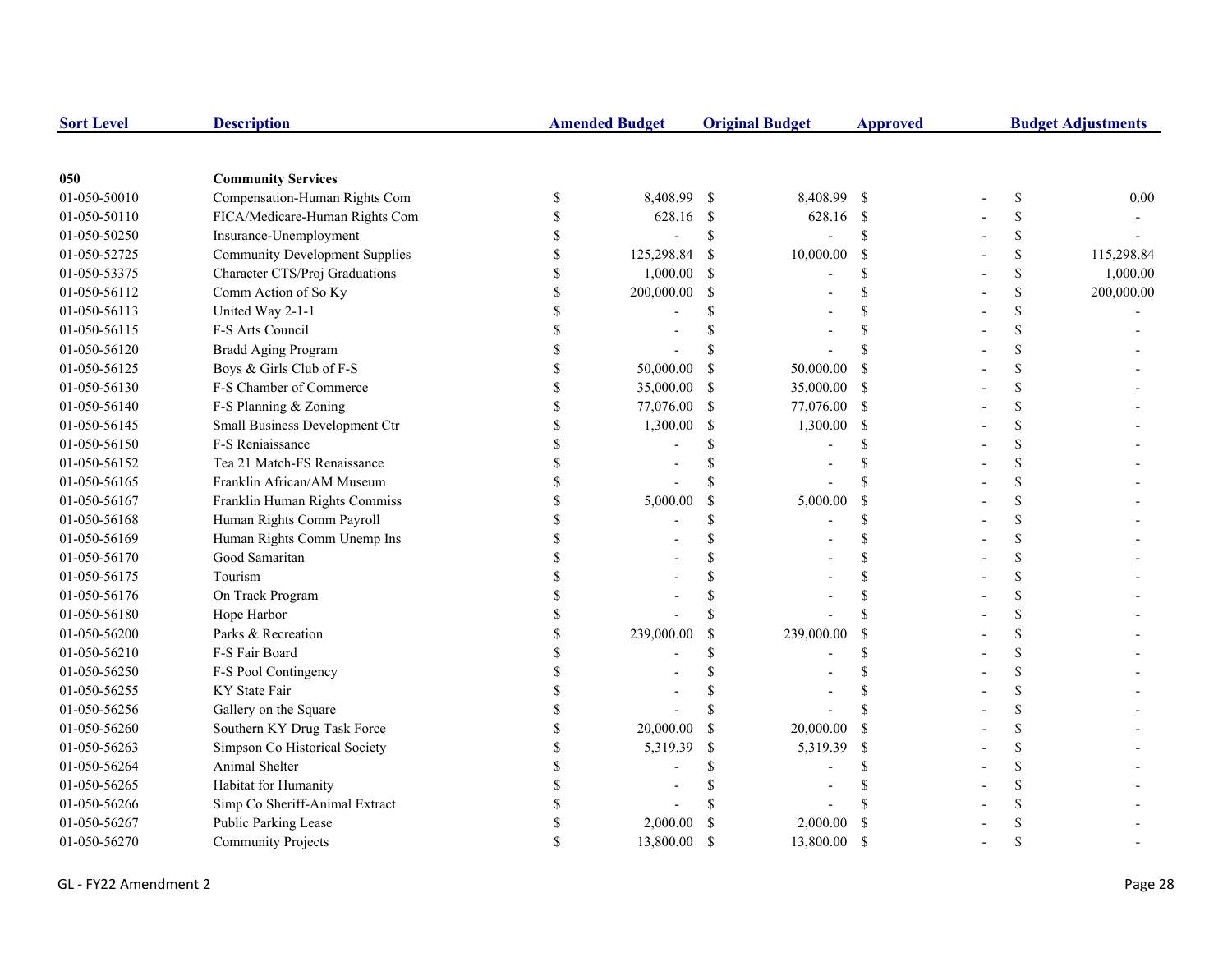| Sort Level | Description | Amended Budget | Original Budget | Approved | Budget Adjustments |
|---|---|---|---|---|---|
| 050 | **Community Services** | | | | |
| 01-050-50010 | Compensation-Human Rights Com | $ 8,408.99 | $ 8,408.99 | $ - | $ 0.00 |
| 01-050-50110 | FICA/Medicare-Human Rights Com | $ 628.16 | $ 628.16 | $ - | $ - |
| 01-050-50250 | Insurance-Unemployment | $ - | $ - | $ - | $ - |
| 01-050-52725 | Community Development Supplies | $ 125,298.84 | $ 10,000.00 | $ - | $ 115,298.84 |
| 01-050-53375 | Character CTS/Proj Graduations | $ 1,000.00 | $ - | $ - | $ 1,000.00 |
| 01-050-56112 | Comm Action of So Ky | $ 200,000.00 | $ - | $ - | $ 200,000.00 |
| 01-050-56113 | United Way 2-1-1 | $ - | $ - | $ - | $ - |
| 01-050-56115 | F-S Arts Council | $ - | $ - | $ - | $ - |
| 01-050-56120 | Bradd Aging Program | $ - | $ - | $ - | $ - |
| 01-050-56125 | Boys & Girls Club of F-S | $ 50,000.00 | $ 50,000.00 | $ - | $ - |
| 01-050-56130 | F-S Chamber of Commerce | $ 35,000.00 | $ 35,000.00 | $ - | $ - |
| 01-050-56140 | F-S Planning & Zoning | $ 77,076.00 | $ 77,076.00 | $ - | $ - |
| 01-050-56145 | Small Business Development Ctr | $ 1,300.00 | $ 1,300.00 | $ - | $ - |
| 01-050-56150 | F-S Reniaissance | $ - | $ - | $ - | $ - |
| 01-050-56152 | Tea 21 Match-FS Renaissance | $ - | $ - | $ - | $ - |
| 01-050-56165 | Franklin African/AM Museum | $ - | $ - | $ - | $ - |
| 01-050-56167 | Franklin Human Rights Commiss | $ 5,000.00 | $ 5,000.00 | $ - | $ - |
| 01-050-56168 | Human Rights Comm Payroll | $ - | $ - | $ - | $ - |
| 01-050-56169 | Human Rights Comm Unemp Ins | $ - | $ - | $ - | $ - |
| 01-050-56170 | Good Samaritan | $ - | $ - | $ - | $ - |
| 01-050-56175 | Tourism | $ - | $ - | $ - | $ - |
| 01-050-56176 | On Track Program | $ - | $ - | $ - | $ - |
| 01-050-56180 | Hope Harbor | $ - | $ - | $ - | $ - |
| 01-050-56200 | Parks & Recreation | $ 239,000.00 | $ 239,000.00 | $ - | $ - |
| 01-050-56210 | F-S Fair Board | $ - | $ - | $ - | $ - |
| 01-050-56250 | F-S Pool Contingency | $ - | $ - | $ - | $ - |
| 01-050-56255 | KY State Fair | $ - | $ - | $ - | $ - |
| 01-050-56256 | Gallery on the Square | $ - | $ - | $ - | $ - |
| 01-050-56260 | Southern KY Drug Task Force | $ 20,000.00 | $ 20,000.00 | $ - | $ - |
| 01-050-56263 | Simpson Co Historical Society | $ 5,319.39 | $ 5,319.39 | $ - | $ - |
| 01-050-56264 | Animal Shelter | $ - | $ - | $ - | $ - |
| 01-050-56265 | Habitat for Humanity | $ - | $ - | $ - | $ - |
| 01-050-56266 | Simp Co Sheriff-Animal Extract | $ - | $ - | $ - | $ - |
| 01-050-56267 | Public Parking Lease | $ 2,000.00 | $ 2,000.00 | $ - | $ - |
| 01-050-56270 | Community Projects | $ 13,800.00 | $ 13,800.00 | $ - | $ - |

GL - FY22 Amendment 2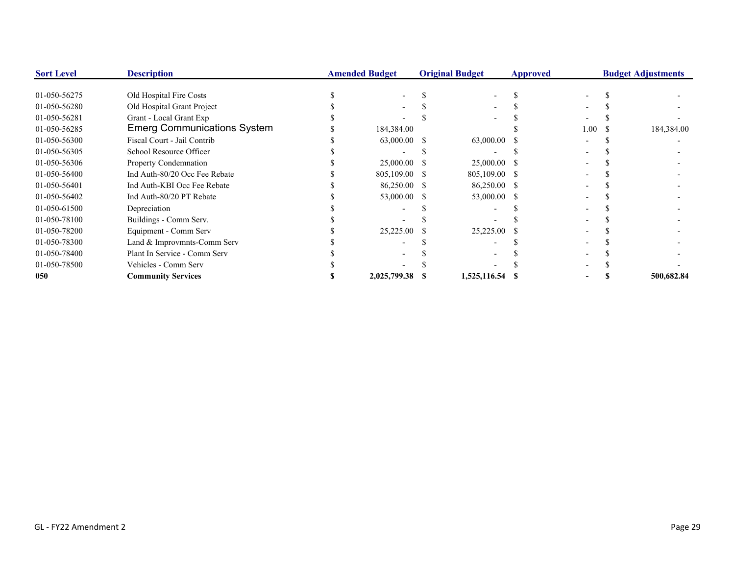| Sort Level | Description | Amended Budget | Original Budget | Approved | Budget Adjustments |
|---|---|---|---|---|---|
| 01-050-56275 | Old Hospital Fire Costs | $ - | $ - | $ - | $ - |
| 01-050-56280 | Old Hospital Grant Project | $ - | $ - | $ - | $ - |
| 01-050-56281 | Grant - Local Grant Exp | $ - | $ - | $ - | $ - |
| 01-050-56285 | Emerg Communications System | $ 184,384.00 | | $ 1.00 | $ 184,384.00 |
| 01-050-56300 | Fiscal Court - Jail Contrib | $ 63,000.00 | $ 63,000.00 | $ - | $ - |
| 01-050-56305 | School Resource Officer | $ - | $ - | $ - | $ - |
| 01-050-56306 | Property Condemnation | $ 25,000.00 | $ 25,000.00 | $ - | $ - |
| 01-050-56400 | Ind Auth-80/20 Occ Fee Rebate | $ 805,109.00 | $ 805,109.00 | $ - | $ - |
| 01-050-56401 | Ind Auth-KBI Occ Fee Rebate | $ 86,250.00 | $ 86,250.00 | $ - | $ - |
| 01-050-56402 | Ind Auth-80/20 PT Rebate | $ 53,000.00 | $ 53,000.00 | $ - | $ - |
| 01-050-61500 | Depreciation | $ - | $ - | $ - | $ - |
| 01-050-78100 | Buildings - Comm Serv. | $ - | $ - | $ - | $ - |
| 01-050-78200 | Equipment - Comm Serv | $ 25,225.00 | $ 25,225.00 | $ - | $ - |
| 01-050-78300 | Land & Improvmnts-Comm Serv | $ - | $ - | $ - | $ - |
| 01-050-78400 | Plant In Service - Comm Serv | $ - | $ - | $ - | $ - |
| 01-050-78500 | Vehicles - Comm Serv | $ - | $ - | $ - | $ - |
| **050** | **Community Services** | **$ 2,025,799.38** | **$ 1,525,116.54** | **$ -** | **$ 500,682.84** |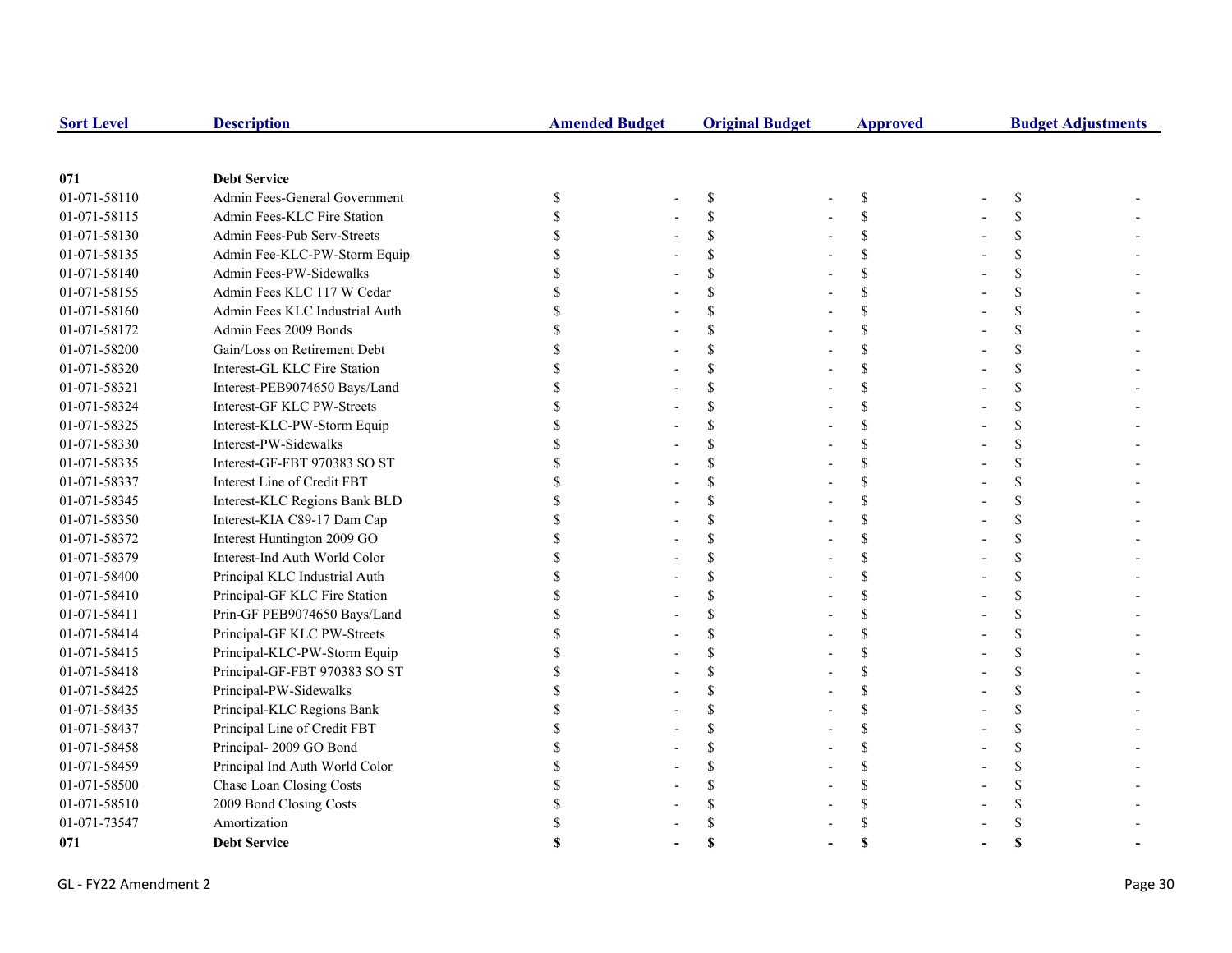| Sort Level | Description | Amended Budget | Original Budget | Approved | Budget Adjustments |
|---|---|---|---|---|---|
| **071** | **Debt Service** | | | | |
| 01-071-58110 | Admin Fees-General Government | $ - | $ - | $ - | $ - |
| 01-071-58115 | Admin Fees-KLC Fire Station | $ - | $ - | $ - | $ - |
| 01-071-58130 | Admin Fees-Pub Serv-Streets | $ - | $ - | $ - | $ - |
| 01-071-58135 | Admin Fee-KLC-PW-Storm Equip | $ - | $ - | $ - | $ - |
| 01-071-58140 | Admin Fees-PW-Sidewalks | $ - | $ - | $ - | $ - |
| 01-071-58155 | Admin Fees KLC 117 W Cedar | $ - | $ - | $ - | $ - |
| 01-071-58160 | Admin Fees KLC Industrial Auth | $ - | $ - | $ - | $ - |
| 01-071-58172 | Admin Fees 2009 Bonds | $ - | $ - | $ - | $ - |
| 01-071-58200 | Gain/Loss on Retirement Debt | $ - | $ - | $ - | $ - |
| 01-071-58320 | Interest-GL KLC Fire Station | $ - | $ - | $ - | $ - |
| 01-071-58321 | Interest-PEB9074650 Bays/Land | $ - | $ - | $ - | $ - |
| 01-071-58324 | Interest-GF KLC PW-Streets | $ - | $ - | $ - | $ - |
| 01-071-58325 | Interest-KLC-PW-Storm Equip | $ - | $ - | $ - | $ - |
| 01-071-58330 | Interest-PW-Sidewalks | $ - | $ - | $ - | $ - |
| 01-071-58335 | Interest-GF-FBT 970383 SO ST | $ - | $ - | $ - | $ - |
| 01-071-58337 | Interest Line of Credit FBT | $ - | $ - | $ - | $ - |
| 01-071-58345 | Interest-KLC Regions Bank BLD | $ - | $ - | $ - | $ - |
| 01-071-58350 | Interest-KIA C89-17 Dam Cap | $ - | $ - | $ - | $ - |
| 01-071-58372 | Interest Huntington 2009 GO | $ - | $ - | $ - | $ - |
| 01-071-58379 | Interest-Ind Auth World Color | $ - | $ - | $ - | $ - |
| 01-071-58400 | Principal KLC Industrial Auth | $ - | $ - | $ - | $ - |
| 01-071-58410 | Principal-GF KLC Fire Station | $ - | $ - | $ - | $ - |
| 01-071-58411 | Prin-GF PEB9074650 Bays/Land | $ - | $ - | $ - | $ - |
| 01-071-58414 | Principal-GF KLC PW-Streets | $ - | $ - | $ - | $ - |
| 01-071-58415 | Principal-KLC-PW-Storm Equip | $ - | $ - | $ - | $ - |
| 01-071-58418 | Principal-GF-FBT 970383 SO ST | $ - | $ - | $ - | $ - |
| 01-071-58425 | Principal-PW-Sidewalks | $ - | $ - | $ - | $ - |
| 01-071-58435 | Principal-KLC Regions Bank | $ - | $ - | $ - | $ - |
| 01-071-58437 | Principal Line of Credit FBT | $ - | $ - | $ - | $ - |
| 01-071-58458 | Principal- 2009 GO Bond | $ - | $ - | $ - | $ - |
| 01-071-58459 | Principal Ind Auth World Color | $ - | $ - | $ - | $ - |
| 01-071-58500 | Chase Loan Closing Costs | $ - | $ - | $ - | $ - |
| 01-071-58510 | 2009 Bond Closing Costs | $ - | $ - | $ - | $ - |
| 01-071-73547 | Amortization | $ - | $ - | $ - | $ - |
| **071** | **Debt Service** | **$ -** | **$ -** | **$ -** | **$ -** |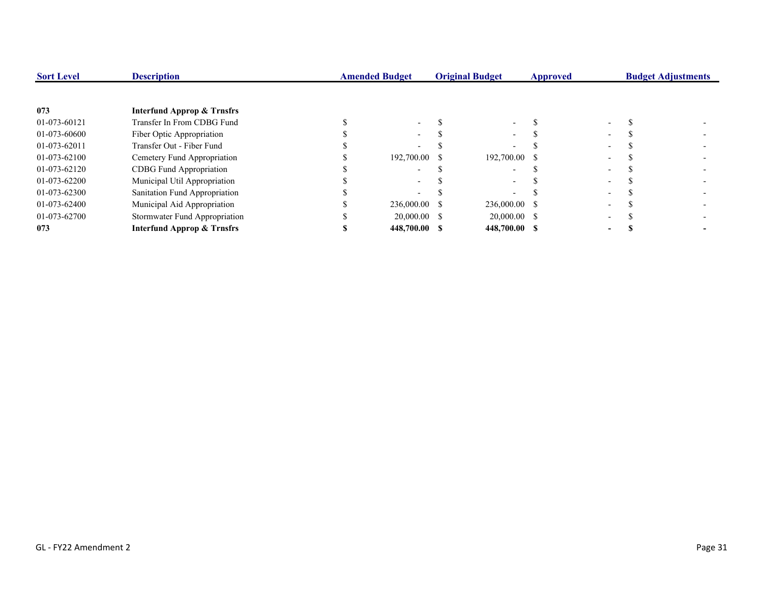| Sort Level | Description | Amended Budget | Original Budget | Approved | Budget Adjustments |
|---|---|---|---|---|---|
| **073** | **Interfund Approp & Trnsfrs** | | | | |
| 01-073-60121 | Transfer In From CDBG Fund | $ - | $ - | $ - | $ - |
| 01-073-60600 | Fiber Optic Appropriation | $ - | $ - | $ - | $ - |
| 01-073-62011 | Transfer Out - Fiber Fund | $ - | $ - | $ - | $ - |
| 01-073-62100 | Cemetery Fund Appropriation | $ 192,700.00 | $ 192,700.00 | $ - | $ - |
| 01-073-62120 | CDBG Fund Appropriation | $ - | $ - | $ - | $ - |
| 01-073-62200 | Municipal Util Appropriation | $ - | $ - | $ - | $ - |
| 01-073-62300 | Sanitation Fund Appropriation | $ - | $ - | $ - | $ - |
| 01-073-62400 | Municipal Aid Appropriation | $ 236,000.00 | $ 236,000.00 | $ - | $ - |
| 01-073-62700 | Stormwater Fund Appropriation | $ 20,000.00 | $ 20,000.00 | $ - | $ - |
| **073** | **Interfund Approp & Trnsfrs** | **$ 448,700.00** | **$ 448,700.00** | **$ -** | **$ -** |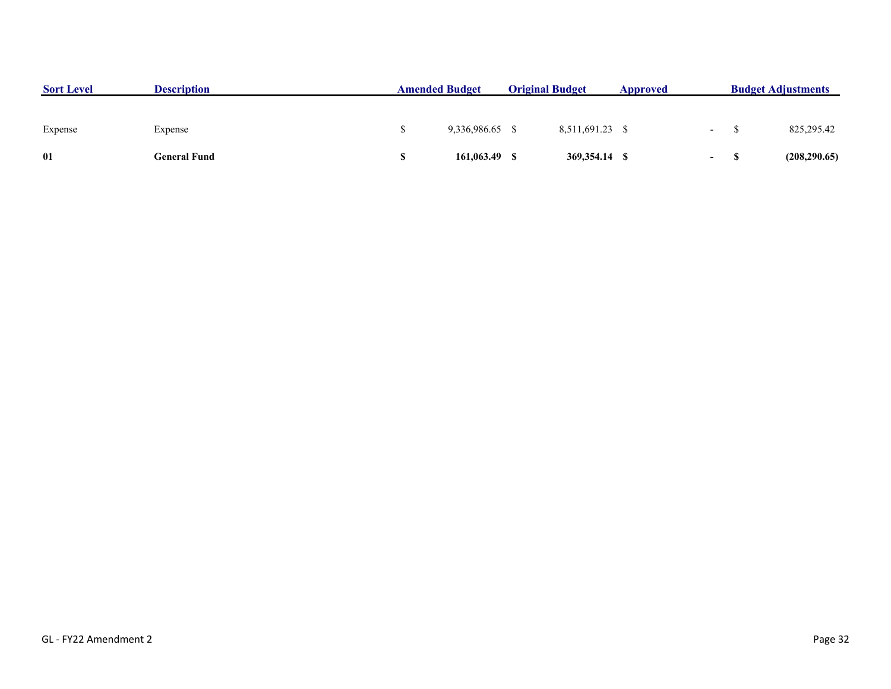| Sort Level | Description | Amended Budget | Original Budget | Approved | Budget Adjustments |
|---|---|---|---|---|---|
| Expense | Expense | $ 9,336,986.65 | $ 8,511,691.23 | $ - | $ 825,295.42 |
| **01** | **General Fund** | **$ 161,063.49** | **$ 369,354.14** | **$ -** | **$ (208,290.65)** |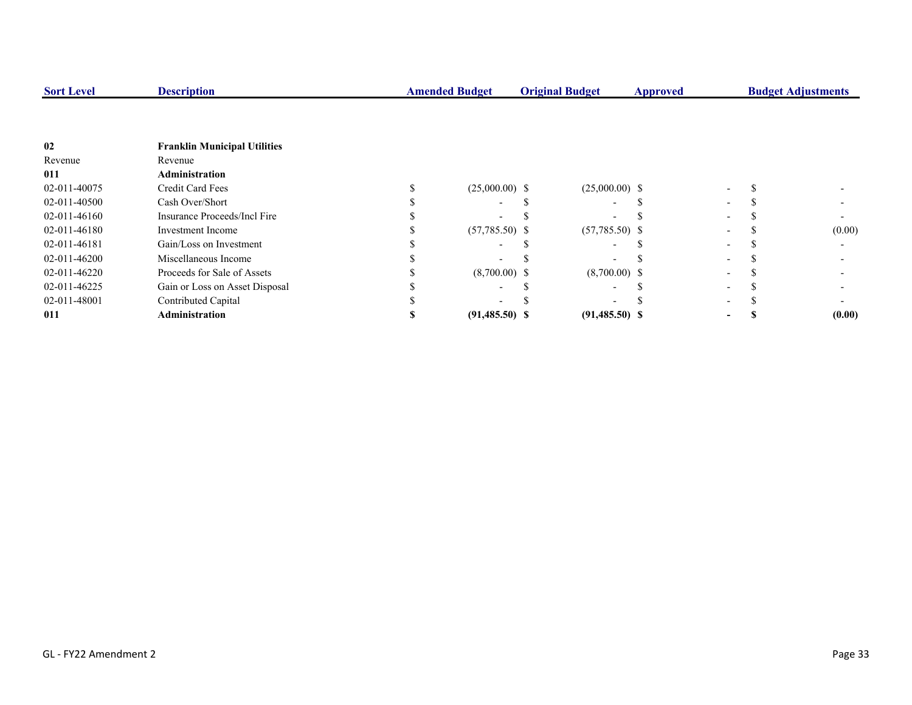| Sort Level | Description | Amended Budget | Original Budget | Approved | Budget Adjustments |
|---|---|---|---|---|---|
| **02** | **Franklin Municipal Utilities** | | | | |
| Revenue | Revenue | | | | |
| **011** | **Administration** | | | | |
| 02-011-40075 | Credit Card Fees | $ (25,000.00) | $ (25,000.00) | $ - | $ - |
| 02-011-40500 | Cash Over/Short | $ - | $ - | $ - | $ - |
| 02-011-46160 | Insurance Proceeds/Incl Fire | $ - | $ - | $ - | $ - |
| 02-011-46180 | Investment Income | $ (57,785.50) | $ (57,785.50) | $ - | $ (0.00) |
| 02-011-46181 | Gain/Loss on Investment | $ - | $ - | $ - | $ - |
| 02-011-46200 | Miscellaneous Income | $ - | $ - | $ - | $ - |
| 02-011-46220 | Proceeds for Sale of Assets | $ (8,700.00) | $ (8,700.00) | $ - | $ - |
| 02-011-46225 | Gain or Loss on Asset Disposal | $ - | $ - | $ - | $ - |
| 02-011-48001 | Contributed Capital | $ - | $ - | $ - | $ - |
| **011** | **Administration** | **$ (91,485.50)** | **$ (91,485.50)** | **$ -** | **$ (0.00)** |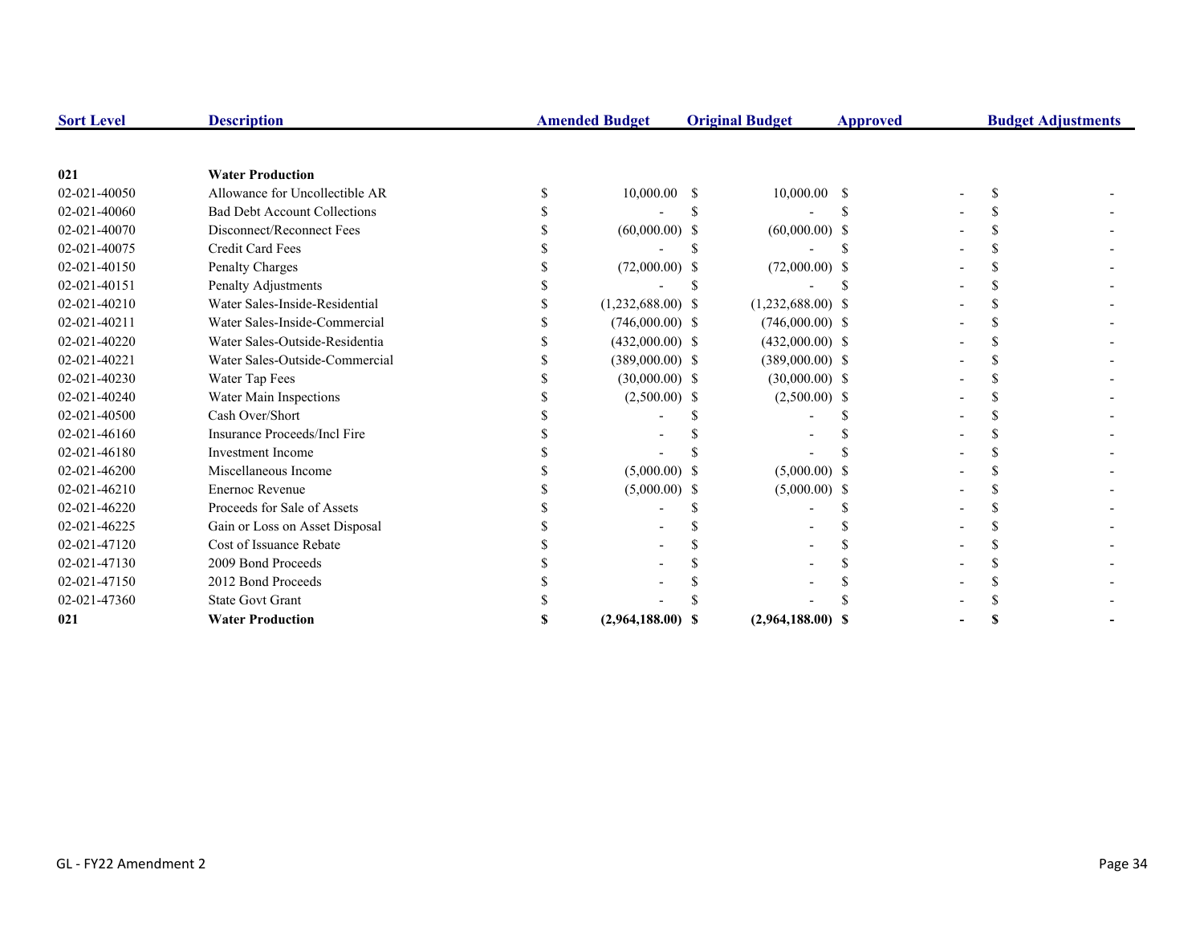| Sort Level | Description | Amended Budget | Original Budget | Approved | Budget Adjustments |
|---|---|---|---|---|---|
| **021** | **Water Production** | | | | |
| 02-021-40050 | Allowance for Uncollectible AR | $ 10,000.00 | $ 10,000.00 | $ - | $ - |
| 02-021-40060 | Bad Debt Account Collections | $ - | $ - | $ - | $ - |
| 02-021-40070 | Disconnect/Reconnect Fees | $ (60,000.00) | $ (60,000.00) | $ - | $ - |
| 02-021-40075 | Credit Card Fees | $ - | $ - | $ - | $ - |
| 02-021-40150 | Penalty Charges | $ (72,000.00) | $ (72,000.00) | $ - | $ - |
| 02-021-40151 | Penalty Adjustments | $ - | $ - | $ - | $ - |
| 02-021-40210 | Water Sales-Inside-Residential | $ (1,232,688.00) | $ (1,232,688.00) | $ - | $ - |
| 02-021-40211 | Water Sales-Inside-Commercial | $ (746,000.00) | $ (746,000.00) | $ - | $ - |
| 02-021-40220 | Water Sales-Outside-Residentia | $ (432,000.00) | $ (432,000.00) | $ - | $ - |
| 02-021-40221 | Water Sales-Outside-Commercial | $ (389,000.00) | $ (389,000.00) | $ - | $ - |
| 02-021-40230 | Water Tap Fees | $ (30,000.00) | $ (30,000.00) | $ - | $ - |
| 02-021-40240 | Water Main Inspections | $ (2,500.00) | $ (2,500.00) | $ - | $ - |
| 02-021-40500 | Cash Over/Short | $ - | $ - | $ - | $ - |
| 02-021-46160 | Insurance Proceeds/Incl Fire | $ - | $ - | $ - | $ - |
| 02-021-46180 | Investment Income | $ - | $ - | $ - | $ - |
| 02-021-46200 | Miscellaneous Income | $ (5,000.00) | $ (5,000.00) | $ - | $ - |
| 02-021-46210 | Enernoc Revenue | $ (5,000.00) | $ (5,000.00) | $ - | $ - |
| 02-021-46220 | Proceeds for Sale of Assets | $ - | $ - | $ - | $ - |
| 02-021-46225 | Gain or Loss on Asset Disposal | $ - | $ - | $ - | $ - |
| 02-021-47120 | Cost of Issuance Rebate | $ - | $ - | $ - | $ - |
| 02-021-47130 | 2009 Bond Proceeds | $ - | $ - | $ - | $ - |
| 02-021-47150 | 2012 Bond Proceeds | $ - | $ - | $ - | $ - |
| 02-021-47360 | State Govt Grant | $ - | $ - | $ - | $ - |
| **021** | **Water Production** | **$ (2,964,188.00)** | **$ (2,964,188.00)** | **$ -** | **$ -** |

GL - FY22 Amendment 2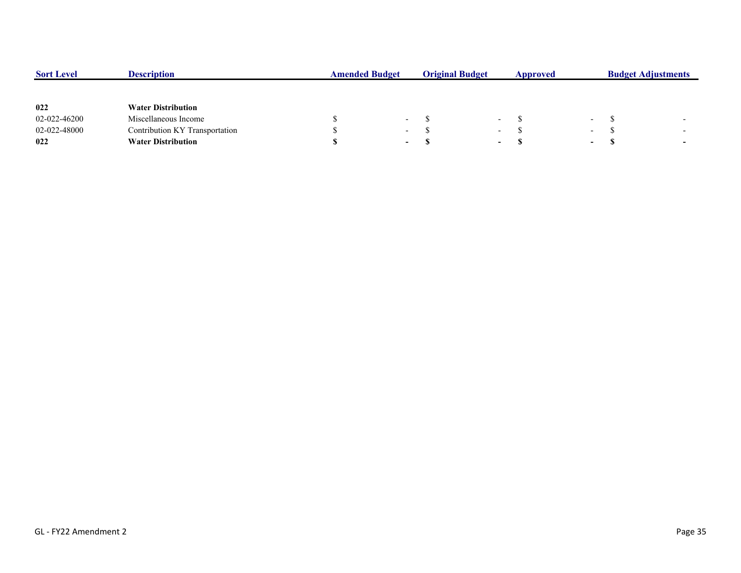| Sort Level | Description | Amended Budget | Original Budget | Approved | Budget Adjustments |
|---|---|---|---|---|---|
| **022** | **Water Distribution** | | | | |
| 02-022-46200 | Miscellaneous Income | $ - | $ - | $ - | $ - |
| 02-022-48000 | Contribution KY Transportation | $ - | $ - | $ - | $ - |
| **022** | **Water Distribution** | **$ -** | **$ -** | **$ -** | **$ -** |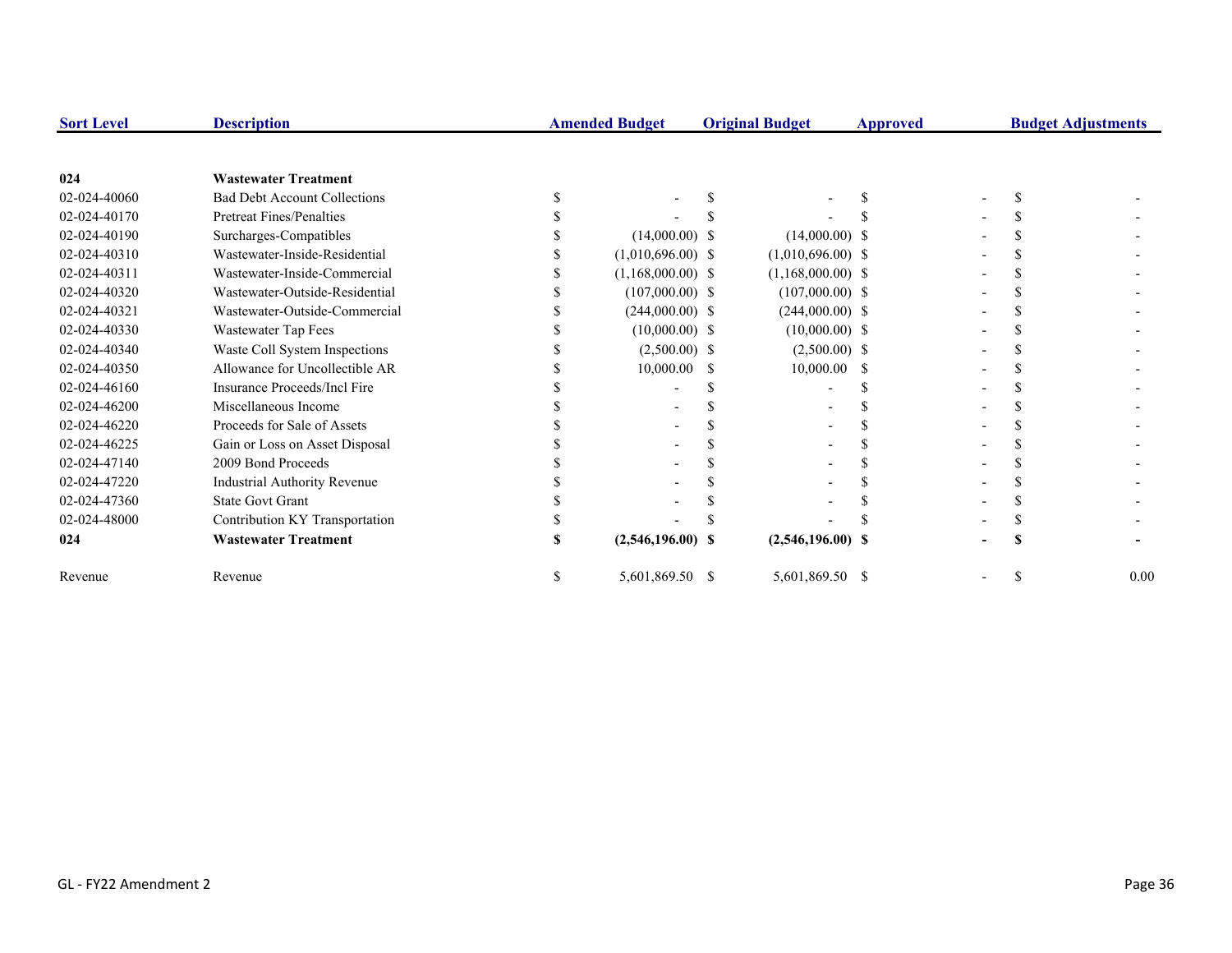| Sort Level | Description | Amended Budget | Original Budget | Approved | Budget Adjustments |
|---|---|---|---|---|---|
| **024** | **Wastewater Treatment** | | | | |
| 02-024-40060 | Bad Debt Account Collections | $ - | $ - | $ - | $ - |
| 02-024-40170 | Pretreat Fines/Penalties | $ - | $ - | $ - | $ - |
| 02-024-40190 | Surcharges-Compatibles | $ (14,000.00) | $ (14,000.00) | $ - | $ - |
| 02-024-40310 | Wastewater-Inside-Residential | $ (1,010,696.00) | $ (1,010,696.00) | $ - | $ - |
| 02-024-40311 | Wastewater-Inside-Commercial | $ (1,168,000.00) | $ (1,168,000.00) | $ - | $ - |
| 02-024-40320 | Wastewater-Outside-Residential | $ (107,000.00) | $ (107,000.00) | $ - | $ - |
| 02-024-40321 | Wastewater-Outside-Commercial | $ (244,000.00) | $ (244,000.00) | $ - | $ - |
| 02-024-40330 | Wastewater Tap Fees | $ (10,000.00) | $ (10,000.00) | $ - | $ - |
| 02-024-40340 | Waste Coll System Inspections | $ (2,500.00) | $ (2,500.00) | $ - | $ - |
| 02-024-40350 | Allowance for Uncollectible AR | $ 10,000.00 | $ 10,000.00 | $ - | $ - |
| 02-024-46160 | Insurance Proceeds/Incl Fire | $ - | $ - | $ - | $ - |
| 02-024-46200 | Miscellaneous Income | $ - | $ - | $ - | $ - |
| 02-024-46220 | Proceeds for Sale of Assets | $ - | $ - | $ - | $ - |
| 02-024-46225 | Gain or Loss on Asset Disposal | $ - | $ - | $ - | $ - |
| 02-024-47140 | 2009 Bond Proceeds | $ - | $ - | $ - | $ - |
| 02-024-47220 | Industrial Authority Revenue | $ - | $ - | $ - | $ - |
| 02-024-47360 | State Govt Grant | $ - | $ - | $ - | $ - |
| 02-024-48000 | Contribution KY Transportation | $ - | $ - | $ - | $ - |
| **024** | **Wastewater Treatment** | **$ (2,546,196.00)** | **$ (2,546,196.00)** | **$ -** | **$ -** |
| Revenue | Revenue | $ 5,601,869.50 | $ 5,601,869.50 | $ - | $ 0.00 |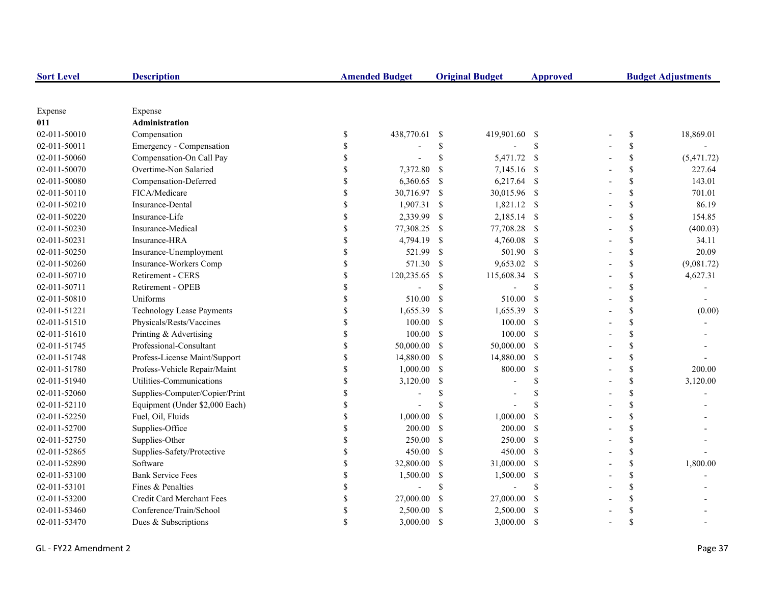| Sort Level | Description | Amended Budget | Original Budget | Approved | Budget Adjustments |
|---|---|---|---|---|---|
| Expense | Expense | | | | |
| **011** | **Administration** | | | | |
| 02-011-50010 | Compensation | $ 438,770.61 | $ 419,901.60 | $ - | $ 18,869.01 |
| 02-011-50011 | Emergency - Compensation | $ - | $ - | $ - | $ - |
| 02-011-50060 | Compensation-On Call Pay | $ - | $ 5,471.72 | $ - | $ (5,471.72) |
| 02-011-50070 | Overtime-Non Salaried | $ 7,372.80 | $ 7,145.16 | $ - | $ 227.64 |
| 02-011-50080 | Compensation-Deferred | $ 6,360.65 | $ 6,217.64 | $ - | $ 143.01 |
| 02-011-50110 | FICA/Medicare | $ 30,716.97 | $ 30,015.96 | $ - | $ 701.01 |
| 02-011-50210 | Insurance-Dental | $ 1,907.31 | $ 1,821.12 | $ - | $ 86.19 |
| 02-011-50220 | Insurance-Life | $ 2,339.99 | $ 2,185.14 | $ - | $ 154.85 |
| 02-011-50230 | Insurance-Medical | $ 77,308.25 | $ 77,708.28 | $ - | $ (400.03) |
| 02-011-50231 | Insurance-HRA | $ 4,794.19 | $ 4,760.08 | $ - | $ 34.11 |
| 02-011-50250 | Insurance-Unemployment | $ 521.99 | $ 501.90 | $ - | $ 20.09 |
| 02-011-50260 | Insurance-Workers Comp | $ 571.30 | $ 9,653.02 | $ - | $ (9,081.72) |
| 02-011-50710 | Retirement - CERS | $ 120,235.65 | $ 115,608.34 | $ - | $ 4,627.31 |
| 02-011-50711 | Retirement - OPEB | $ - | $ - | $ - | $ - |
| 02-011-50810 | Uniforms | $ 510.00 | $ 510.00 | $ - | $ - |
| 02-011-51221 | Technology Lease Payments | $ 1,655.39 | $ 1,655.39 | $ - | $ (0.00) |
| 02-011-51510 | Physicals/Rests/Vaccines | $ 100.00 | $ 100.00 | $ - | $ - |
| 02-011-51610 | Printing & Advertising | $ 100.00 | $ 100.00 | $ - | $ - |
| 02-011-51745 | Professional-Consultant | $ 50,000.00 | $ 50,000.00 | $ - | $ - |
| 02-011-51748 | Profess-License Maint/Support | $ 14,880.00 | $ 14,880.00 | $ - | $ - |
| 02-011-51780 | Profess-Vehicle Repair/Maint | $ 1,000.00 | $ 800.00 | $ - | $ 200.00 |
| 02-011-51940 | Utilities-Communications | $ 3,120.00 | $ - | $ - | $ 3,120.00 |
| 02-011-52060 | Supplies-Computer/Copier/Print | $ - | $ - | $ - | $ - |
| 02-011-52110 | Equipment (Under $2,000 Each) | $ - | $ - | $ - | $ - |
| 02-011-52250 | Fuel, Oil, Fluids | $ 1,000.00 | $ 1,000.00 | $ - | $ - |
| 02-011-52700 | Supplies-Office | $ 200.00 | $ 200.00 | $ - | $ - |
| 02-011-52750 | Supplies-Other | $ 250.00 | $ 250.00 | $ - | $ - |
| 02-011-52865 | Supplies-Safety/Protective | $ 450.00 | $ 450.00 | $ - | $ - |
| 02-011-52890 | Software | $ 32,800.00 | $ 31,000.00 | $ - | $ 1,800.00 |
| 02-011-53100 | Bank Service Fees | $ 1,500.00 | $ 1,500.00 | $ - | $ - |
| 02-011-53101 | Fines & Penalties | $ - | $ - | $ - | $ - |
| 02-011-53200 | Credit Card Merchant Fees | $ 27,000.00 | $ 27,000.00 | $ - | $ - |
| 02-011-53460 | Conference/Train/School | $ 2,500.00 | $ 2,500.00 | $ - | $ - |
| 02-011-53470 | Dues & Subscriptions | $ 3,000.00 | $ 3,000.00 | $ - | $ - |

GL - FY22 Amendment 2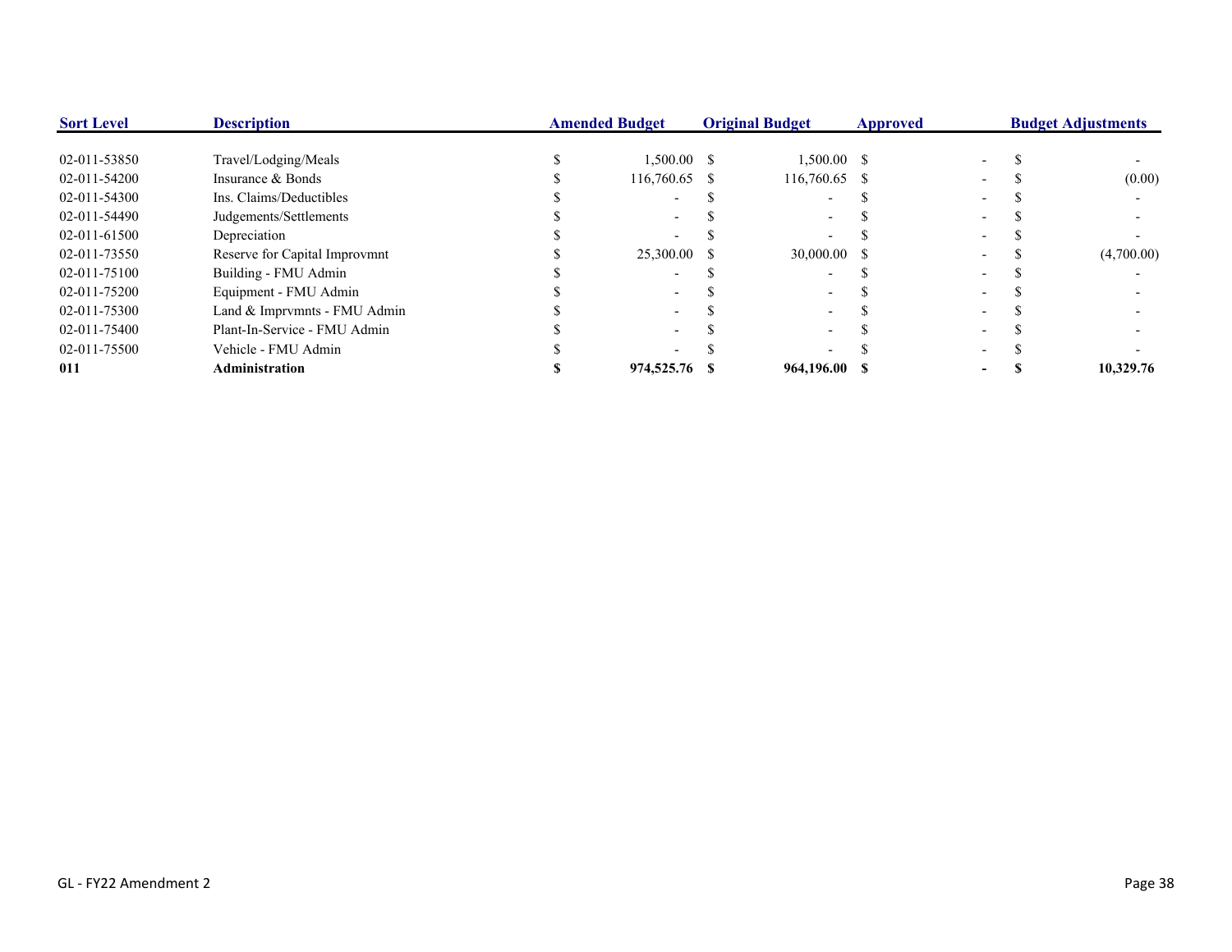| Sort Level | Description | Amended Budget | Original Budget | Approved | Budget Adjustments |
|---|---|---|---|---|---|
| 02-011-53850 | Travel/Lodging/Meals | $ 1,500.00 | $ 1,500.00 | $ - | $ - |
| 02-011-54200 | Insurance & Bonds | $ 116,760.65 | $ 116,760.65 | $ - | $ (0.00) |
| 02-011-54300 | Ins. Claims/Deductibles | $ - | $ - | $ - | $ - |
| 02-011-54490 | Judgements/Settlements | $ - | $ - | $ - | $ - |
| 02-011-61500 | Depreciation | $ - | $ - | $ - | $ - |
| 02-011-73550 | Reserve for Capital Improvmnt | $ 25,300.00 | $ 30,000.00 | $ - | $ (4,700.00) |
| 02-011-75100 | Building - FMU Admin | $ - | $ - | $ - | $ - |
| 02-011-75200 | Equipment - FMU Admin | $ - | $ - | $ - | $ - |
| 02-011-75300 | Land & Imprvmnts - FMU Admin | $ - | $ - | $ - | $ - |
| 02-011-75400 | Plant-In-Service - FMU Admin | $ - | $ - | $ - | $ - |
| 02-011-75500 | Vehicle - FMU Admin | $ - | $ - | $ - | $ - |
| **011** | **Administration** | **$ 974,525.76** | **$ 964,196.00** | **$ -** | **$ 10,329.76** |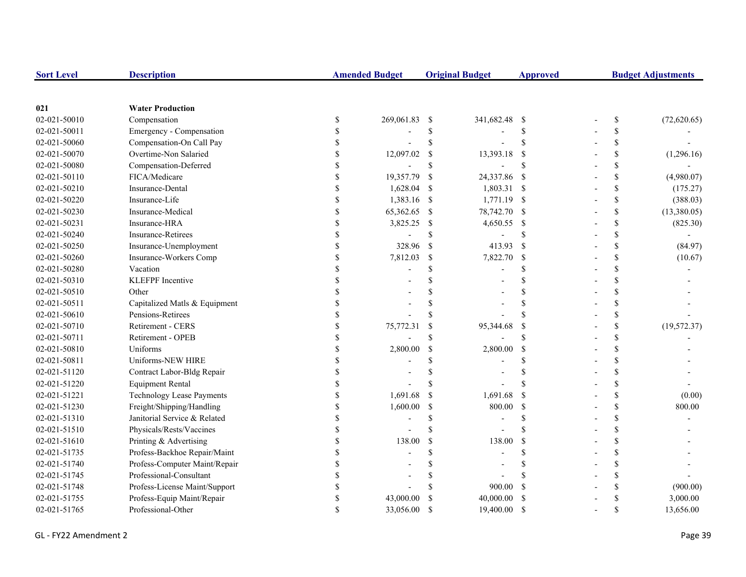| Sort Level | Description | Amended Budget | Original Budget | Approved | Budget Adjustments |
|---|---|---|---|---|---|
| **021** | **Water Production** | | | | |
| 02-021-50010 | Compensation | $ 269,061.83 | $ 341,682.48 | $ - | $ (72,620.65) |
| 02-021-50011 | Emergency - Compensation | $ - | $ - | $ - | $ - |
| 02-021-50060 | Compensation-On Call Pay | $ - | $ - | $ - | $ - |
| 02-021-50070 | Overtime-Non Salaried | $ 12,097.02 | $ 13,393.18 | $ - | $ (1,296.16) |
| 02-021-50080 | Compensation-Deferred | $ - | $ - | $ - | $ - |
| 02-021-50110 | FICA/Medicare | $ 19,357.79 | $ 24,337.86 | $ - | $ (4,980.07) |
| 02-021-50210 | Insurance-Dental | $ 1,628.04 | $ 1,803.31 | $ - | $ (175.27) |
| 02-021-50220 | Insurance-Life | $ 1,383.16 | $ 1,771.19 | $ - | $ (388.03) |
| 02-021-50230 | Insurance-Medical | $ 65,362.65 | $ 78,742.70 | $ - | $ (13,380.05) |
| 02-021-50231 | Insurance-HRA | $ 3,825.25 | $ 4,650.55 | $ - | $ (825.30) |
| 02-021-50240 | Insurance-Retirees | $ - | $ - | $ - | $ - |
| 02-021-50250 | Insurance-Unemployment | $ 328.96 | $ 413.93 | $ - | $ (84.97) |
| 02-021-50260 | Insurance-Workers Comp | $ 7,812.03 | $ 7,822.70 | $ - | $ (10.67) |
| 02-021-50280 | Vacation | $ - | $ - | $ - | $ - |
| 02-021-50310 | KLEFPF Incentive | $ - | $ - | $ - | $ - |
| 02-021-50510 | Other | $ - | $ - | $ - | $ - |
| 02-021-50511 | Capitalized Matls & Equipment | $ - | $ - | $ - | $ - |
| 02-021-50610 | Pensions-Retirees | $ - | $ - | $ - | $ - |
| 02-021-50710 | Retirement - CERS | $ 75,772.31 | $ 95,344.68 | $ - | $ (19,572.37) |
| 02-021-50711 | Retirement - OPEB | $ - | $ - | $ - | $ - |
| 02-021-50810 | Uniforms | $ 2,800.00 | $ 2,800.00 | $ - | $ - |
| 02-021-50811 | Uniforms-NEW HIRE | $ - | $ - | $ - | $ - |
| 02-021-51120 | Contract Labor-Bldg Repair | $ - | $ - | $ - | $ - |
| 02-021-51220 | Equipment Rental | $ - | $ - | $ - | $ - |
| 02-021-51221 | Technology Lease Payments | $ 1,691.68 | $ 1,691.68 | $ - | $ (0.00) |
| 02-021-51230 | Freight/Shipping/Handling | $ 1,600.00 | $ 800.00 | $ - | $ 800.00 |
| 02-021-51310 | Janitorial Service & Related | $ - | $ - | $ - | $ - |
| 02-021-51510 | Physicals/Rests/Vaccines | $ - | $ - | $ - | $ - |
| 02-021-51610 | Printing & Advertising | $ 138.00 | $ 138.00 | $ - | $ - |
| 02-021-51735 | Profess-Backhoe Repair/Maint | $ - | $ - | $ - | $ - |
| 02-021-51740 | Profess-Computer Maint/Repair | $ - | $ - | $ - | $ - |
| 02-021-51745 | Professional-Consultant | $ - | $ - | $ - | $ - |
| 02-021-51748 | Profess-License Maint/Support | $ - | $ 900.00 | $ - | $ (900.00) |
| 02-021-51755 | Profess-Equip Maint/Repair | $ 43,000.00 | $ 40,000.00 | $ - | $ 3,000.00 |
| 02-021-51765 | Professional-Other | $ 33,056.00 | $ 19,400.00 | $ - | $ 13,656.00 |

GL - FY22 Amendment 2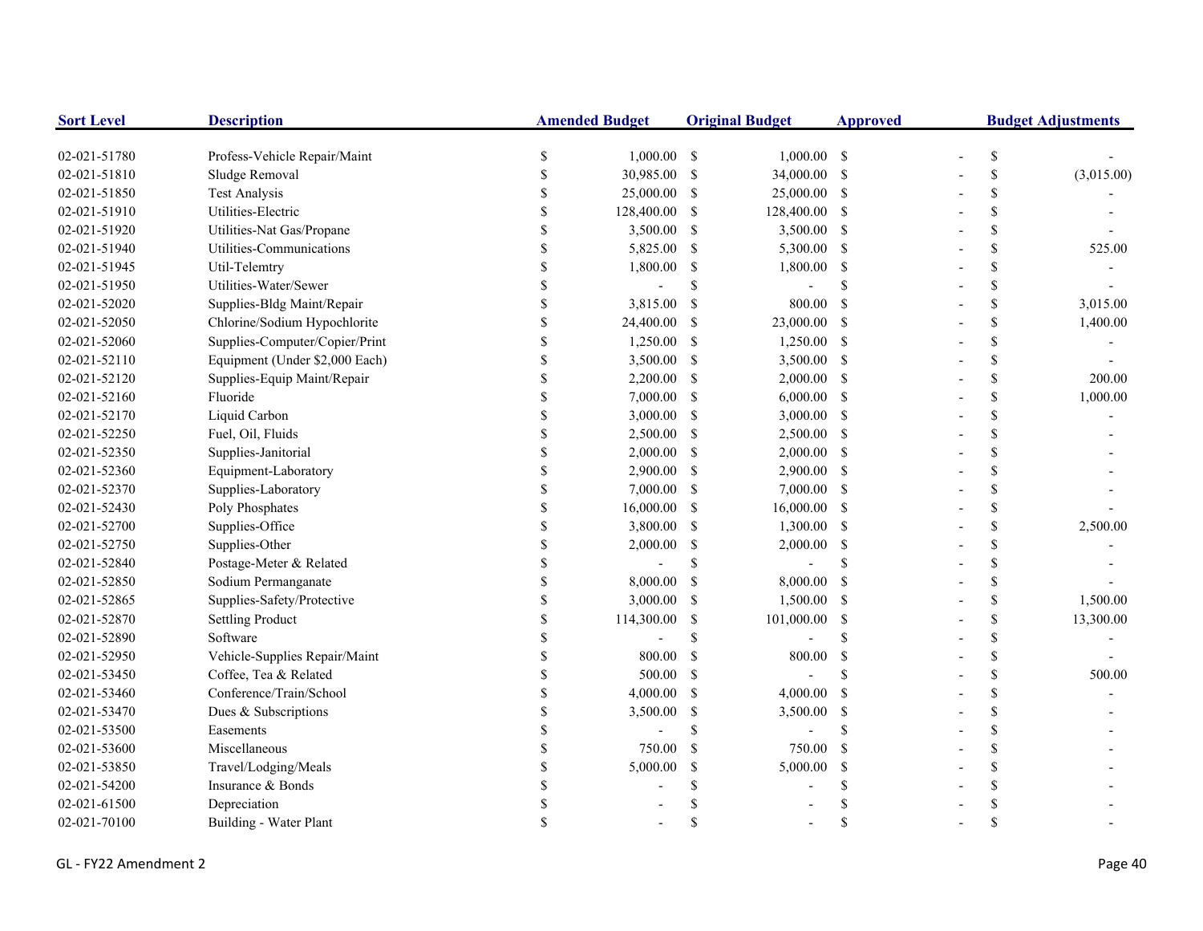| Sort Level | Description | Amended Budget | Original Budget | Approved | Budget Adjustments |
|---|---|---|---|---|---|
| 02-021-51780 | Profess-Vehicle Repair/Maint | $ 1,000.00 | $ 1,000.00 | $ - | $ - |
| 02-021-51810 | Sludge Removal | $ 30,985.00 | $ 34,000.00 | $ - | $ (3,015.00) |
| 02-021-51850 | Test Analysis | $ 25,000.00 | $ 25,000.00 | $ - | $ - |
| 02-021-51910 | Utilities-Electric | $ 128,400.00 | $ 128,400.00 | $ - | $ - |
| 02-021-51920 | Utilities-Nat Gas/Propane | $ 3,500.00 | $ 3,500.00 | $ - | $ - |
| 02-021-51940 | Utilities-Communications | $ 5,825.00 | $ 5,300.00 | $ - | $ 525.00 |
| 02-021-51945 | Util-Telemtry | $ 1,800.00 | $ 1,800.00 | $ - | $ - |
| 02-021-51950 | Utilities-Water/Sewer | $ - | $ - | $ - | $ - |
| 02-021-52020 | Supplies-Bldg Maint/Repair | $ 3,815.00 | $ 800.00 | $ - | $ 3,015.00 |
| 02-021-52050 | Chlorine/Sodium Hypochlorite | $ 24,400.00 | $ 23,000.00 | $ - | $ 1,400.00 |
| 02-021-52060 | Supplies-Computer/Copier/Print | $ 1,250.00 | $ 1,250.00 | $ - | $ - |
| 02-021-52110 | Equipment (Under $2,000 Each) | $ 3,500.00 | $ 3,500.00 | $ - | $ - |
| 02-021-52120 | Supplies-Equip Maint/Repair | $ 2,200.00 | $ 2,000.00 | $ - | $ 200.00 |
| 02-021-52160 | Fluoride | $ 7,000.00 | $ 6,000.00 | $ - | $ 1,000.00 |
| 02-021-52170 | Liquid Carbon | $ 3,000.00 | $ 3,000.00 | $ - | $ - |
| 02-021-52250 | Fuel, Oil, Fluids | $ 2,500.00 | $ 2,500.00 | $ - | $ - |
| 02-021-52350 | Supplies-Janitorial | $ 2,000.00 | $ 2,000.00 | $ - | $ - |
| 02-021-52360 | Equipment-Laboratory | $ 2,900.00 | $ 2,900.00 | $ - | $ - |
| 02-021-52370 | Supplies-Laboratory | $ 7,000.00 | $ 7,000.00 | $ - | $ - |
| 02-021-52430 | Poly Phosphates | $ 16,000.00 | $ 16,000.00 | $ - | $ - |
| 02-021-52700 | Supplies-Office | $ 3,800.00 | $ 1,300.00 | $ - | $ 2,500.00 |
| 02-021-52750 | Supplies-Other | $ 2,000.00 | $ 2,000.00 | $ - | $ - |
| 02-021-52840 | Postage-Meter & Related | $ - | $ - | $ - | $ - |
| 02-021-52850 | Sodium Permanganate | $ 8,000.00 | $ 8,000.00 | $ - | $ - |
| 02-021-52865 | Supplies-Safety/Protective | $ 3,000.00 | $ 1,500.00 | $ - | $ 1,500.00 |
| 02-021-52870 | Settling Product | $ 114,300.00 | $ 101,000.00 | $ - | $ 13,300.00 |
| 02-021-52890 | Software | $ - | $ - | $ - | $ - |
| 02-021-52950 | Vehicle-Supplies Repair/Maint | $ 800.00 | $ 800.00 | $ - | $ - |
| 02-021-53450 | Coffee, Tea & Related | $ 500.00 | $ - | $ - | $ 500.00 |
| 02-021-53460 | Conference/Train/School | $ 4,000.00 | $ 4,000.00 | $ - | $ - |
| 02-021-53470 | Dues & Subscriptions | $ 3,500.00 | $ 3,500.00 | $ - | $ - |
| 02-021-53500 | Easements | $ - | $ - | $ - | $ - |
| 02-021-53600 | Miscellaneous | $ 750.00 | $ 750.00 | $ - | $ - |
| 02-021-53850 | Travel/Lodging/Meals | $ 5,000.00 | $ 5,000.00 | $ - | $ - |
| 02-021-54200 | Insurance & Bonds | $ - | $ - | $ - | $ - |
| 02-021-61500 | Depreciation | $ - | $ - | $ - | $ - |
| 02-021-70100 | Building - Water Plant | $ - | $ - | $ - | $ - |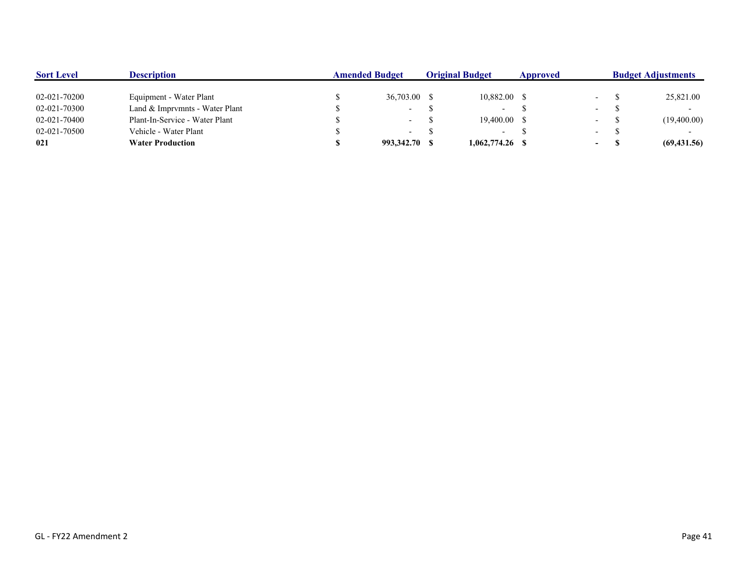| Sort Level | Description | Amended Budget | Original Budget | Approved | Budget Adjustments |
|---|---|---|---|---|---|
| 02-021-70200 | Equipment - Water Plant | $ 36,703.00 | $ 10,882.00 | $ - | $ 25,821.00 |
| 02-021-70300 | Land & Imprvmnts - Water Plant | $ - | $ - | $ - | $ - |
| 02-021-70400 | Plant-In-Service - Water Plant | $ - | $ 19,400.00 | $ - | $ (19,400.00) |
| 02-021-70500 | Vehicle - Water Plant | $ - | $ - | $ - | $ - |
| **021** | **Water Production** | **$ 993,342.70** | **$ 1,062,774.26** | **$ -** | **$ (69,431.56)** |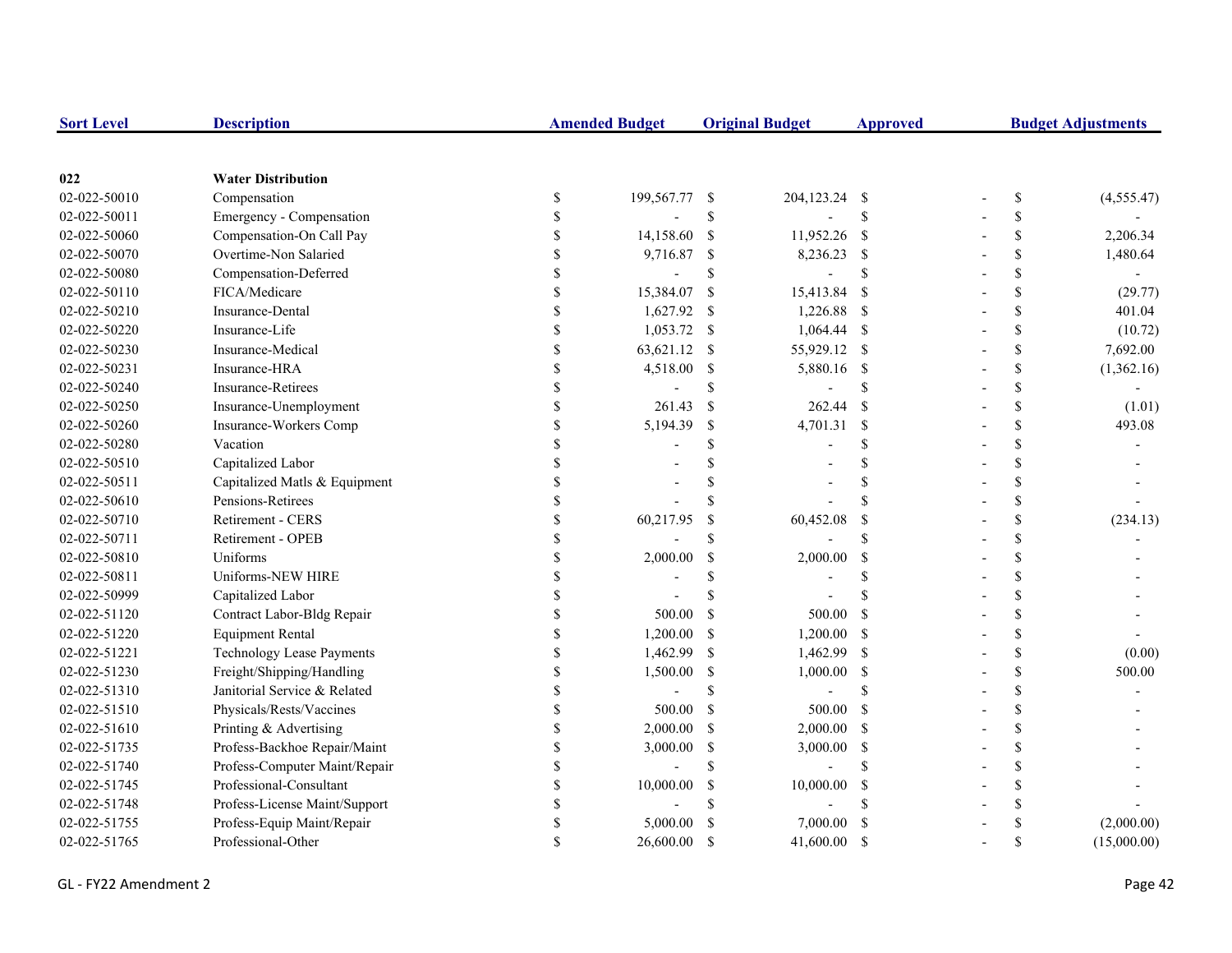| Sort Level | Description | Amended Budget | Original Budget | Approved | Budget Adjustments |
|---|---|---|---|---|---|
| **022** | **Water Distribution** | | | | |
| 02-022-50010 | Compensation | $ 199,567.77 | $ 204,123.24 | $ - | $ (4,555.47) |
| 02-022-50011 | Emergency - Compensation | $ - | $ - | $ - | $ - |
| 02-022-50060 | Compensation-On Call Pay | $ 14,158.60 | $ 11,952.26 | $ - | $ 2,206.34 |
| 02-022-50070 | Overtime-Non Salaried | $ 9,716.87 | $ 8,236.23 | $ - | $ 1,480.64 |
| 02-022-50080 | Compensation-Deferred | $ - | $ - | $ - | $ - |
| 02-022-50110 | FICA/Medicare | $ 15,384.07 | $ 15,413.84 | $ - | $ (29.77) |
| 02-022-50210 | Insurance-Dental | $ 1,627.92 | $ 1,226.88 | $ - | $ 401.04 |
| 02-022-50220 | Insurance-Life | $ 1,053.72 | $ 1,064.44 | $ - | $ (10.72) |
| 02-022-50230 | Insurance-Medical | $ 63,621.12 | $ 55,929.12 | $ - | $ 7,692.00 |
| 02-022-50231 | Insurance-HRA | $ 4,518.00 | $ 5,880.16 | $ - | $ (1,362.16) |
| 02-022-50240 | Insurance-Retirees | $ - | $ - | $ - | $ - |
| 02-022-50250 | Insurance-Unemployment | $ 261.43 | $ 262.44 | $ - | $ (1.01) |
| 02-022-50260 | Insurance-Workers Comp | $ 5,194.39 | $ 4,701.31 | $ - | $ 493.08 |
| 02-022-50280 | Vacation | $ - | $ - | $ - | $ - |
| 02-022-50510 | Capitalized Labor | $ - | $ - | $ - | $ - |
| 02-022-50511 | Capitalized Matls & Equipment | $ - | $ - | $ - | $ - |
| 02-022-50610 | Pensions-Retirees | $ - | $ - | $ - | $ - |
| 02-022-50710 | Retirement - CERS | $ 60,217.95 | $ 60,452.08 | $ - | $ (234.13) |
| 02-022-50711 | Retirement - OPEB | $ - | $ - | $ - | $ - |
| 02-022-50810 | Uniforms | $ 2,000.00 | $ 2,000.00 | $ - | $ - |
| 02-022-50811 | Uniforms-NEW HIRE | $ - | $ - | $ - | $ - |
| 02-022-50999 | Capitalized Labor | $ - | $ - | $ - | $ - |
| 02-022-51120 | Contract Labor-Bldg Repair | $ 500.00 | $ 500.00 | $ - | $ - |
| 02-022-51220 | Equipment Rental | $ 1,200.00 | $ 1,200.00 | $ - | $ - |
| 02-022-51221 | Technology Lease Payments | $ 1,462.99 | $ 1,462.99 | $ - | $ (0.00) |
| 02-022-51230 | Freight/Shipping/Handling | $ 1,500.00 | $ 1,000.00 | $ - | $ 500.00 |
| 02-022-51310 | Janitorial Service & Related | $ - | $ - | $ - | $ - |
| 02-022-51510 | Physicals/Rests/Vaccines | $ 500.00 | $ 500.00 | $ - | $ - |
| 02-022-51610 | Printing & Advertising | $ 2,000.00 | $ 2,000.00 | $ - | $ - |
| 02-022-51735 | Profess-Backhoe Repair/Maint | $ 3,000.00 | $ 3,000.00 | $ - | $ - |
| 02-022-51740 | Profess-Computer Maint/Repair | $ - | $ - | $ - | $ - |
| 02-022-51745 | Professional-Consultant | $ 10,000.00 | $ 10,000.00 | $ - | $ - |
| 02-022-51748 | Profess-License Maint/Support | $ - | $ - | $ - | $ - |
| 02-022-51755 | Profess-Equip Maint/Repair | $ 5,000.00 | $ 7,000.00 | $ - | $ (2,000.00) |
| 02-022-51765 | Professional-Other | $ 26,600.00 | $ 41,600.00 | $ - | $ (15,000.00) |

GL - FY22 Amendment 2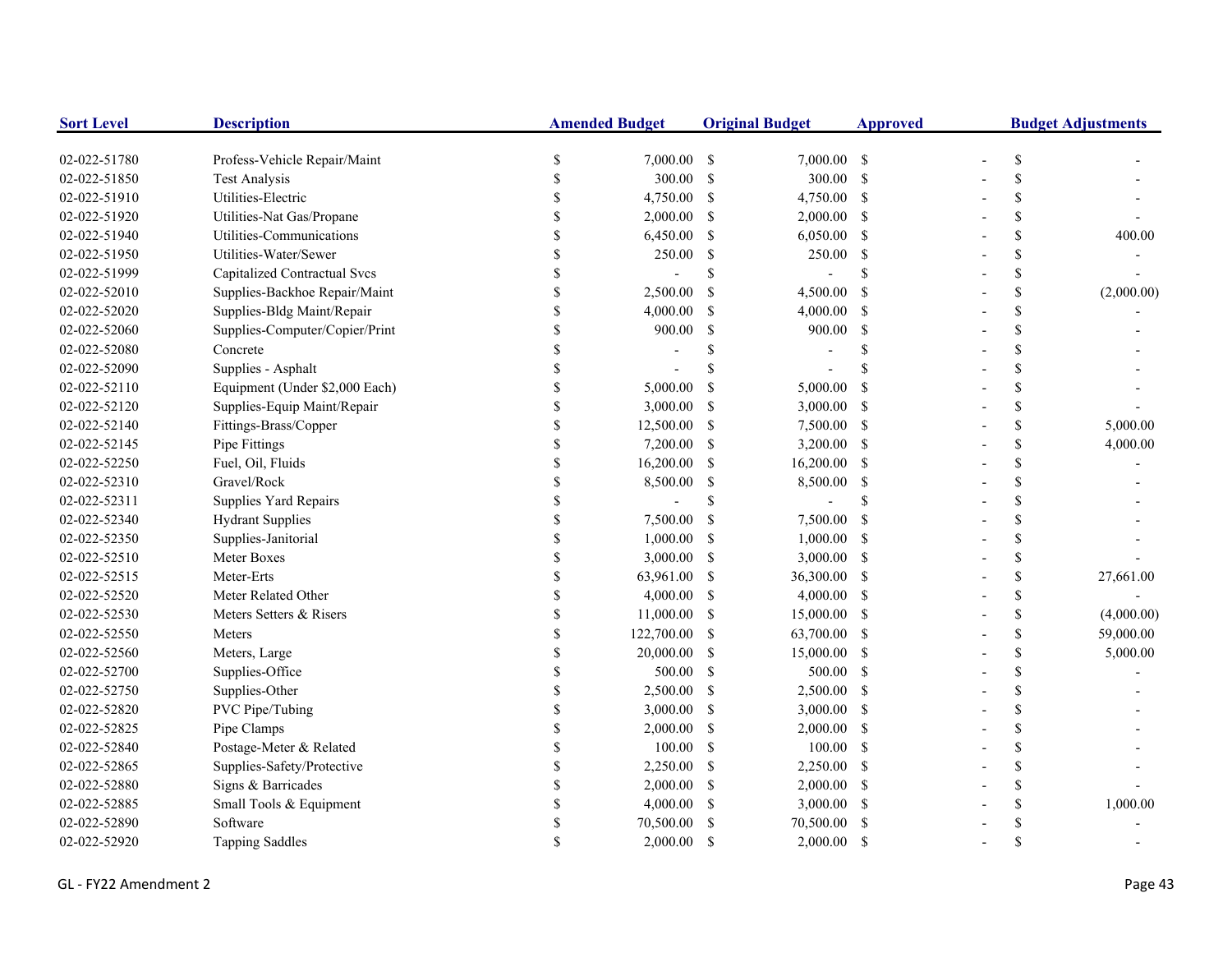| Sort Level | Description | Amended Budget | Original Budget | Approved | Budget Adjustments |
|---|---|---|---|---|---|
| 02-022-51780 | Profess-Vehicle Repair/Maint | $ 7,000.00 | $ 7,000.00 | $ - | $ - |
| 02-022-51850 | Test Analysis | $ 300.00 | $ 300.00 | $ - | $ - |
| 02-022-51910 | Utilities-Electric | $ 4,750.00 | $ 4,750.00 | $ - | $ - |
| 02-022-51920 | Utilities-Nat Gas/Propane | $ 2,000.00 | $ 2,000.00 | $ - | $ - |
| 02-022-51940 | Utilities-Communications | $ 6,450.00 | $ 6,050.00 | $ - | $ 400.00 |
| 02-022-51950 | Utilities-Water/Sewer | $ 250.00 | $ 250.00 | $ - | $ - |
| 02-022-51999 | Capitalized Contractual Svcs | $ - | $ - | $ - | $ - |
| 02-022-52010 | Supplies-Backhoe Repair/Maint | $ 2,500.00 | $ 4,500.00 | $ - | $ (2,000.00) |
| 02-022-52020 | Supplies-Bldg Maint/Repair | $ 4,000.00 | $ 4,000.00 | $ - | $ - |
| 02-022-52060 | Supplies-Computer/Copier/Print | $ 900.00 | $ 900.00 | $ - | $ - |
| 02-022-52080 | Concrete | $ - | $ - | $ - | $ - |
| 02-022-52090 | Supplies - Asphalt | $ - | $ - | $ - | $ - |
| 02-022-52110 | Equipment (Under $2,000 Each) | $ 5,000.00 | $ 5,000.00 | $ - | $ - |
| 02-022-52120 | Supplies-Equip Maint/Repair | $ 3,000.00 | $ 3,000.00 | $ - | $ - |
| 02-022-52140 | Fittings-Brass/Copper | $ 12,500.00 | $ 7,500.00 | $ - | $ 5,000.00 |
| 02-022-52145 | Pipe Fittings | $ 7,200.00 | $ 3,200.00 | $ - | $ 4,000.00 |
| 02-022-52250 | Fuel, Oil, Fluids | $ 16,200.00 | $ 16,200.00 | $ - | $ - |
| 02-022-52310 | Gravel/Rock | $ 8,500.00 | $ 8,500.00 | $ - | $ - |
| 02-022-52311 | Supplies Yard Repairs | $ - | $ - | $ - | $ - |
| 02-022-52340 | Hydrant Supplies | $ 7,500.00 | $ 7,500.00 | $ - | $ - |
| 02-022-52350 | Supplies-Janitorial | $ 1,000.00 | $ 1,000.00 | $ - | $ - |
| 02-022-52510 | Meter Boxes | $ 3,000.00 | $ 3,000.00 | $ - | $ - |
| 02-022-52515 | Meter-Erts | $ 63,961.00 | $ 36,300.00 | $ - | $ 27,661.00 |
| 02-022-52520 | Meter Related Other | $ 4,000.00 | $ 4,000.00 | $ - | $ - |
| 02-022-52530 | Meters Setters & Risers | $ 11,000.00 | $ 15,000.00 | $ - | $ (4,000.00) |
| 02-022-52550 | Meters | $ 122,700.00 | $ 63,700.00 | $ - | $ 59,000.00 |
| 02-022-52560 | Meters, Large | $ 20,000.00 | $ 15,000.00 | $ - | $ 5,000.00 |
| 02-022-52700 | Supplies-Office | $ 500.00 | $ 500.00 | $ - | $ - |
| 02-022-52750 | Supplies-Other | $ 2,500.00 | $ 2,500.00 | $ - | $ - |
| 02-022-52820 | PVC Pipe/Tubing | $ 3,000.00 | $ 3,000.00 | $ - | $ - |
| 02-022-52825 | Pipe Clamps | $ 2,000.00 | $ 2,000.00 | $ - | $ - |
| 02-022-52840 | Postage-Meter & Related | $ 100.00 | $ 100.00 | $ - | $ - |
| 02-022-52865 | Supplies-Safety/Protective | $ 2,250.00 | $ 2,250.00 | $ - | $ - |
| 02-022-52880 | Signs & Barricades | $ 2,000.00 | $ 2,000.00 | $ - | $ - |
| 02-022-52885 | Small Tools & Equipment | $ 4,000.00 | $ 3,000.00 | $ - | $ 1,000.00 |
| 02-022-52890 | Software | $ 70,500.00 | $ 70,500.00 | $ - | $ - |
| 02-022-52920 | Tapping Saddles | $ 2,000.00 | $ 2,000.00 | $ - | $ - |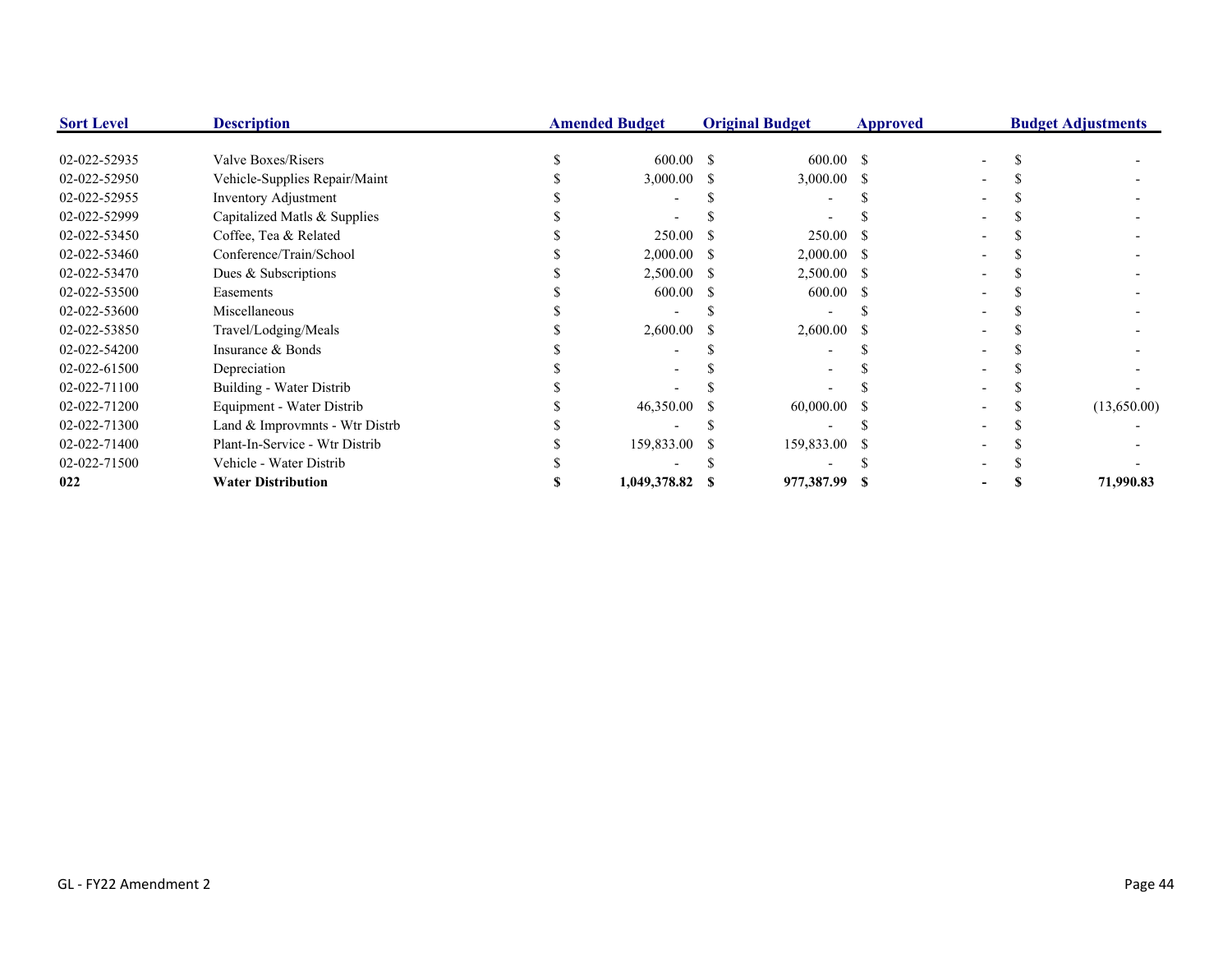| Sort Level | Description | Amended Budget | Original Budget | Approved | Budget Adjustments |
|---|---|---|---|---|---|
| 02-022-52935 | Valve Boxes/Risers | $ 600.00 | $ 600.00 | $ - | $ - |
| 02-022-52950 | Vehicle-Supplies Repair/Maint | $ 3,000.00 | $ 3,000.00 | $ - | $ - |
| 02-022-52955 | Inventory Adjustment | $ - | $ - | $ - | $ - |
| 02-022-52999 | Capitalized Matls & Supplies | $ - | $ - | $ - | $ - |
| 02-022-53450 | Coffee, Tea & Related | $ 250.00 | $ 250.00 | $ - | $ - |
| 02-022-53460 | Conference/Train/School | $ 2,000.00 | $ 2,000.00 | $ - | $ - |
| 02-022-53470 | Dues & Subscriptions | $ 2,500.00 | $ 2,500.00 | $ - | $ - |
| 02-022-53500 | Easements | $ 600.00 | $ 600.00 | $ - | $ - |
| 02-022-53600 | Miscellaneous | $ - | $ - | $ - | $ - |
| 02-022-53850 | Travel/Lodging/Meals | $ 2,600.00 | $ 2,600.00 | $ - | $ - |
| 02-022-54200 | Insurance & Bonds | $ - | $ - | $ - | $ - |
| 02-022-61500 | Depreciation | $ - | $ - | $ - | $ - |
| 02-022-71100 | Building - Water Distrib | $ - | $ - | $ - | $ - |
| 02-022-71200 | Equipment - Water Distrib | $ 46,350.00 | $ 60,000.00 | $ - | $ (13,650.00) |
| 02-022-71300 | Land & Improvmnts - Wtr Distrb | $ - | $ - | $ - | $ - |
| 02-022-71400 | Plant-In-Service - Wtr Distrib | $ 159,833.00 | $ 159,833.00 | $ - | $ - |
| 02-022-71500 | Vehicle - Water Distrib | $ - | $ - | $ - | $ - |
| **022** | **Water Distribution** | **$ 1,049,378.82** | **$ 977,387.99** | **$ -** | **$ 71,990.83** |

GL - FY22 Amendment 2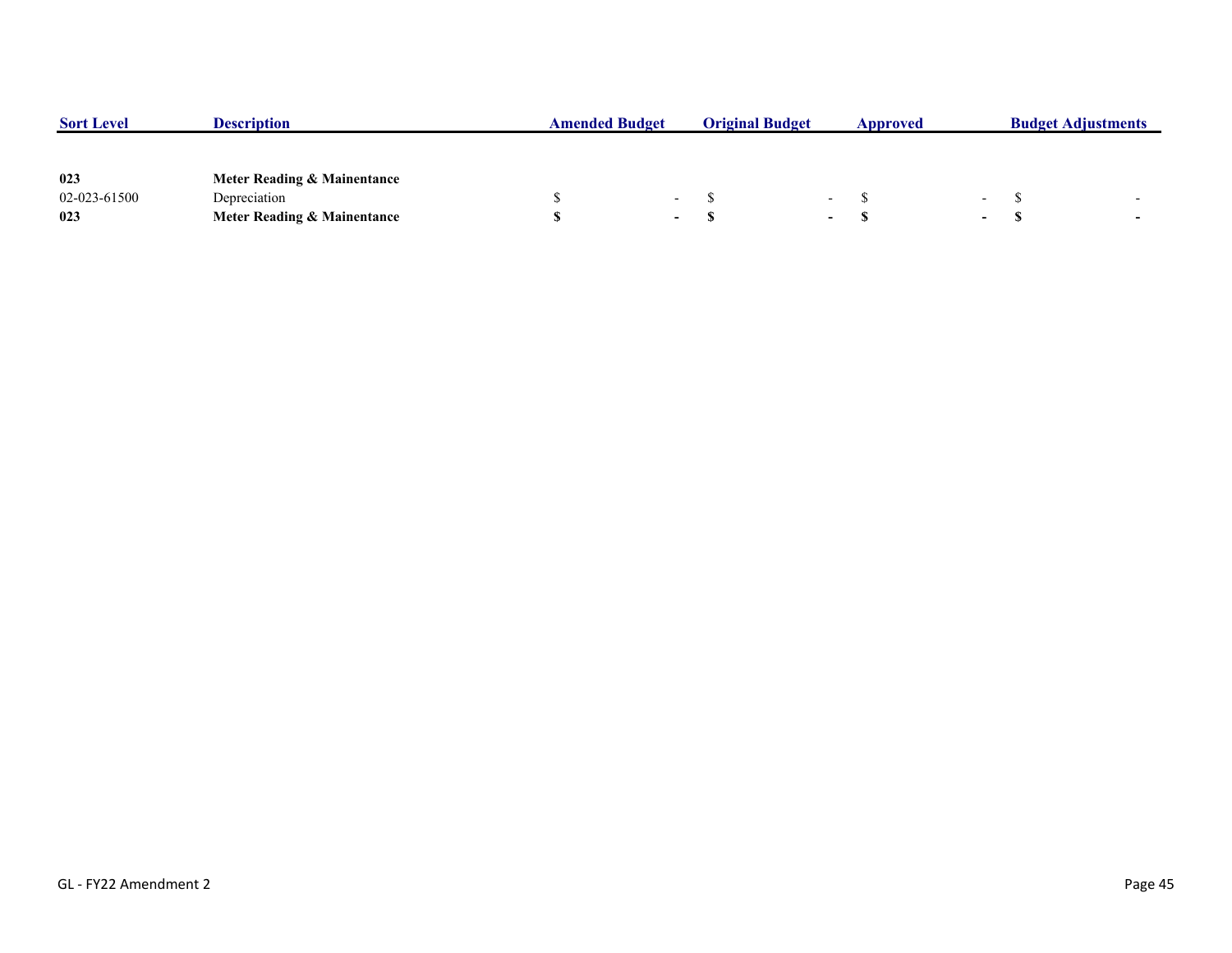| Sort Level | Description | Amended Budget | Original Budget | Approved | Budget Adjustments |
|---|---|---|---|---|---|
| **023** | **Meter Reading & Mainentance** | | | | |
| 02-023-61500 | Depreciation | $ - | $ - | $ - | $ - |
| **023** | **Meter Reading & Mainentance** | **$ -** | **$ -** | **$ -** | **$ -** |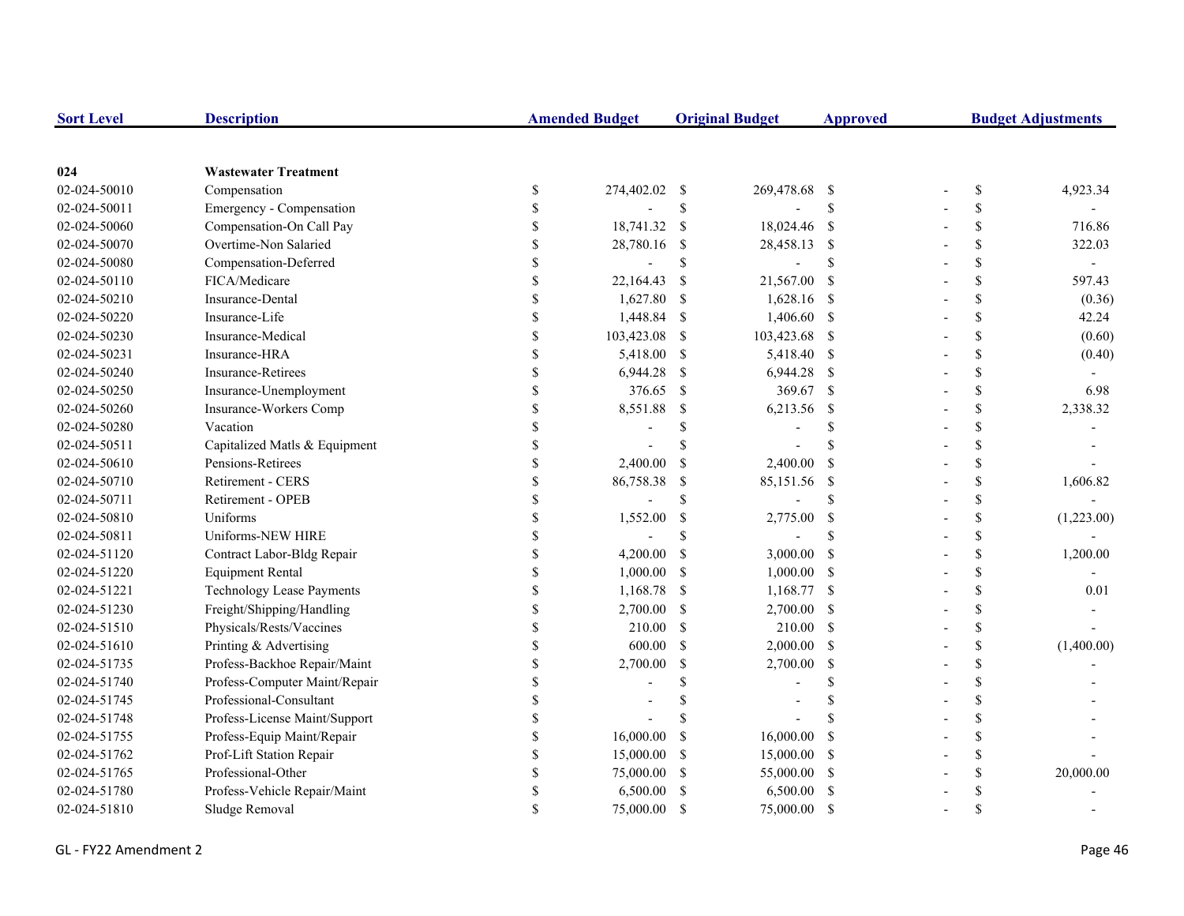| Sort Level | Description | Amended Budget | Original Budget | Approved | Budget Adjustments |
|---|---|---|---|---|---|
| **024** | **Wastewater Treatment** | | | | |
| 02-024-50010 | Compensation | $ 274,402.02 | $ 269,478.68 | $ - | $ 4,923.34 |
| 02-024-50011 | Emergency - Compensation | $ - | $ - | $ - | $ - |
| 02-024-50060 | Compensation-On Call Pay | $ 18,741.32 | $ 18,024.46 | $ - | $ 716.86 |
| 02-024-50070 | Overtime-Non Salaried | $ 28,780.16 | $ 28,458.13 | $ - | $ 322.03 |
| 02-024-50080 | Compensation-Deferred | $ - | $ - | $ - | $ - |
| 02-024-50110 | FICA/Medicare | $ 22,164.43 | $ 21,567.00 | $ - | $ 597.43 |
| 02-024-50210 | Insurance-Dental | $ 1,627.80 | $ 1,628.16 | $ - | $ (0.36) |
| 02-024-50220 | Insurance-Life | $ 1,448.84 | $ 1,406.60 | $ - | $ 42.24 |
| 02-024-50230 | Insurance-Medical | $ 103,423.08 | $ 103,423.68 | $ - | $ (0.60) |
| 02-024-50231 | Insurance-HRA | $ 5,418.00 | $ 5,418.40 | $ - | $ (0.40) |
| 02-024-50240 | Insurance-Retirees | $ 6,944.28 | $ 6,944.28 | $ - | $ - |
| 02-024-50250 | Insurance-Unemployment | $ 376.65 | $ 369.67 | $ - | $ 6.98 |
| 02-024-50260 | Insurance-Workers Comp | $ 8,551.88 | $ 6,213.56 | $ - | $ 2,338.32 |
| 02-024-50280 | Vacation | $ - | $ - | $ - | $ - |
| 02-024-50511 | Capitalized Matls & Equipment | $ - | $ - | $ - | $ - |
| 02-024-50610 | Pensions-Retirees | $ 2,400.00 | $ 2,400.00 | $ - | $ - |
| 02-024-50710 | Retirement - CERS | $ 86,758.38 | $ 85,151.56 | $ - | $ 1,606.82 |
| 02-024-50711 | Retirement - OPEB | $ - | $ - | $ - | $ - |
| 02-024-50810 | Uniforms | $ 1,552.00 | $ 2,775.00 | $ - | $ (1,223.00) |
| 02-024-50811 | Uniforms-NEW HIRE | $ - | $ - | $ - | $ - |
| 02-024-51120 | Contract Labor-Bldg Repair | $ 4,200.00 | $ 3,000.00 | $ - | $ 1,200.00 |
| 02-024-51220 | Equipment Rental | $ 1,000.00 | $ 1,000.00 | $ - | $ - |
| 02-024-51221 | Technology Lease Payments | $ 1,168.78 | $ 1,168.77 | $ - | $ 0.01 |
| 02-024-51230 | Freight/Shipping/Handling | $ 2,700.00 | $ 2,700.00 | $ - | $ - |
| 02-024-51510 | Physicals/Rests/Vaccines | $ 210.00 | $ 210.00 | $ - | $ - |
| 02-024-51610 | Printing & Advertising | $ 600.00 | $ 2,000.00 | $ - | $ (1,400.00) |
| 02-024-51735 | Profess-Backhoe Repair/Maint | $ 2,700.00 | $ 2,700.00 | $ - | $ - |
| 02-024-51740 | Profess-Computer Maint/Repair | $ - | $ - | $ - | $ - |
| 02-024-51745 | Professional-Consultant | $ - | $ - | $ - | $ - |
| 02-024-51748 | Profess-License Maint/Support | $ - | $ - | $ - | $ - |
| 02-024-51755 | Profess-Equip Maint/Repair | $ 16,000.00 | $ 16,000.00 | $ - | $ - |
| 02-024-51762 | Prof-Lift Station Repair | $ 15,000.00 | $ 15,000.00 | $ - | $ - |
| 02-024-51765 | Professional-Other | $ 75,000.00 | $ 55,000.00 | $ - | $ 20,000.00 |
| 02-024-51780 | Profess-Vehicle Repair/Maint | $ 6,500.00 | $ 6,500.00 | $ - | $ - |
| 02-024-51810 | Sludge Removal | $ 75,000.00 | $ 75,000.00 | $ - | $ - |

GL - FY22 Amendment 2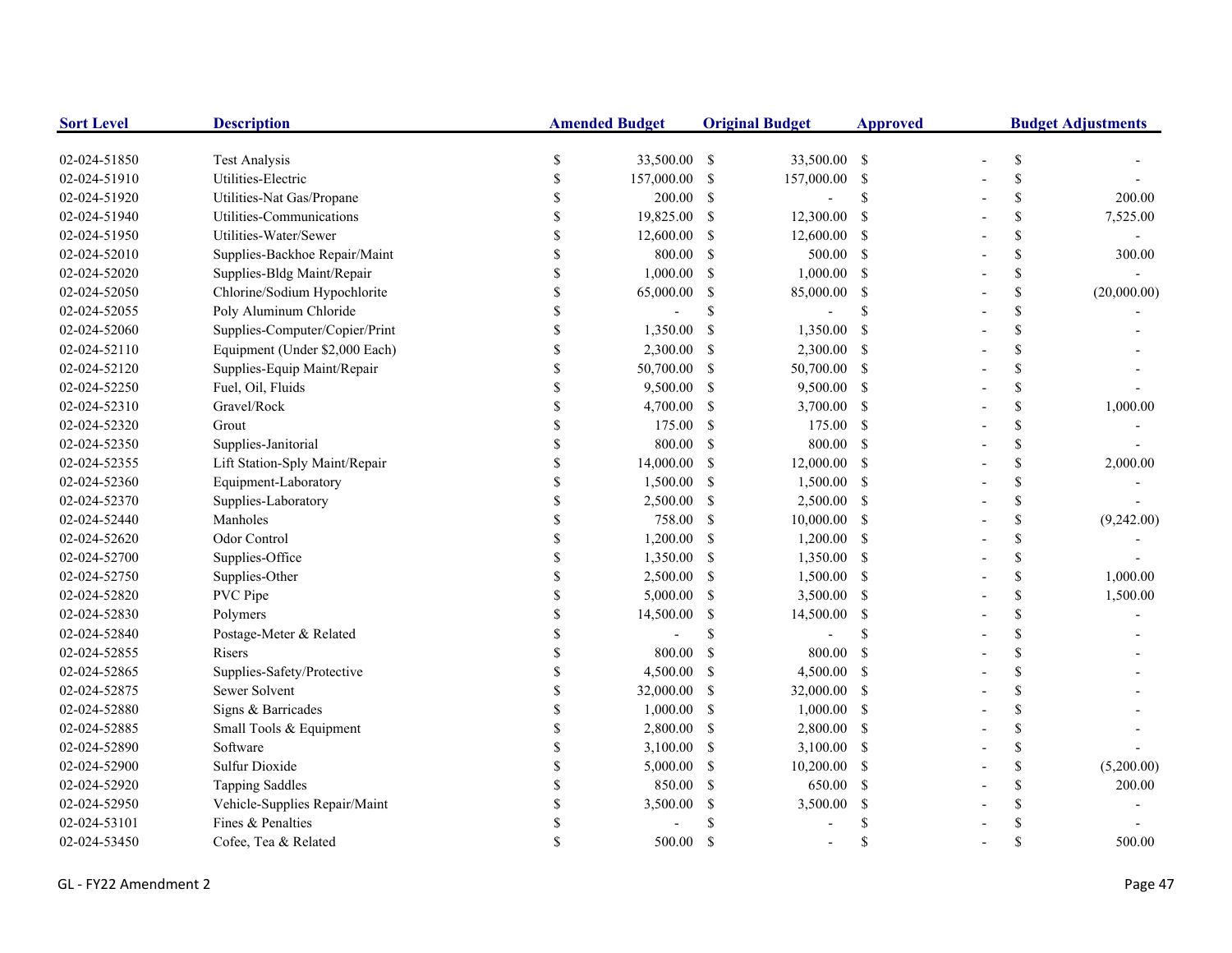| Sort Level | Description | Amended Budget | Original Budget | Approved | Budget Adjustments |
|---|---|---|---|---|---|
| 02-024-51850 | Test Analysis | $ 33,500.00 | $ 33,500.00 | $ - | $ - |
| 02-024-51910 | Utilities-Electric | $ 157,000.00 | $ 157,000.00 | $ - | $ - |
| 02-024-51920 | Utilities-Nat Gas/Propane | $ 200.00 | $ - | $ - | $ 200.00 |
| 02-024-51940 | Utilities-Communications | $ 19,825.00 | $ 12,300.00 | $ - | $ 7,525.00 |
| 02-024-51950 | Utilities-Water/Sewer | $ 12,600.00 | $ 12,600.00 | $ - | $ - |
| 02-024-52010 | Supplies-Backhoe Repair/Maint | $ 800.00 | $ 500.00 | $ - | $ 300.00 |
| 02-024-52020 | Supplies-Bldg Maint/Repair | $ 1,000.00 | $ 1,000.00 | $ - | $ - |
| 02-024-52050 | Chlorine/Sodium Hypochlorite | $ 65,000.00 | $ 85,000.00 | $ - | $ (20,000.00) |
| 02-024-52055 | Poly Aluminum Chloride | $ - | $ - | $ - | $ - |
| 02-024-52060 | Supplies-Computer/Copier/Print | $ 1,350.00 | $ 1,350.00 | $ - | $ - |
| 02-024-52110 | Equipment (Under $2,000 Each) | $ 2,300.00 | $ 2,300.00 | $ - | $ - |
| 02-024-52120 | Supplies-Equip Maint/Repair | $ 50,700.00 | $ 50,700.00 | $ - | $ - |
| 02-024-52250 | Fuel, Oil, Fluids | $ 9,500.00 | $ 9,500.00 | $ - | $ - |
| 02-024-52310 | Gravel/Rock | $ 4,700.00 | $ 3,700.00 | $ - | $ 1,000.00 |
| 02-024-52320 | Grout | $ 175.00 | $ 175.00 | $ - | $ - |
| 02-024-52350 | Supplies-Janitorial | $ 800.00 | $ 800.00 | $ - | $ - |
| 02-024-52355 | Lift Station-Sply Maint/Repair | $ 14,000.00 | $ 12,000.00 | $ - | $ 2,000.00 |
| 02-024-52360 | Equipment-Laboratory | $ 1,500.00 | $ 1,500.00 | $ - | $ - |
| 02-024-52370 | Supplies-Laboratory | $ 2,500.00 | $ 2,500.00 | $ - | $ - |
| 02-024-52440 | Manholes | $ 758.00 | $ 10,000.00 | $ - | $ (9,242.00) |
| 02-024-52620 | Odor Control | $ 1,200.00 | $ 1,200.00 | $ - | $ - |
| 02-024-52700 | Supplies-Office | $ 1,350.00 | $ 1,350.00 | $ - | $ - |
| 02-024-52750 | Supplies-Other | $ 2,500.00 | $ 1,500.00 | $ - | $ 1,000.00 |
| 02-024-52820 | PVC Pipe | $ 5,000.00 | $ 3,500.00 | $ - | $ 1,500.00 |
| 02-024-52830 | Polymers | $ 14,500.00 | $ 14,500.00 | $ - | $ - |
| 02-024-52840 | Postage-Meter & Related | $ - | $ - | $ - | $ - |
| 02-024-52855 | Risers | $ 800.00 | $ 800.00 | $ - | $ - |
| 02-024-52865 | Supplies-Safety/Protective | $ 4,500.00 | $ 4,500.00 | $ - | $ - |
| 02-024-52875 | Sewer Solvent | $ 32,000.00 | $ 32,000.00 | $ - | $ - |
| 02-024-52880 | Signs & Barricades | $ 1,000.00 | $ 1,000.00 | $ - | $ - |
| 02-024-52885 | Small Tools & Equipment | $ 2,800.00 | $ 2,800.00 | $ - | $ - |
| 02-024-52890 | Software | $ 3,100.00 | $ 3,100.00 | $ - | $ - |
| 02-024-52900 | Sulfur Dioxide | $ 5,000.00 | $ 10,200.00 | $ - | $ (5,200.00) |
| 02-024-52920 | Tapping Saddles | $ 850.00 | $ 650.00 | $ - | $ 200.00 |
| 02-024-52950 | Vehicle-Supplies Repair/Maint | $ 3,500.00 | $ 3,500.00 | $ - | $ - |
| 02-024-53101 | Fines & Penalties | $ - | $ - | $ - | $ - |
| 02-024-53450 | Cofee, Tea & Related | $ 500.00 | $ - | $ - | $ 500.00 |

GL - FY22 Amendment 2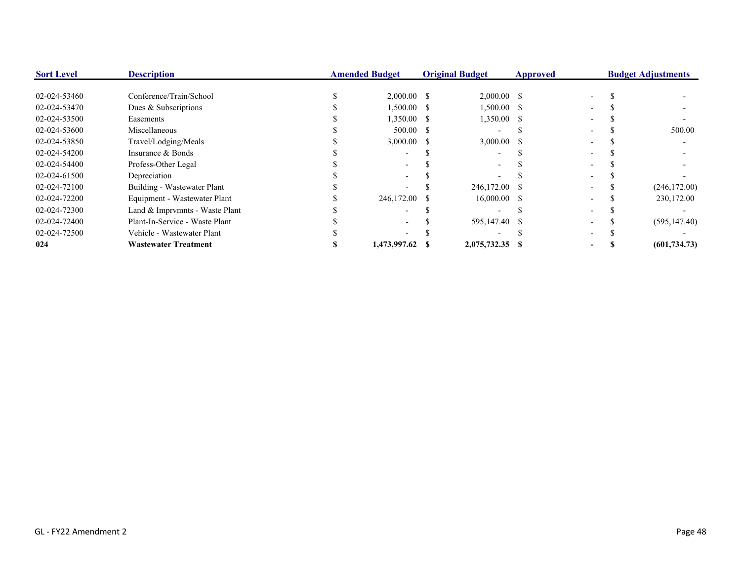| Sort Level | Description | Amended Budget | Original Budget | Approved | Budget Adjustments |
|---|---|---|---|---|---|
| 02-024-53460 | Conference/Train/School | $ 2,000.00 | $ 2,000.00 | $ - | $ - |
| 02-024-53470 | Dues & Subscriptions | $ 1,500.00 | $ 1,500.00 | $ - | $ - |
| 02-024-53500 | Easements | $ 1,350.00 | $ 1,350.00 | $ - | $ - |
| 02-024-53600 | Miscellaneous | $ 500.00 | $ - | $ - | $ 500.00 |
| 02-024-53850 | Travel/Lodging/Meals | $ 3,000.00 | $ 3,000.00 | $ - | $ - |
| 02-024-54200 | Insurance & Bonds | $ - | $ - | $ - | $ - |
| 02-024-54400 | Profess-Other Legal | $ - | $ - | $ - | $ - |
| 02-024-61500 | Depreciation | $ - | $ - | $ - | $ - |
| 02-024-72100 | Building - Wastewater Plant | $ - | $ 246,172.00 | $ - | $ (246,172.00) |
| 02-024-72200 | Equipment - Wastewater Plant | $ 246,172.00 | $ 16,000.00 | $ - | $ 230,172.00 |
| 02-024-72300 | Land & Imprvmnts - Waste Plant | $ - | $ - | $ - | $ - |
| 02-024-72400 | Plant-In-Service - Waste Plant | $ - | $ 595,147.40 | $ - | $ (595,147.40) |
| 02-024-72500 | Vehicle - Wastewater Plant | $ - | $ - | $ - | $ - |
| **024** | **Wastewater Treatment** | **$ 1,473,997.62** | **$ 2,075,732.35** | **$ -** | **$ (601,734.73)** |

GL - FY22 Amendment 2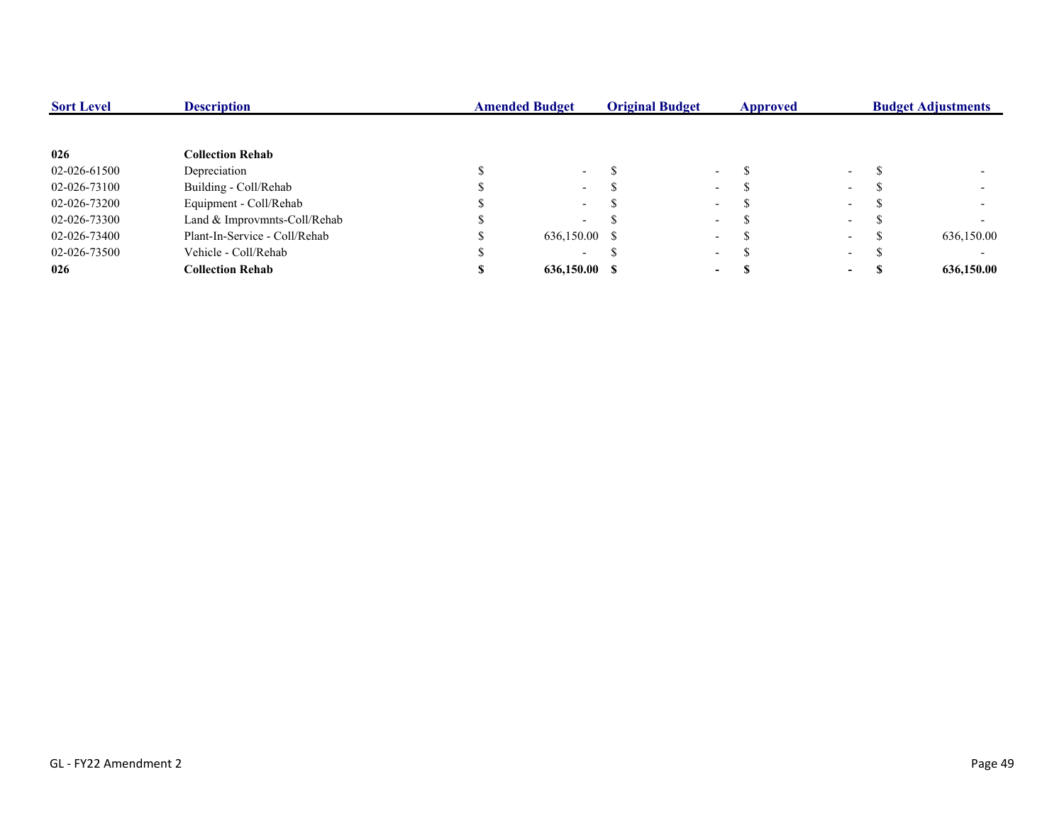| Sort Level | Description | Amended Budget | Original Budget | Approved | Budget Adjustments |
|---|---|---|---|---|---|
| **026** | **Collection Rehab** | | | | |
| 02-026-61500 | Depreciation | $ - | $ - | $ - | $ - |
| 02-026-73100 | Building - Coll/Rehab | $ - | $ - | $ - | $ - |
| 02-026-73200 | Equipment - Coll/Rehab | $ - | $ - | $ - | $ - |
| 02-026-73300 | Land & Improvmnts-Coll/Rehab | $ - | $ - | $ - | $ - |
| 02-026-73400 | Plant-In-Service - Coll/Rehab | $ 636,150.00 | $ - | $ - | $ 636,150.00 |
| 02-026-73500 | Vehicle - Coll/Rehab | $ - | $ - | $ - | $ - |
| **026** | **Collection Rehab** | **$ 636,150.00** | **$ -** | **$ -** | **$ 636,150.00** |

GL - FY22 Amendment 2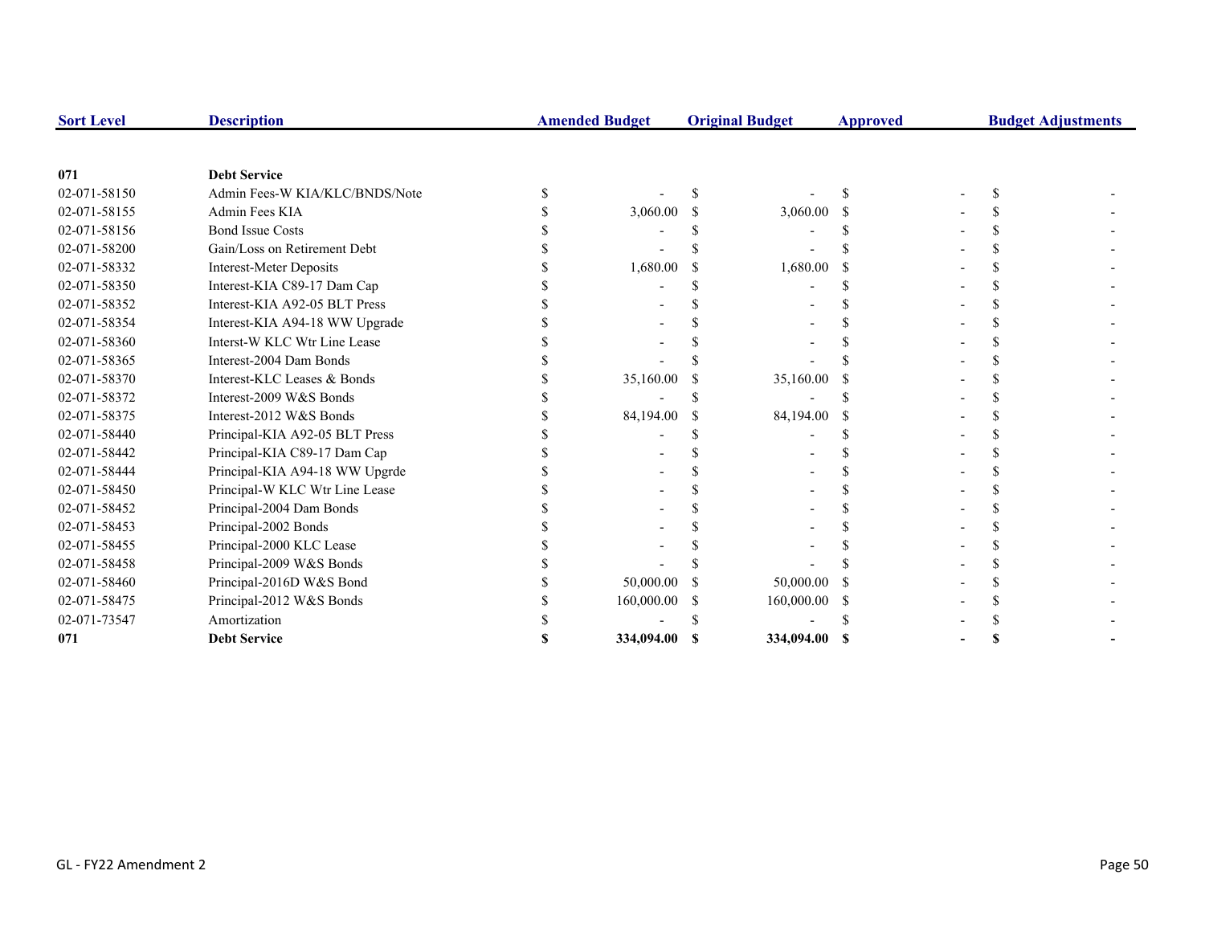| Sort Level | Description | Amended Budget | Original Budget | Approved | Budget Adjustments |
|---|---|---|---|---|---|
| 071 | **Debt Service** | | | | |
| 02-071-58150 | Admin Fees-W KIA/KLC/BNDS/Note | $ - | $ - | $ - | $ - |
| 02-071-58155 | Admin Fees KIA | $ 3,060.00 | $ 3,060.00 | $ - | $ - |
| 02-071-58156 | Bond Issue Costs | $ - | $ - | $ - | $ - |
| 02-071-58200 | Gain/Loss on Retirement Debt | $ - | $ - | $ - | $ - |
| 02-071-58332 | Interest-Meter Deposits | $ 1,680.00 | $ 1,680.00 | $ - | $ - |
| 02-071-58350 | Interest-KIA C89-17 Dam Cap | $ - | $ - | $ - | $ - |
| 02-071-58352 | Interest-KIA A92-05 BLT Press | $ - | $ - | $ - | $ - |
| 02-071-58354 | Interest-KIA A94-18 WW Upgrade | $ - | $ - | $ - | $ - |
| 02-071-58360 | Interst-W KLC Wtr Line Lease | $ - | $ - | $ - | $ - |
| 02-071-58365 | Interest-2004 Dam Bonds | $ - | $ - | $ - | $ - |
| 02-071-58370 | Interest-KLC Leases & Bonds | $ 35,160.00 | $ 35,160.00 | $ - | $ - |
| 02-071-58372 | Interest-2009 W&S Bonds | $ - | $ - | $ - | $ - |
| 02-071-58375 | Interest-2012 W&S Bonds | $ 84,194.00 | $ 84,194.00 | $ - | $ - |
| 02-071-58440 | Principal-KIA A92-05 BLT Press | $ - | $ - | $ - | $ - |
| 02-071-58442 | Principal-KIA C89-17 Dam Cap | $ - | $ - | $ - | $ - |
| 02-071-58444 | Principal-KIA A94-18 WW Upgrde | $ - | $ - | $ - | $ - |
| 02-071-58450 | Principal-W KLC Wtr Line Lease | $ - | $ - | $ - | $ - |
| 02-071-58452 | Principal-2004 Dam Bonds | $ - | $ - | $ - | $ - |
| 02-071-58453 | Principal-2002 Bonds | $ - | $ - | $ - | $ - |
| 02-071-58455 | Principal-2000 KLC Lease | $ - | $ - | $ - | $ - |
| 02-071-58458 | Principal-2009 W&S Bonds | $ - | $ - | $ - | $ - |
| 02-071-58460 | Principal-2016D W&S Bond | $ 50,000.00 | $ 50,000.00 | $ - | $ - |
| 02-071-58475 | Principal-2012 W&S Bonds | $ 160,000.00 | $ 160,000.00 | $ - | $ - |
| 02-071-73547 | Amortization | $ - | $ - | $ - | $ - |
| **071** | **Debt Service** | **$ 334,094.00** | **$ 334,094.00** | **$ -** | **$ -** |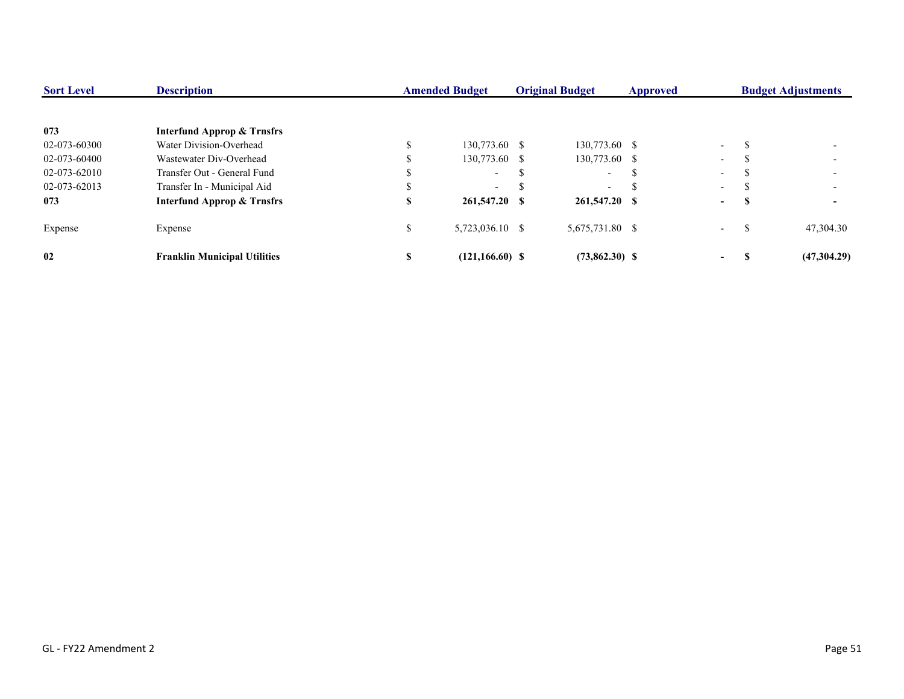| Sort Level | Description | Amended Budget | Original Budget | Approved | Budget Adjustments |
|---|---|---|---|---|---|
| **073** | **Interfund Approp & Trnsfrs** | | | | |
| 02-073-60300 | Water Division-Overhead | $ 130,773.60 | $ 130,773.60 | $ - | $ - |
| 02-073-60400 | Wastewater Div-Overhead | $ 130,773.60 | $ 130,773.60 | $ - | $ - |
| 02-073-62010 | Transfer Out - General Fund | $ - | $ - | $ - | $ - |
| 02-073-62013 | Transfer In - Municipal Aid | $ - | $ - | $ - | $ - |
| **073** | **Interfund Approp & Trnsfrs** | **$ 261,547.20** | **$ 261,547.20** | **$ -** | **$ -** |
| Expense | Expense | $ 5,723,036.10 | $ 5,675,731.80 | $ - | $ 47,304.30 |
| **02** | **Franklin Municipal Utilities** | **$ (121,166.60)** | **$ (73,862.30)** | **$ -** | **$ (47,304.29)** |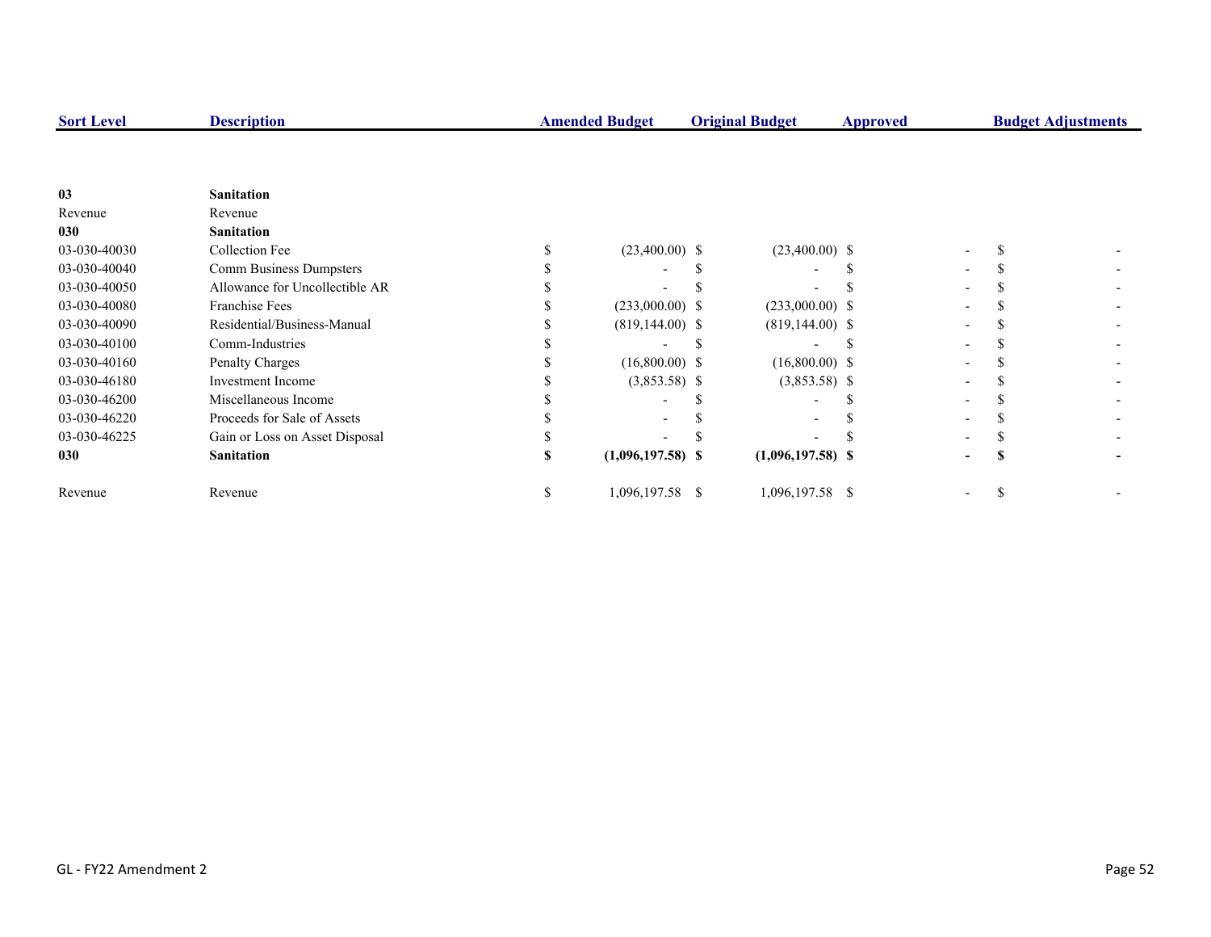| Sort Level | Description | Amended Budget | Original Budget | Approved | Budget Adjustments |
|---|---|---|---|---|---|
| **03** | **Sanitation** | | | | |
| Revenue | Revenue | | | | |
| **030** | **Sanitation** | | | | |
| 03-030-40030 | Collection Fee | $ (23,400.00) | $ (23,400.00) | $ - | $ - |
| 03-030-40040 | Comm Business Dumpsters | $ - | $ - | $ - | $ - |
| 03-030-40050 | Allowance for Uncollectible AR | $ - | $ - | $ - | $ - |
| 03-030-40080 | Franchise Fees | $ (233,000.00) | $ (233,000.00) | $ - | $ - |
| 03-030-40090 | Residential/Business-Manual | $ (819,144.00) | $ (819,144.00) | $ - | $ - |
| 03-030-40100 | Comm-Industries | $ - | $ - | $ - | $ - |
| 03-030-40160 | Penalty Charges | $ (16,800.00) | $ (16,800.00) | $ - | $ - |
| 03-030-46180 | Investment Income | $ (3,853.58) | $ (3,853.58) | $ - | $ - |
| 03-030-46200 | Miscellaneous Income | $ - | $ - | $ - | $ - |
| 03-030-46220 | Proceeds for Sale of Assets | $ - | $ - | $ - | $ - |
| 03-030-46225 | Gain or Loss on Asset Disposal | $ - | $ - | $ - | $ - |
| **030** | **Sanitation** | **$ (1,096,197.58)** | **$ (1,096,197.58)** | **$ -** | **$ -** |
| Revenue | Revenue | $ 1,096,197.58 | $ 1,096,197.58 | $ - | $ - |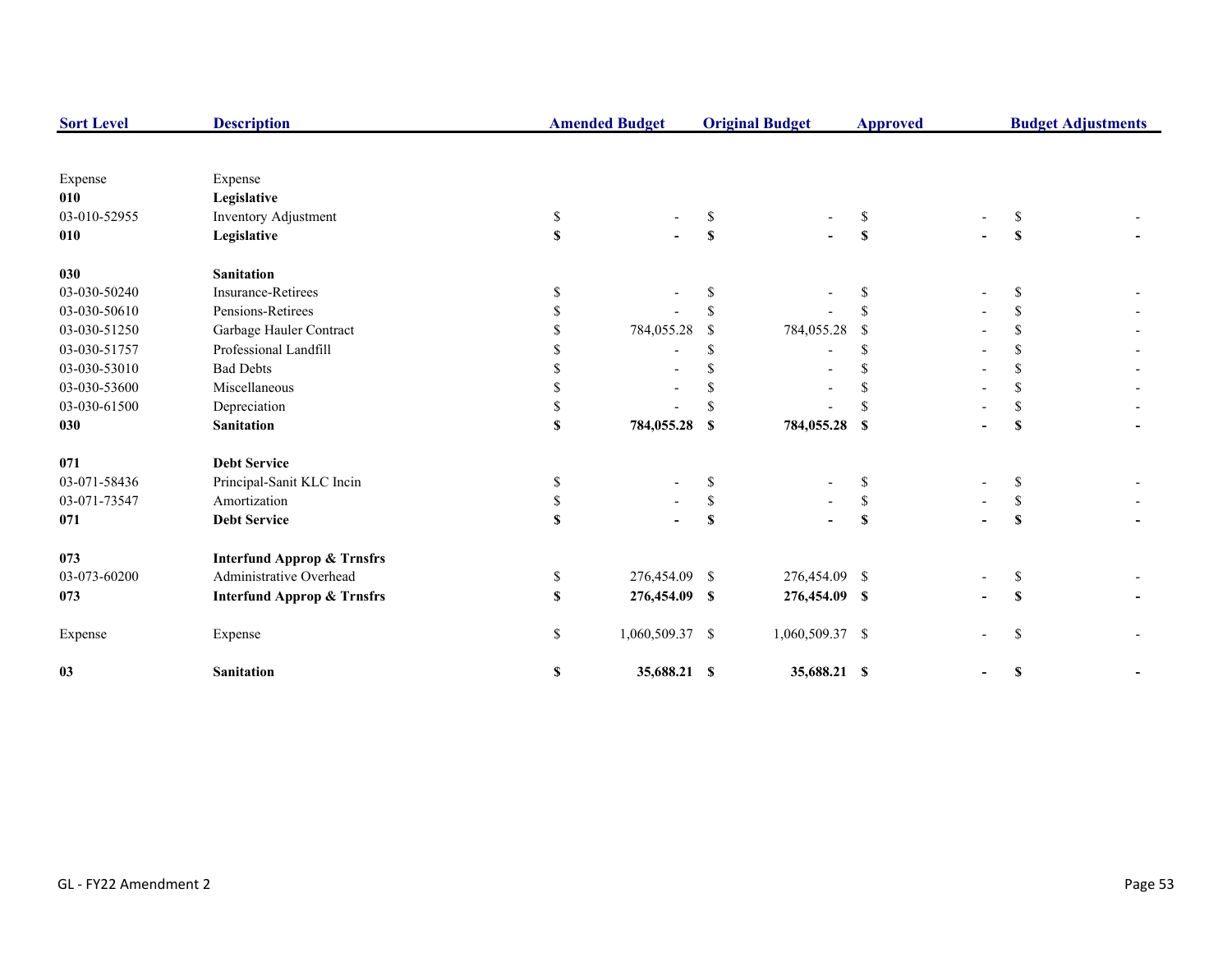| Sort Level | Description | Amended Budget | Original Budget | Approved | Budget Adjustments |
|---|---|---|---|---|---|
| Expense | Expense | | | | |
| **010** | **Legislative** | | | | |
| 03-010-52955 | Inventory Adjustment | $ - | $ - | $ - | $ - |
| **010** | **Legislative** | **$ -** | **$ -** | **$ -** | **$ -** |
| **030** | **Sanitation** | | | | |
| 03-030-50240 | Insurance-Retirees | $ - | $ - | $ - | $ - |
| 03-030-50610 | Pensions-Retirees | $ - | $ - | $ - | $ - |
| 03-030-51250 | Garbage Hauler Contract | $ 784,055.28 | $ 784,055.28 | $ - | $ - |
| 03-030-51757 | Professional Landfill | $ - | $ - | $ - | $ - |
| 03-030-53010 | Bad Debts | $ - | $ - | $ - | $ - |
| 03-030-53600 | Miscellaneous | $ - | $ - | $ - | $ - |
| 03-030-61500 | Depreciation | $ - | $ - | $ - | $ - |
| **030** | **Sanitation** | **$ 784,055.28** | **$ 784,055.28** | **$ -** | **$ -** |
| **071** | **Debt Service** | | | | |
| 03-071-58436 | Principal-Sanit KLC Incin | $ - | $ - | $ - | $ - |
| 03-071-73547 | Amortization | $ - | $ - | $ - | $ - |
| **071** | **Debt Service** | **$ -** | **$ -** | **$ -** | **$ -** |
| **073** | **Interfund Approp & Trnsfrs** | | | | |
| 03-073-60200 | Administrative Overhead | $ 276,454.09 | $ 276,454.09 | $ - | $ - |
| **073** | **Interfund Approp & Trnsfrs** | **$ 276,454.09** | **$ 276,454.09** | **$ -** | **$ -** |
| Expense | Expense | $ 1,060,509.37 | $ 1,060,509.37 | $ - | $ - |
| **03** | **Sanitation** | **$ 35,688.21** | **$ 35,688.21** | **$ -** | **$ -** |

GL - FY22 Amendment 2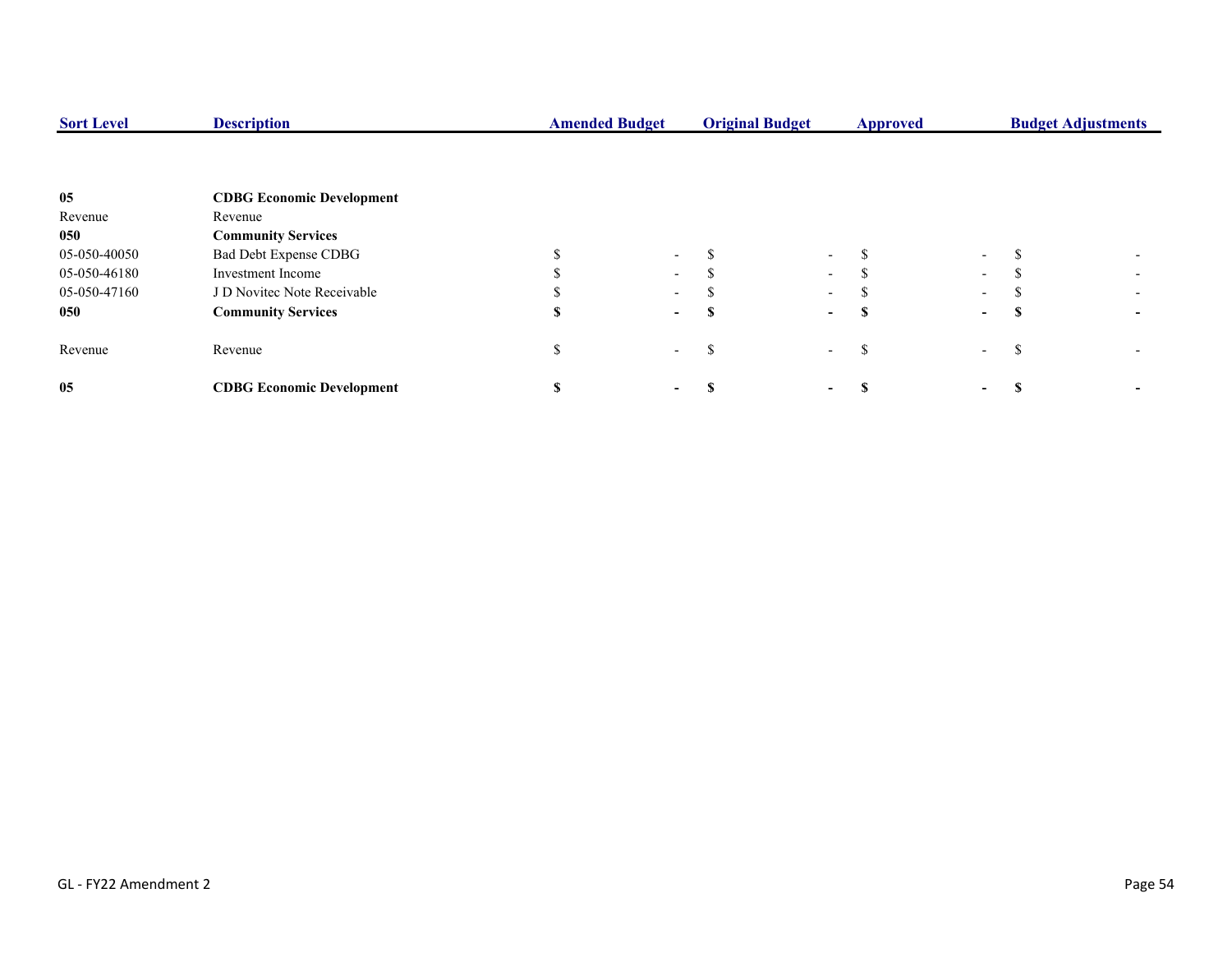| Sort Level | Description | Amended Budget | Original Budget | Approved | Budget Adjustments |
| --- | --- | --- | --- | --- | --- |
| **05** | **CDBG Economic Development** | | | | |
| Revenue | Revenue | | | | |
| **050** | **Community Services** | | | | |
| 05-050-40050 | Bad Debt Expense CDBG | $ - | $ - | $ - | $ - |
| 05-050-46180 | Investment Income | $ - | $ - | $ - | $ - |
| 05-050-47160 | J D Novitec Note Receivable | $ - | $ - | $ - | $ - |
| **050** | **Community Services** | **$ -** | **$ -** | **$ -** | **$ -** |
| Revenue | Revenue | $ - | $ - | $ - | $ - |
| **05** | **CDBG Economic Development** | **$ -** | **$ -** | **$ -** | **$ -** |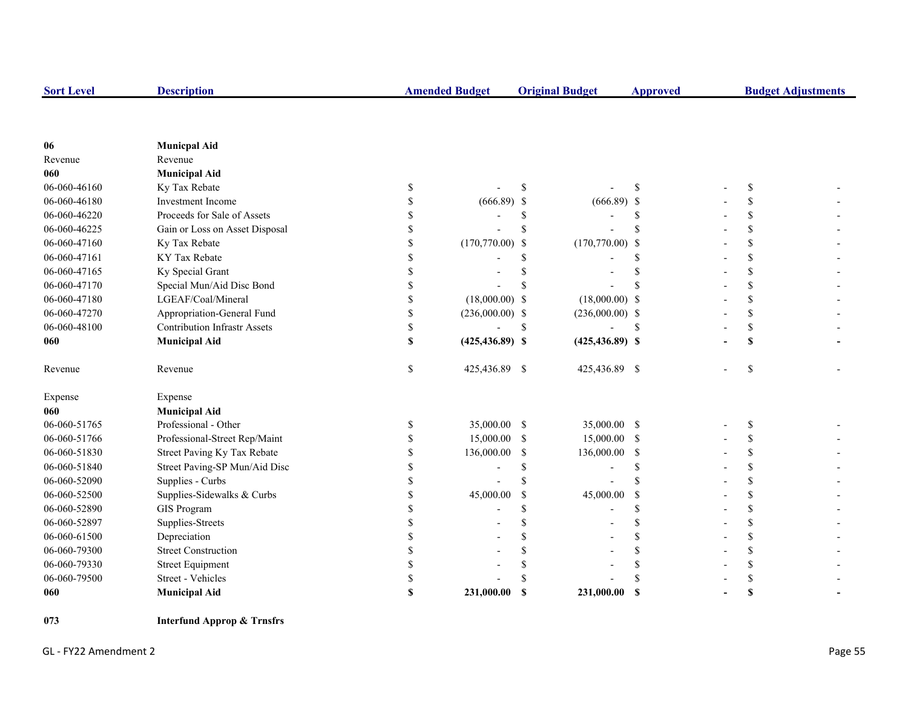| Sort Level | Description | Amended Budget | Original Budget | Approved | Budget Adjustments |
|---|---|---|---|---|---|
| **06** | **Municpal Aid** | | | | |
| Revenue | Revenue | | | | |
| **060** | **Municipal Aid** | | | | |
| 06-060-46160 | Ky Tax Rebate | $ - | $ - | $ - | $ - |
| 06-060-46180 | Investment Income | $ (666.89) | $ (666.89) | $ - | $ - |
| 06-060-46220 | Proceeds for Sale of Assets | $ - | $ - | $ - | $ - |
| 06-060-46225 | Gain or Loss on Asset Disposal | $ - | $ - | $ - | $ - |
| 06-060-47160 | Ky Tax Rebate | $ (170,770.00) | $ (170,770.00) | $ - | $ - |
| 06-060-47161 | KY Tax Rebate | $ - | $ - | $ - | $ - |
| 06-060-47165 | Ky Special Grant | $ - | $ - | $ - | $ - |
| 06-060-47170 | Special Mun/Aid Disc Bond | $ - | $ - | $ - | $ - |
| 06-060-47180 | LGEAF/Coal/Mineral | $ (18,000.00) | $ (18,000.00) | $ - | $ - |
| 06-060-47270 | Appropriation-General Fund | $ (236,000.00) | $ (236,000.00) | $ - | $ - |
| 06-060-48100 | Contribution Infrastr Assets | $ - | $ - | $ - | $ - |
| **060** | **Municipal Aid** | **$ (425,436.89)** | **$ (425,436.89)** | **$ -** | **$ -** |
| Revenue | Revenue | $ 425,436.89 | $ 425,436.89 | $ - | $ - |
| Expense | Expense | | | | |
| **060** | **Municipal Aid** | | | | |
| 06-060-51765 | Professional - Other | $ 35,000.00 | $ 35,000.00 | $ - | $ - |
| 06-060-51766 | Professional-Street Rep/Maint | $ 15,000.00 | $ 15,000.00 | $ - | $ - |
| 06-060-51830 | Street Paving Ky Tax Rebate | $ 136,000.00 | $ 136,000.00 | $ - | $ - |
| 06-060-51840 | Street Paving-SP Mun/Aid Disc | $ - | $ - | $ - | $ - |
| 06-060-52090 | Supplies - Curbs | $ - | $ - | $ - | $ - |
| 06-060-52500 | Supplies-Sidewalks & Curbs | $ 45,000.00 | $ 45,000.00 | $ - | $ - |
| 06-060-52890 | GIS Program | $ - | $ - | $ - | $ - |
| 06-060-52897 | Supplies-Streets | $ - | $ - | $ - | $ - |
| 06-060-61500 | Depreciation | $ - | $ - | $ - | $ - |
| 06-060-79300 | Street Construction | $ - | $ - | $ - | $ - |
| 06-060-79330 | Street Equipment | $ - | $ - | $ - | $ - |
| 06-060-79500 | Street - Vehicles | $ - | $ - | $ - | $ - |
| **060** | **Municipal Aid** | **$ 231,000.00** | **$ 231,000.00** | **$ -** | **$ -** |
| **073** | **Interfund Approp & Trnsfrs** | | | | |

GL - FY22 Amendment 2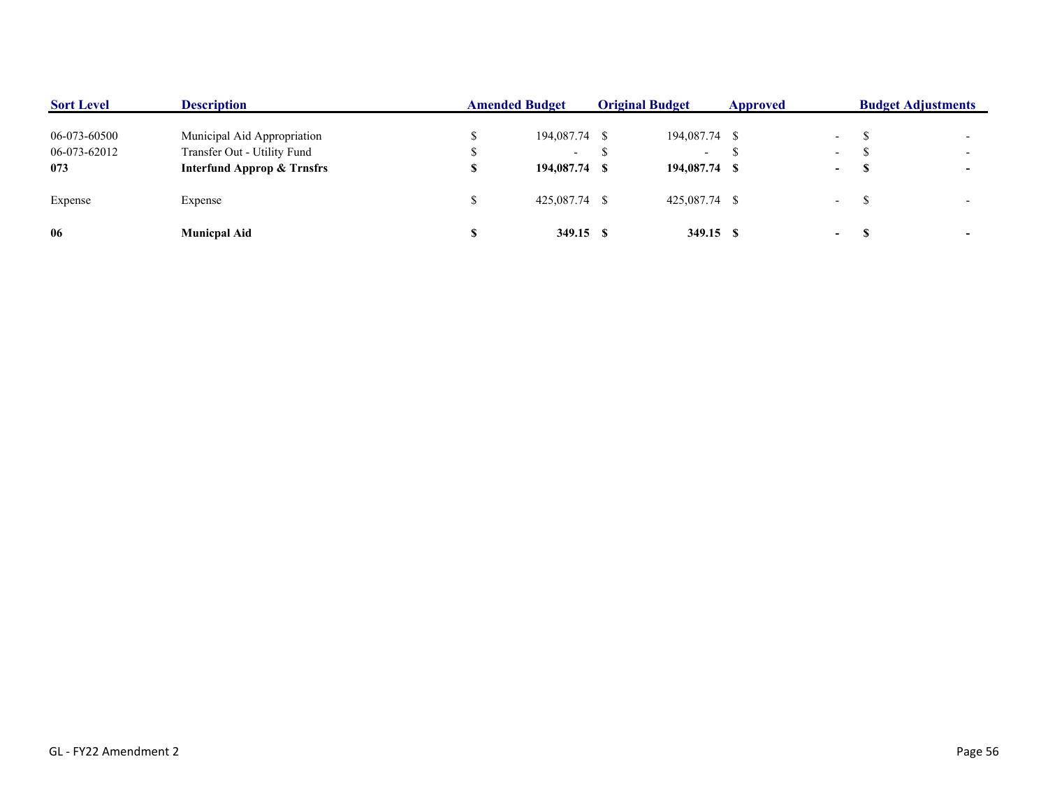| Sort Level | Description | Amended Budget | Original Budget | Approved | Budget Adjustments |
|---|---|---|---|---|---|
| 06-073-60500 | Municipal Aid Appropriation | $ 194,087.74 | $ 194,087.74 | $ - | $ - |
| 06-073-62012 | Transfer Out - Utility Fund | $ - | $ - | $ - | $ - |
| **073** | **Interfund Approp & Trnsfrs** | **$ 194,087.74** | **$ 194,087.74** | **$ -** | **$ -** |
| Expense | Expense | $ 425,087.74 | $ 425,087.74 | $ - | $ - |
| **06** | **Municpal Aid** | **$ 349.15** | **$ 349.15** | **$ -** | **$ -** |

GL - FY22 Amendment 2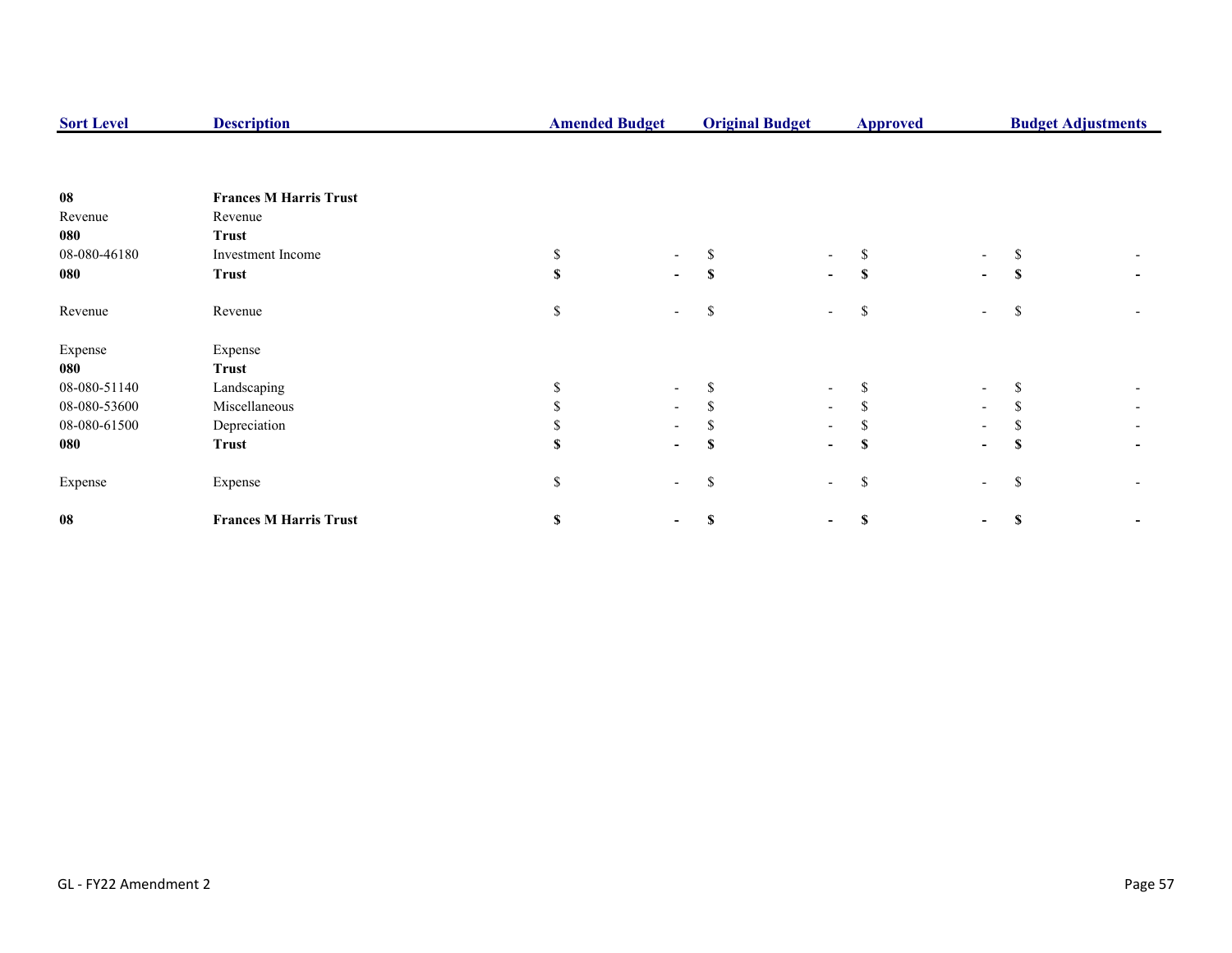| Sort Level | Description | Amended Budget | Original Budget | Approved | Budget Adjustments |
|---|---|---|---|---|---|
| **08** | **Frances M Harris Trust** | | | | |
| Revenue | Revenue | | | | |
| **080** | **Trust** | | | | |
| 08-080-46180 | Investment Income | $ - | $ - | $ - | $ - |
| **080** | **Trust** | **$ -** | **$ -** | **$ -** | **$ -** |
| Revenue | Revenue | $ - | $ - | $ - | $ - |
| Expense | Expense | | | | |
| **080** | **Trust** | | | | |
| 08-080-51140 | Landscaping | $ - | $ - | $ - | $ - |
| 08-080-53600 | Miscellaneous | $ - | $ - | $ - | $ - |
| 08-080-61500 | Depreciation | $ - | $ - | $ - | $ - |
| **080** | **Trust** | **$ -** | **$ -** | **$ -** | **$ -** |
| Expense | Expense | $ - | $ - | $ - | $ - |
| **08** | **Frances M Harris Trust** | **$ -** | **$ -** | **$ -** | **$ -** |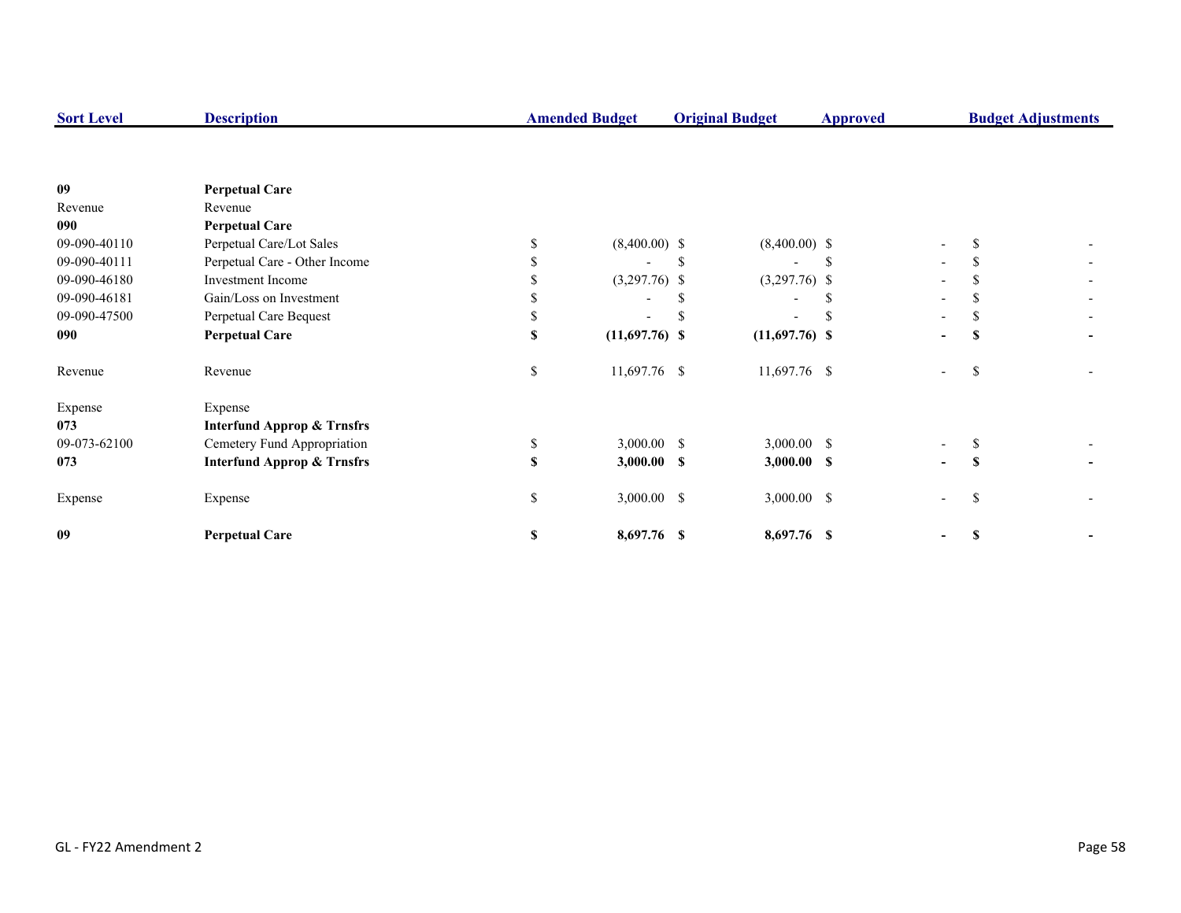| Sort Level | Description | Amended Budget | Original Budget | Approved | Budget Adjustments |
|---|---|---|---|---|---|
| **09** | **Perpetual Care** | | | | |
| Revenue | Revenue | | | | |
| **090** | **Perpetual Care** | | | | |
| 09-090-40110 | Perpetual Care/Lot Sales | $ (8,400.00) | $ (8,400.00) | $ - | $ - |
| 09-090-40111 | Perpetual Care - Other Income | $ - | $ - | $ - | $ - |
| 09-090-46180 | Investment Income | $ (3,297.76) | $ (3,297.76) | $ - | $ - |
| 09-090-46181 | Gain/Loss on Investment | $ - | $ - | $ - | $ - |
| 09-090-47500 | Perpetual Care Bequest | $ - | $ - | $ - | $ - |
| **090** | **Perpetual Care** | **$ (11,697.76)** | **$ (11,697.76)** | **$ -** | **$ -** |
| Revenue | Revenue | $ 11,697.76 | $ 11,697.76 | $ - | $ - |
| Expense | Expense | | | | |
| **073** | **Interfund Approp & Trnsfrs** | | | | |
| 09-073-62100 | Cemetery Fund Appropriation | $ 3,000.00 | $ 3,000.00 | $ - | $ - |
| **073** | **Interfund Approp & Trnsfrs** | **$ 3,000.00** | **$ 3,000.00** | **$ -** | **$ -** |
| Expense | Expense | $ 3,000.00 | $ 3,000.00 | $ - | $ - |
| **09** | **Perpetual Care** | **$ 8,697.76** | **$ 8,697.76** | **$ -** | **$ -** |

GL - FY22 Amendment 2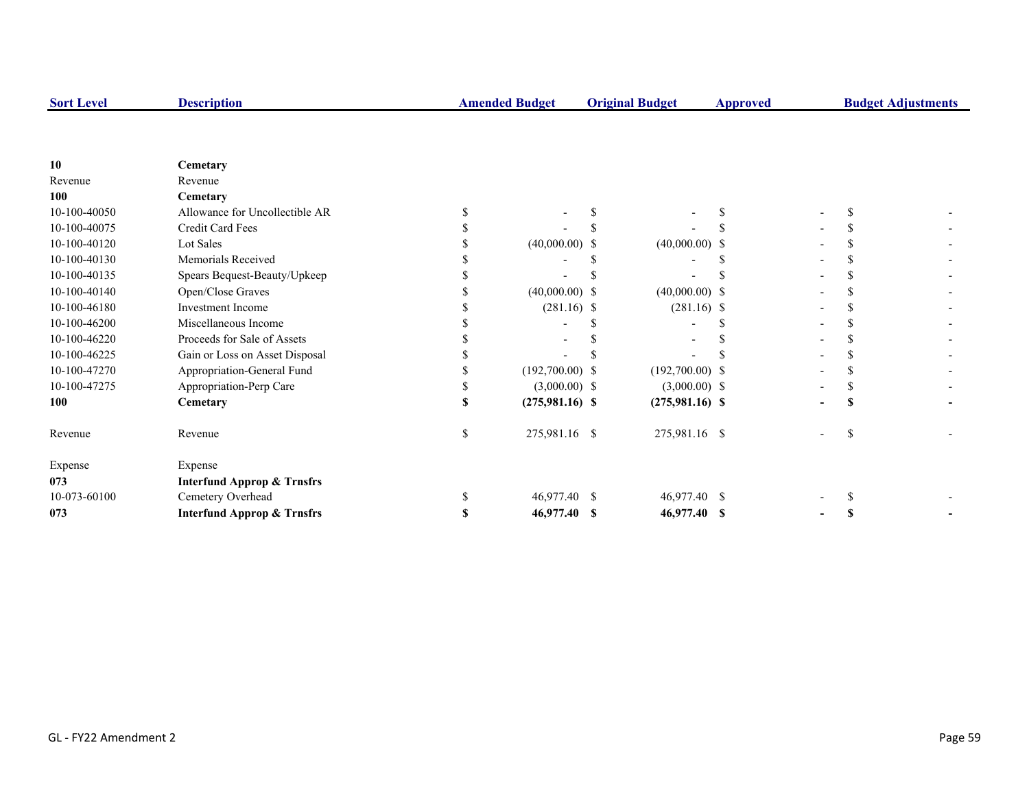| Sort Level | Description | Amended Budget | Original Budget | Approved | Budget Adjustments |
|---|---|---|---|---|---|
| **10** | **Cemetary** | | | | |
| Revenue | Revenue | | | | |
| **100** | **Cemetary** | | | | |
| 10-100-40050 | Allowance for Uncollectible AR | $ - | $ - | $ - | $ - |
| 10-100-40075 | Credit Card Fees | $ - | $ - | $ - | $ - |
| 10-100-40120 | Lot Sales | $ (40,000.00) | $ (40,000.00) | $ - | $ - |
| 10-100-40130 | Memorials Received | $ - | $ - | $ - | $ - |
| 10-100-40135 | Spears Bequest-Beauty/Upkeep | $ - | $ - | $ - | $ - |
| 10-100-40140 | Open/Close Graves | $ (40,000.00) | $ (40,000.00) | $ - | $ - |
| 10-100-46180 | Investment Income | $ (281.16) | $ (281.16) | $ - | $ - |
| 10-100-46200 | Miscellaneous Income | $ - | $ - | $ - | $ - |
| 10-100-46220 | Proceeds for Sale of Assets | $ - | $ - | $ - | $ - |
| 10-100-46225 | Gain or Loss on Asset Disposal | $ - | $ - | $ - | $ - |
| 10-100-47270 | Appropriation-General Fund | $ (192,700.00) | $ (192,700.00) | $ - | $ - |
| 10-100-47275 | Appropriation-Perp Care | $ (3,000.00) | $ (3,000.00) | $ - | $ - |
| **100** | **Cemetary** | **$ (275,981.16)** | **$ (275,981.16)** | **$ -** | **$ -** |
| Revenue | Revenue | $ 275,981.16 | $ 275,981.16 | $ - | $ - |
| Expense | Expense | | | | |
| **073** | **Interfund Approp & Trnsfrs** | | | | |
| 10-073-60100 | Cemetery Overhead | $ 46,977.40 | $ 46,977.40 | $ - | $ - |
| **073** | **Interfund Approp & Trnsfrs** | **$ 46,977.40** | **$ 46,977.40** | **$ -** | **$ -** |

GL - FY22 Amendment 2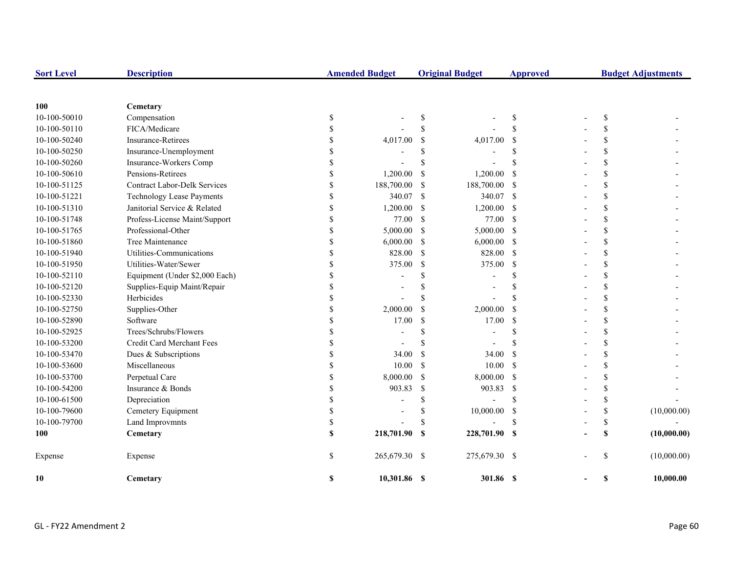| Sort Level | Description | Amended Budget | Original Budget | Approved | Budget Adjustments |
|---|---|---|---|---|---|
| **100** | **Cemetary** | | | | |
| 10-100-50010 | Compensation | $ - | $ - | $ - | $ - |
| 10-100-50110 | FICA/Medicare | $ - | $ - | $ - | $ - |
| 10-100-50240 | Insurance-Retirees | $ 4,017.00 | $ 4,017.00 | $ - | $ - |
| 10-100-50250 | Insurance-Unemployment | $ - | $ - | $ - | $ - |
| 10-100-50260 | Insurance-Workers Comp | $ - | $ - | $ - | $ - |
| 10-100-50610 | Pensions-Retirees | $ 1,200.00 | $ 1,200.00 | $ - | $ - |
| 10-100-51125 | Contract Labor-Delk Services | $ 188,700.00 | $ 188,700.00 | $ - | $ - |
| 10-100-51221 | Technology Lease Payments | $ 340.07 | $ 340.07 | $ - | $ - |
| 10-100-51310 | Janitorial Service & Related | $ 1,200.00 | $ 1,200.00 | $ - | $ - |
| 10-100-51748 | Profess-License Maint/Support | $ 77.00 | $ 77.00 | $ - | $ - |
| 10-100-51765 | Professional-Other | $ 5,000.00 | $ 5,000.00 | $ - | $ - |
| 10-100-51860 | Tree Maintenance | $ 6,000.00 | $ 6,000.00 | $ - | $ - |
| 10-100-51940 | Utilities-Communications | $ 828.00 | $ 828.00 | $ - | $ - |
| 10-100-51950 | Utilities-Water/Sewer | $ 375.00 | $ 375.00 | $ - | $ - |
| 10-100-52110 | Equipment (Under $2,000 Each) | $ - | $ - | $ - | $ - |
| 10-100-52120 | Supplies-Equip Maint/Repair | $ - | $ - | $ - | $ - |
| 10-100-52330 | Herbicides | $ - | $ - | $ - | $ - |
| 10-100-52750 | Supplies-Other | $ 2,000.00 | $ 2,000.00 | $ - | $ - |
| 10-100-52890 | Software | $ 17.00 | $ 17.00 | $ - | $ - |
| 10-100-52925 | Trees/Schrubs/Flowers | $ - | $ - | $ - | $ - |
| 10-100-53200 | Credit Card Merchant Fees | $ - | $ - | $ - | $ - |
| 10-100-53470 | Dues & Subscriptions | $ 34.00 | $ 34.00 | $ - | $ - |
| 10-100-53600 | Miscellaneous | $ 10.00 | $ 10.00 | $ - | $ - |
| 10-100-53700 | Perpetual Care | $ 8,000.00 | $ 8,000.00 | $ - | $ - |
| 10-100-54200 | Insurance & Bonds | $ 903.83 | $ 903.83 | $ - | $ - |
| 10-100-61500 | Depreciation | $ - | $ - | $ - | $ - |
| 10-100-79600 | Cemetery Equipment | $ - | $ 10,000.00 | $ - | $ (10,000.00) |
| 10-100-79700 | Land Improvmnts | $ - | $ - | $ - | $ - |
| **100** | **Cemetary** | **$ 218,701.90** | **$ 228,701.90** | **$ -** | **$ (10,000.00)** |
| Expense | Expense | $ 265,679.30 | $ 275,679.30 | $ - | $ (10,000.00) |
| **10** | **Cemetary** | **$ 10,301.86** | **$ 301.86** | **$ -** | **$ 10,000.00** |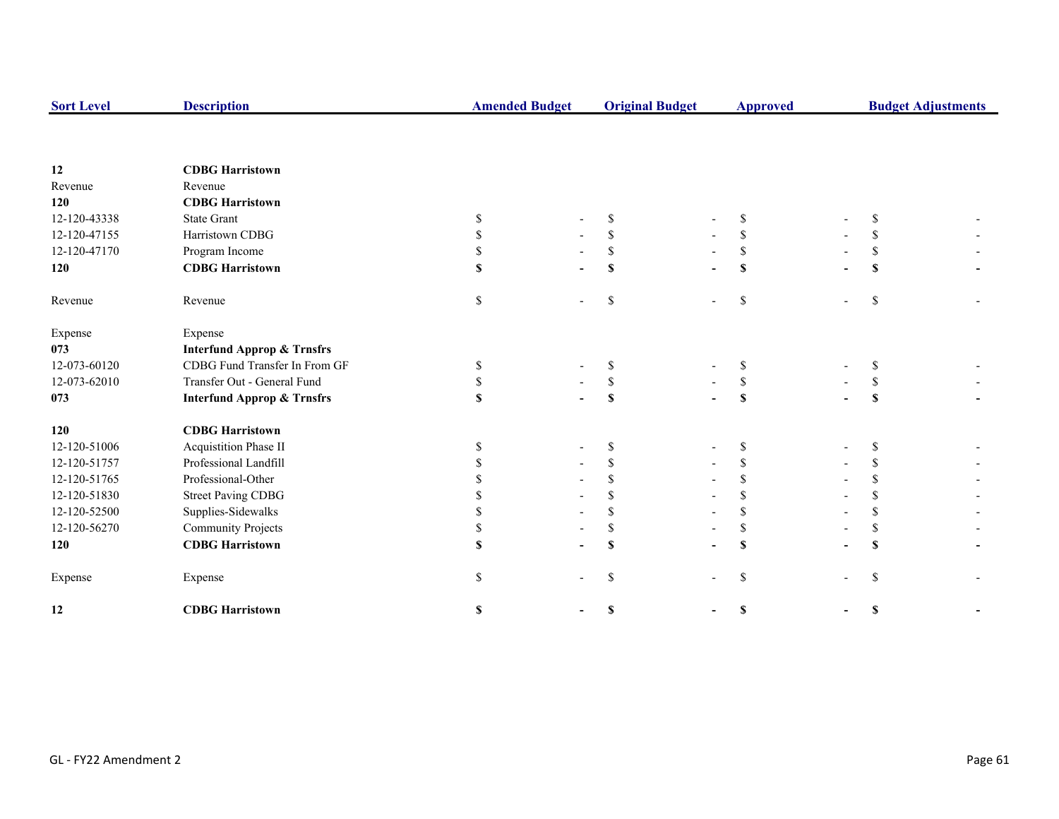| Sort Level | Description | Amended Budget | Original Budget | Approved | Budget Adjustments |
|---|---|---|---|---|---|
| **12** | **CDBG Harristown** | | | | |
| Revenue | Revenue | | | | |
| **120** | **CDBG Harristown** | | | | |
| 12-120-43338 | State Grant | $ - | $ - | $ - | $ - |
| 12-120-47155 | Harristown CDBG | $ - | $ - | $ - | $ - |
| 12-120-47170 | Program Income | $ - | $ - | $ - | $ - |
| **120** | **CDBG Harristown** | **$ -** | **$ -** | **$ -** | **$ -** |
| Revenue | Revenue | $ - | $ - | $ - | $ - |
| Expense | Expense | | | | |
| **073** | **Interfund Approp & Trnsfrs** | | | | |
| 12-073-60120 | CDBG Fund Transfer In From GF | $ - | $ - | $ - | $ - |
| 12-073-62010 | Transfer Out - General Fund | $ - | $ - | $ - | $ - |
| **073** | **Interfund Approp & Trnsfrs** | **$ -** | **$ -** | **$ -** | **$ -** |
| **120** | **CDBG Harristown** | | | | |
| 12-120-51006 | Acquistition Phase II | $ - | $ - | $ - | $ - |
| 12-120-51757 | Professional Landfill | $ - | $ - | $ - | $ - |
| 12-120-51765 | Professional-Other | $ - | $ - | $ - | $ - |
| 12-120-51830 | Street Paving CDBG | $ - | $ - | $ - | $ - |
| 12-120-52500 | Supplies-Sidewalks | $ - | $ - | $ - | $ - |
| 12-120-56270 | Community Projects | $ - | $ - | $ - | $ - |
| **120** | **CDBG Harristown** | **$ -** | **$ -** | **$ -** | **$ -** |
| Expense | Expense | $ - | $ - | $ - | $ - |
| **12** | **CDBG Harristown** | **$ -** | **$ -** | **$ -** | **$ -** |

GL - FY22 Amendment 2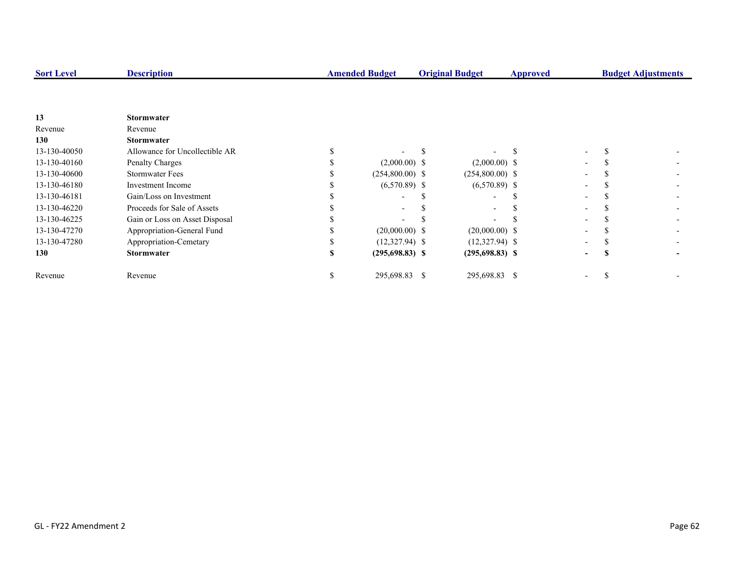| Sort Level | Description | Amended Budget | Original Budget | Approved | Budget Adjustments |
|---|---|---|---|---|---|
| **13** | **Stormwater** | | | | |
| Revenue | Revenue | | | | |
| **130** | **Stormwater** | | | | |
| 13-130-40050 | Allowance for Uncollectible AR | $ - | $ - | $ - | $ - |
| 13-130-40160 | Penalty Charges | $ (2,000.00) | $ (2,000.00) | $ - | $ - |
| 13-130-40600 | Stormwater Fees | $ (254,800.00) | $ (254,800.00) | $ - | $ - |
| 13-130-46180 | Investment Income | $ (6,570.89) | $ (6,570.89) | $ - | $ - |
| 13-130-46181 | Gain/Loss on Investment | $ - | $ - | $ - | $ - |
| 13-130-46220 | Proceeds for Sale of Assets | $ - | $ - | $ - | $ - |
| 13-130-46225 | Gain or Loss on Asset Disposal | $ - | $ - | $ - | $ - |
| 13-130-47270 | Appropriation-General Fund | $ (20,000.00) | $ (20,000.00) | $ - | $ - |
| 13-130-47280 | Appropriation-Cemetary | $ (12,327.94) | $ (12,327.94) | $ - | $ - |
| **130** | **Stormwater** | **$ (295,698.83)** | **$ (295,698.83)** | **$ -** | **$ -** |
| Revenue | Revenue | $ 295,698.83 | $ 295,698.83 | $ - | $ - |

GL - FY22 Amendment 2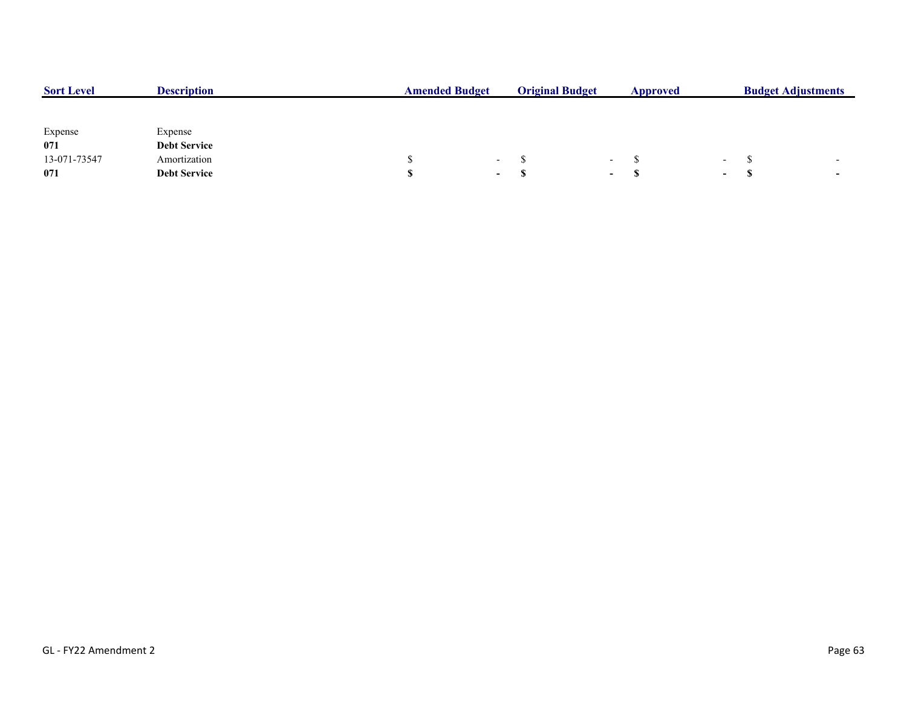| Sort Level | Description | Amended Budget | Original Budget | Approved | Budget Adjustments |
|---|---|---|---|---|---|
| Expense | Expense | | | | |
| **071** | **Debt Service** | | | | |
| 13-071-73547 | Amortization | $ - | $ - | $ - | $ - |
| **071** | **Debt Service** | **$ -** | **$ -** | **$ -** | **$ -** |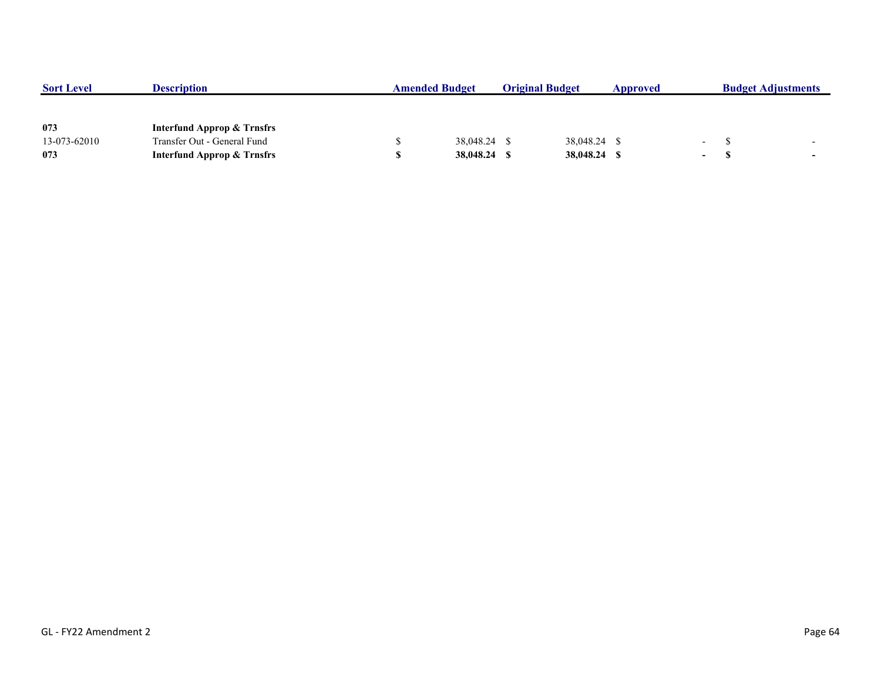| Sort Level | Description | Amended Budget | Original Budget | Approved | Budget Adjustments |
|---|---|---|---|---|---|
| **073** | **Interfund Approp & Trnsfrs** | | | | |
| 13-073-62010 | Transfer Out - General Fund | $ 38,048.24 | $ 38,048.24 | $ - | $ - |
| **073** | **Interfund Approp & Trnsfrs** | **$ 38,048.24** | **$ 38,048.24** | **$ -** | **$ -** |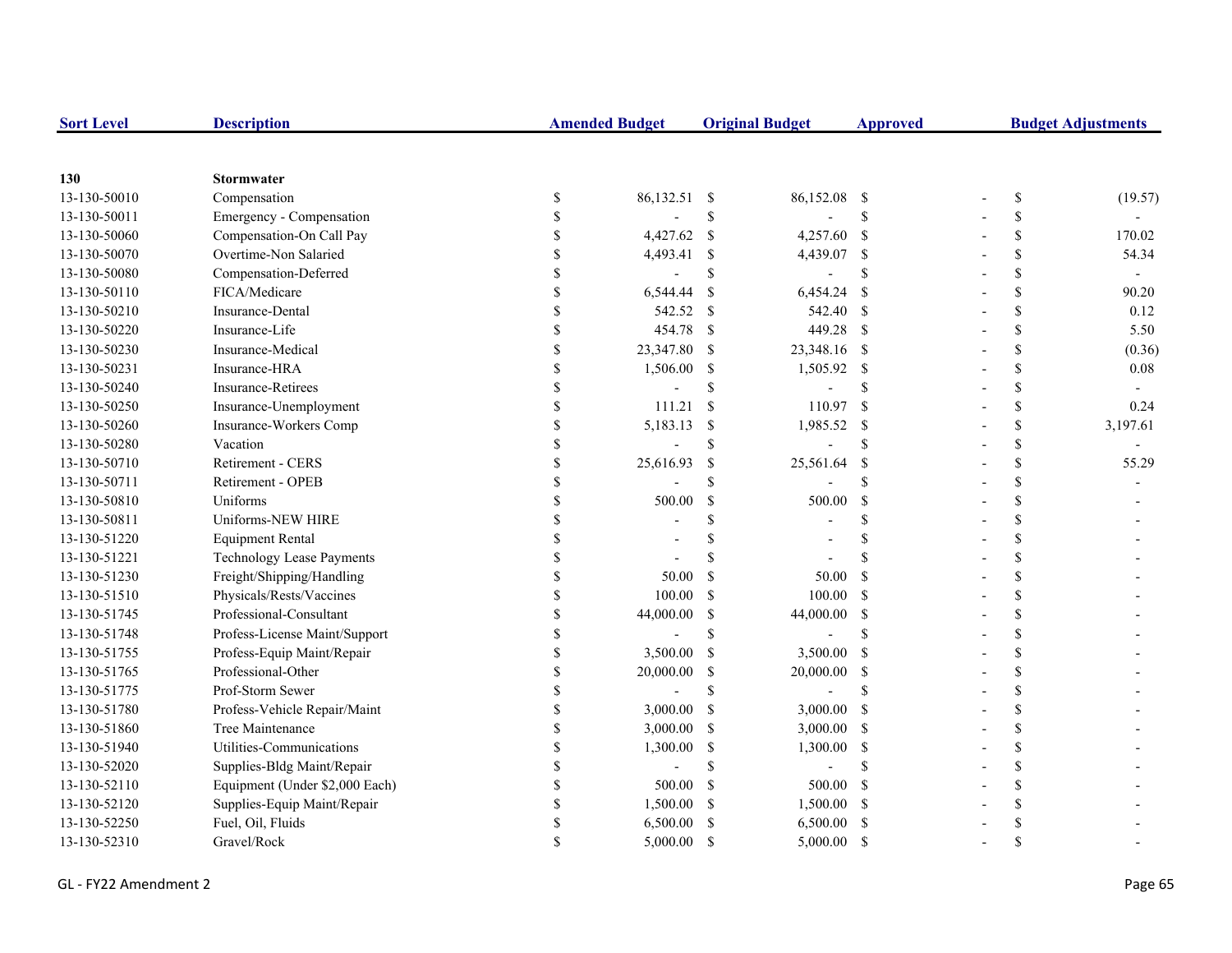| Sort Level | Description | Amended Budget | Original Budget | Approved | Budget Adjustments |
|---|---|---|---|---|---|
| **130** | **Stormwater** | | | | |
| 13-130-50010 | Compensation | $ 86,132.51 | $ 86,152.08 | $ - | $ (19.57) |
| 13-130-50011 | Emergency - Compensation | $ - | $ - | $ - | $ - |
| 13-130-50060 | Compensation-On Call Pay | $ 4,427.62 | $ 4,257.60 | $ - | $ 170.02 |
| 13-130-50070 | Overtime-Non Salaried | $ 4,493.41 | $ 4,439.07 | $ - | $ 54.34 |
| 13-130-50080 | Compensation-Deferred | $ - | $ - | $ - | $ - |
| 13-130-50110 | FICA/Medicare | $ 6,544.44 | $ 6,454.24 | $ - | $ 90.20 |
| 13-130-50210 | Insurance-Dental | $ 542.52 | $ 542.40 | $ - | $ 0.12 |
| 13-130-50220 | Insurance-Life | $ 454.78 | $ 449.28 | $ - | $ 5.50 |
| 13-130-50230 | Insurance-Medical | $ 23,347.80 | $ 23,348.16 | $ - | $ (0.36) |
| 13-130-50231 | Insurance-HRA | $ 1,506.00 | $ 1,505.92 | $ - | $ 0.08 |
| 13-130-50240 | Insurance-Retirees | $ - | $ - | $ - | $ - |
| 13-130-50250 | Insurance-Unemployment | $ 111.21 | $ 110.97 | $ - | $ 0.24 |
| 13-130-50260 | Insurance-Workers Comp | $ 5,183.13 | $ 1,985.52 | $ - | $ 3,197.61 |
| 13-130-50280 | Vacation | $ - | $ - | $ - | $ - |
| 13-130-50710 | Retirement - CERS | $ 25,616.93 | $ 25,561.64 | $ - | $ 55.29 |
| 13-130-50711 | Retirement - OPEB | $ - | $ - | $ - | $ - |
| 13-130-50810 | Uniforms | $ 500.00 | $ 500.00 | $ - | $ - |
| 13-130-50811 | Uniforms-NEW HIRE | $ - | $ - | $ - | $ - |
| 13-130-51220 | Equipment Rental | $ - | $ - | $ - | $ - |
| 13-130-51221 | Technology Lease Payments | $ - | $ - | $ - | $ - |
| 13-130-51230 | Freight/Shipping/Handling | $ 50.00 | $ 50.00 | $ - | $ - |
| 13-130-51510 | Physicals/Rests/Vaccines | $ 100.00 | $ 100.00 | $ - | $ - |
| 13-130-51745 | Professional-Consultant | $ 44,000.00 | $ 44,000.00 | $ - | $ - |
| 13-130-51748 | Profess-License Maint/Support | $ - | $ - | $ - | $ - |
| 13-130-51755 | Profess-Equip Maint/Repair | $ 3,500.00 | $ 3,500.00 | $ - | $ - |
| 13-130-51765 | Professional-Other | $ 20,000.00 | $ 20,000.00 | $ - | $ - |
| 13-130-51775 | Prof-Storm Sewer | $ - | $ - | $ - | $ - |
| 13-130-51780 | Profess-Vehicle Repair/Maint | $ 3,000.00 | $ 3,000.00 | $ - | $ - |
| 13-130-51860 | Tree Maintenance | $ 3,000.00 | $ 3,000.00 | $ - | $ - |
| 13-130-51940 | Utilities-Communications | $ 1,300.00 | $ 1,300.00 | $ - | $ - |
| 13-130-52020 | Supplies-Bldg Maint/Repair | $ - | $ - | $ - | $ - |
| 13-130-52110 | Equipment (Under $2,000 Each) | $ 500.00 | $ 500.00 | $ - | $ - |
| 13-130-52120 | Supplies-Equip Maint/Repair | $ 1,500.00 | $ 1,500.00 | $ - | $ - |
| 13-130-52250 | Fuel, Oil, Fluids | $ 6,500.00 | $ 6,500.00 | $ - | $ - |
| 13-130-52310 | Gravel/Rock | $ 5,000.00 | $ 5,000.00 | $ - | $ - |

GL - FY22 Amendment 2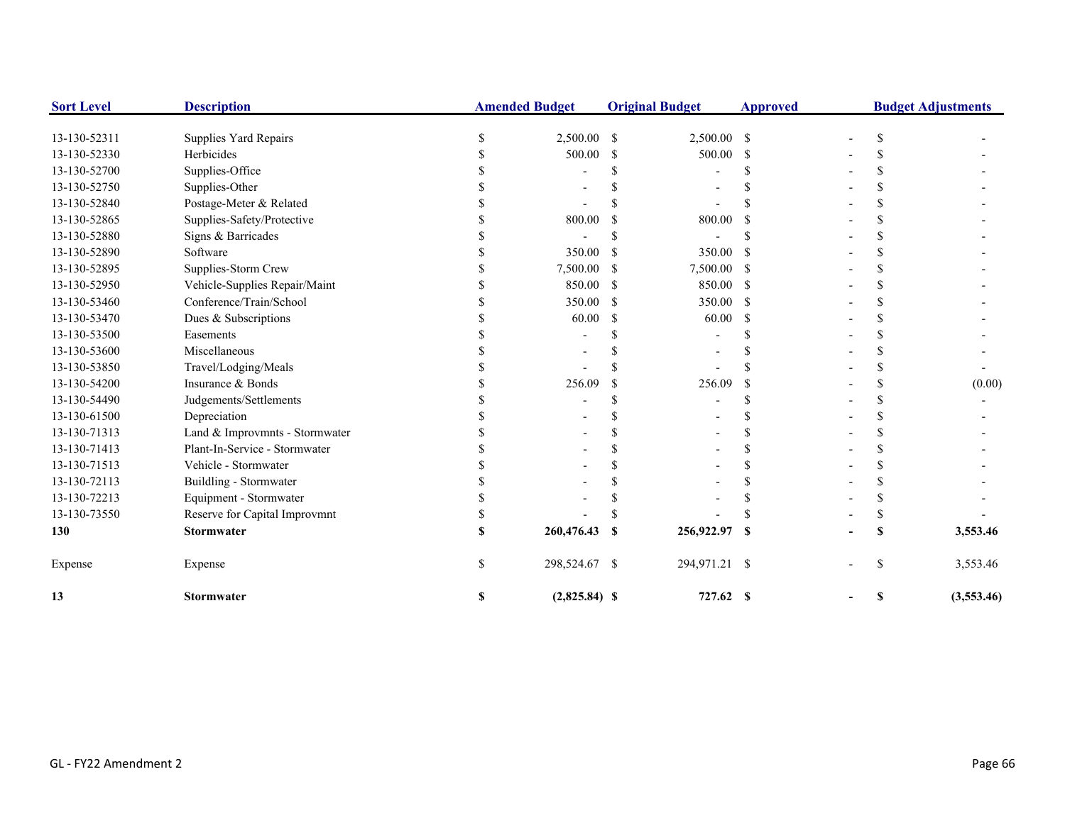| Sort Level | Description | Amended Budget | Original Budget | Approved | Budget Adjustments |
|---|---|---|---|---|---|
| 13-130-52311 | Supplies Yard Repairs | $ 2,500.00 | $ 2,500.00 | $ - | $ - |
| 13-130-52330 | Herbicides | $ 500.00 | $ 500.00 | $ - | $ - |
| 13-130-52700 | Supplies-Office | $ - | $ - | $ - | $ - |
| 13-130-52750 | Supplies-Other | $ - | $ - | $ - | $ - |
| 13-130-52840 | Postage-Meter & Related | $ - | $ - | $ - | $ - |
| 13-130-52865 | Supplies-Safety/Protective | $ 800.00 | $ 800.00 | $ - | $ - |
| 13-130-52880 | Signs & Barricades | $ - | $ - | $ - | $ - |
| 13-130-52890 | Software | $ 350.00 | $ 350.00 | $ - | $ - |
| 13-130-52895 | Supplies-Storm Crew | $ 7,500.00 | $ 7,500.00 | $ - | $ - |
| 13-130-52950 | Vehicle-Supplies Repair/Maint | $ 850.00 | $ 850.00 | $ - | $ - |
| 13-130-53460 | Conference/Train/School | $ 350.00 | $ 350.00 | $ - | $ - |
| 13-130-53470 | Dues & Subscriptions | $ 60.00 | $ 60.00 | $ - | $ - |
| 13-130-53500 | Easements | $ - | $ - | $ - | $ - |
| 13-130-53600 | Miscellaneous | $ - | $ - | $ - | $ - |
| 13-130-53850 | Travel/Lodging/Meals | $ - | $ - | $ - | $ - |
| 13-130-54200 | Insurance & Bonds | $ 256.09 | $ 256.09 | $ - | $ (0.00) |
| 13-130-54490 | Judgements/Settlements | $ - | $ - | $ - | $ - |
| 13-130-61500 | Depreciation | $ - | $ - | $ - | $ - |
| 13-130-71313 | Land & Improvmnts - Stormwater | $ - | $ - | $ - | $ - |
| 13-130-71413 | Plant-In-Service - Stormwater | $ - | $ - | $ - | $ - |
| 13-130-71513 | Vehicle - Stormwater | $ - | $ - | $ - | $ - |
| 13-130-72113 | Buildling - Stormwater | $ - | $ - | $ - | $ - |
| 13-130-72213 | Equipment - Stormwater | $ - | $ - | $ - | $ - |
| 13-130-73550 | Reserve for Capital Improvmnt | $ - | $ - | $ - | $ - |
| **130** | **Stormwater** | **$ 260,476.43** | **$ 256,922.97** | **$ -** | **$ 3,553.46** |
| Expense | Expense | $ 298,524.67 | $ 294,971.21 | $ - | $ 3,553.46 |
| **13** | **Stormwater** | **$ (2,825.84)** | **$ 727.62** | **$ -** | **$ (3,553.46)** |

GL - FY22 Amendment 2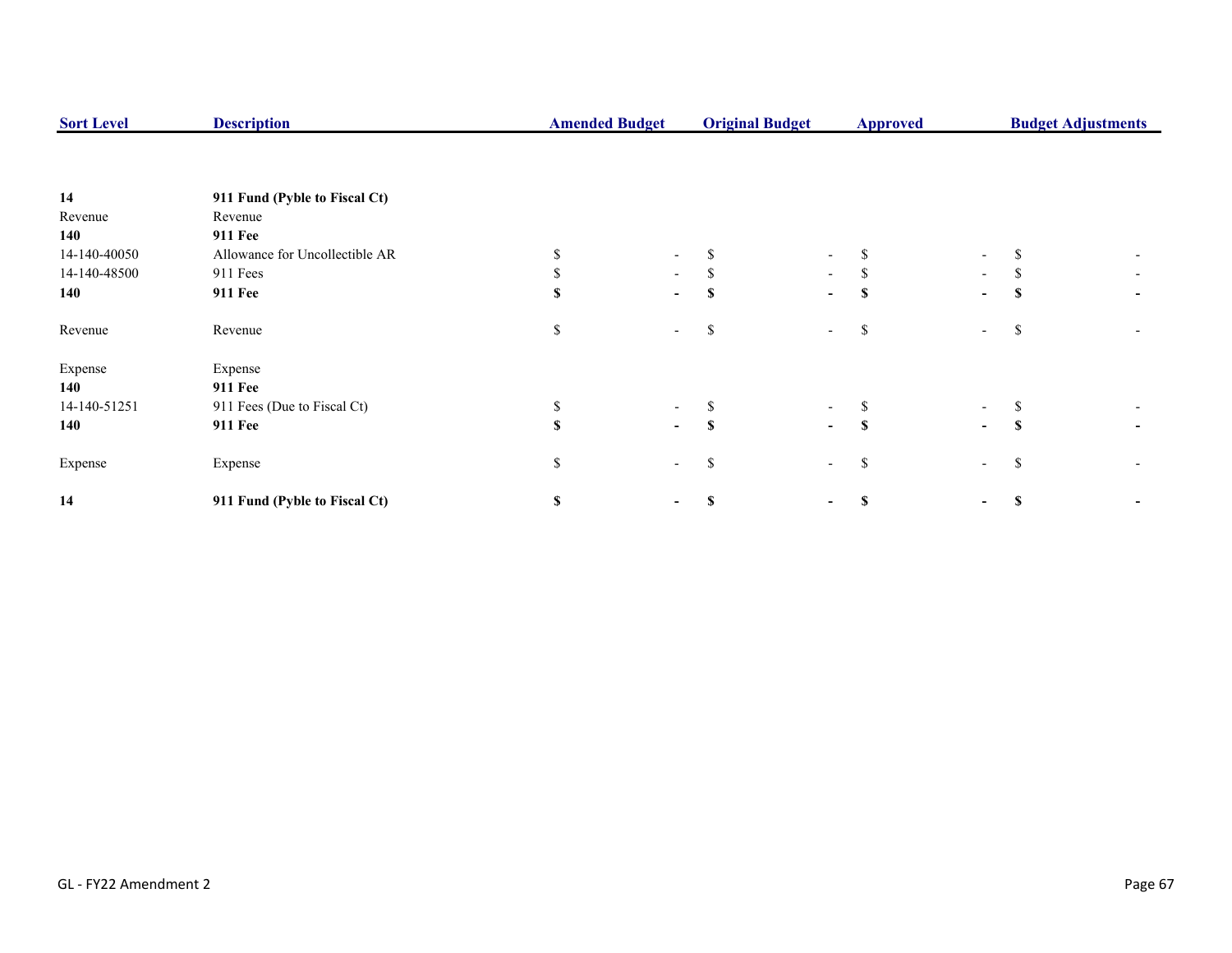| Sort Level | Description | Amended Budget | Original Budget | Approved | Budget Adjustments |
|---|---|---|---|---|---|
| **14** | **911 Fund (Pyble to Fiscal Ct)** | | | | |
| Revenue | Revenue | | | | |
| **140** | **911 Fee** | | | | |
| 14-140-40050 | Allowance for Uncollectible AR | $ - | $ - | $ - | $ - |
| 14-140-48500 | 911 Fees | $ - | $ - | $ - | $ - |
| **140** | **911 Fee** | **$ -** | **$ -** | **$ -** | **$ -** |
| Revenue | Revenue | $ - | $ - | $ - | $ - |
| Expense | Expense | | | | |
| **140** | **911 Fee** | | | | |
| 14-140-51251 | 911 Fees (Due to Fiscal Ct) | $ - | $ - | $ - | $ - |
| **140** | **911 Fee** | **$ -** | **$ -** | **$ -** | **$ -** |
| Expense | Expense | $ - | $ - | $ - | $ - |
| **14** | **911 Fund (Pyble to Fiscal Ct)** | **$ -** | **$ -** | **$ -** | **$ -** |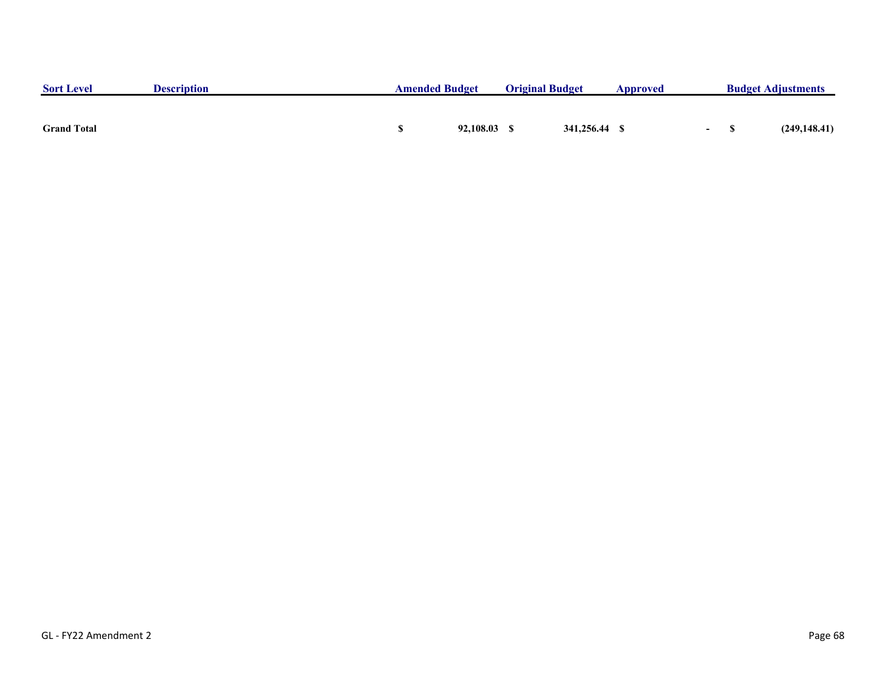| Sort Level | Description | Amended Budget | Original Budget | Approved | Budget Adjustments |
|---|---|---|---|---|---|
| **Grand Total** | | **$ 92,108.03** | **$ 341,256.44** | **$ -** | **$ (249,148.41)** |